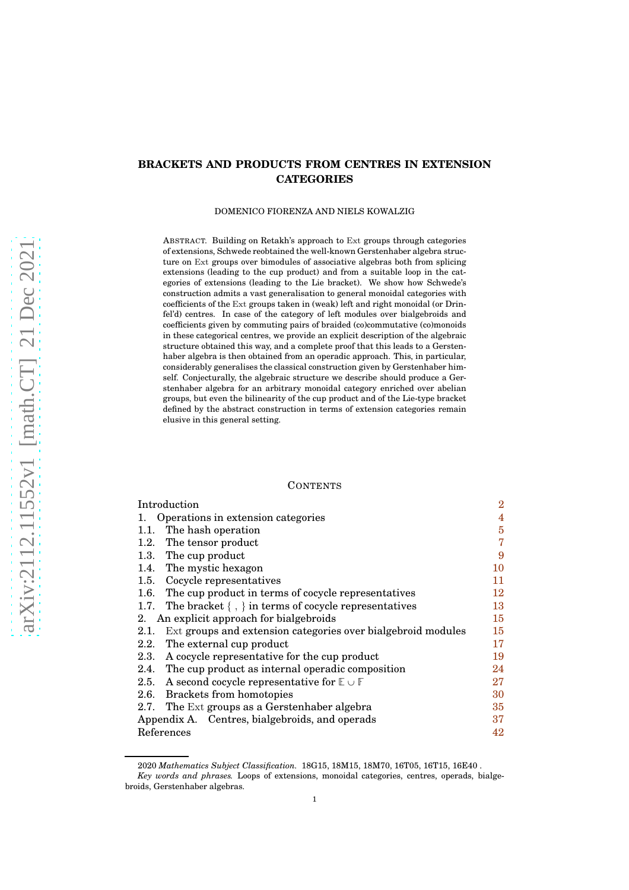# BRACKETS AND PRODUCTS FROM CENTRES IN EXTENSION CATEGORIES

DOMENICO FIORENZA AND NIELS KOWALZIG

ABSTRACT. Building on Retakh's approach to Ext groups through categories of extensions, Schwede reobtained the well-known Gerstenhaber algebra structure on Ext groups over bimodules of associative algebras both from splicing extensions (leading to the cup product) and from a suitable loop in the categories of extensions (leading to the Lie bracket). We show how Schwede's construction admits a vast generalisation to general monoidal categories with coefficients of the Ext groups taken in (weak) left and right monoidal (or Drinfel'd) centres. In case of the category of left modules over bialgebroids and coefficients given by commuting pairs of braided (co)commutative (co)monoids in these categorical centres, we provide an explicit description of the algebraic structure obtained this way, and a complete proof that this leads to a Gerstenhaber algebra is then obtained from an operadic approach. This, in particular, considerably generalises the classical construction given by Gerstenhaber himself. Conjecturally, the algebraic structure we describe should produce a Gerstenhaber algebra for an arbitrary monoidal category enriched over abelian groups, but even the bilinearity of the cup product and of the Lie-type bracket defined by the abstract construction in terms of extension categories remain elusive in this general setting.

CONTENTS

| | |
|---|---|
| Introduction | 2 |
| 1. Operations in extension categories | 4 |
| 1.1. The hash operation | 5 |
| 1.2. The tensor product | 7 |
| 1.3. The cup product | 9 |
| 1.4. The mystic hexagon | 10 |
| 1.5. Cocycle representatives | 11 |
| 1.6. The cup product in terms of cocycle representatives | 12 |
| 1.7. The bracket $\{\ ,\ \}$ in terms of cocycle representatives | 13 |
| 2. An explicit approach for bialgebroids | 15 |
| 2.1. Ext groups and extension categories over bialgebroid modules | 15 |
| 2.2. The external cup product | 17 |
| 2.3. A cocycle representative for the cup product | 19 |
| 2.4. The cup product as internal operadic composition | 24 |
| 2.5. A second cocycle representative for $\mathbb{E} \cup \mathbb{F}$ | 27 |
| 2.6. Brackets from homotopies | 30 |
| 2.7. The Ext groups as a Gerstenhaber algebra | 35 |
| Appendix A. Centres, bialgebroids, and operads | 37 |
| References | 42 |

2020 *Mathematics Subject Classification.* 18G15, 18M15, 18M70, 16T05, 16T15, 16E40 .

*Key words and phrases.* Loops of extensions, monoidal categories, centres, operads, bialgebroids, Gerstenhaber algebras.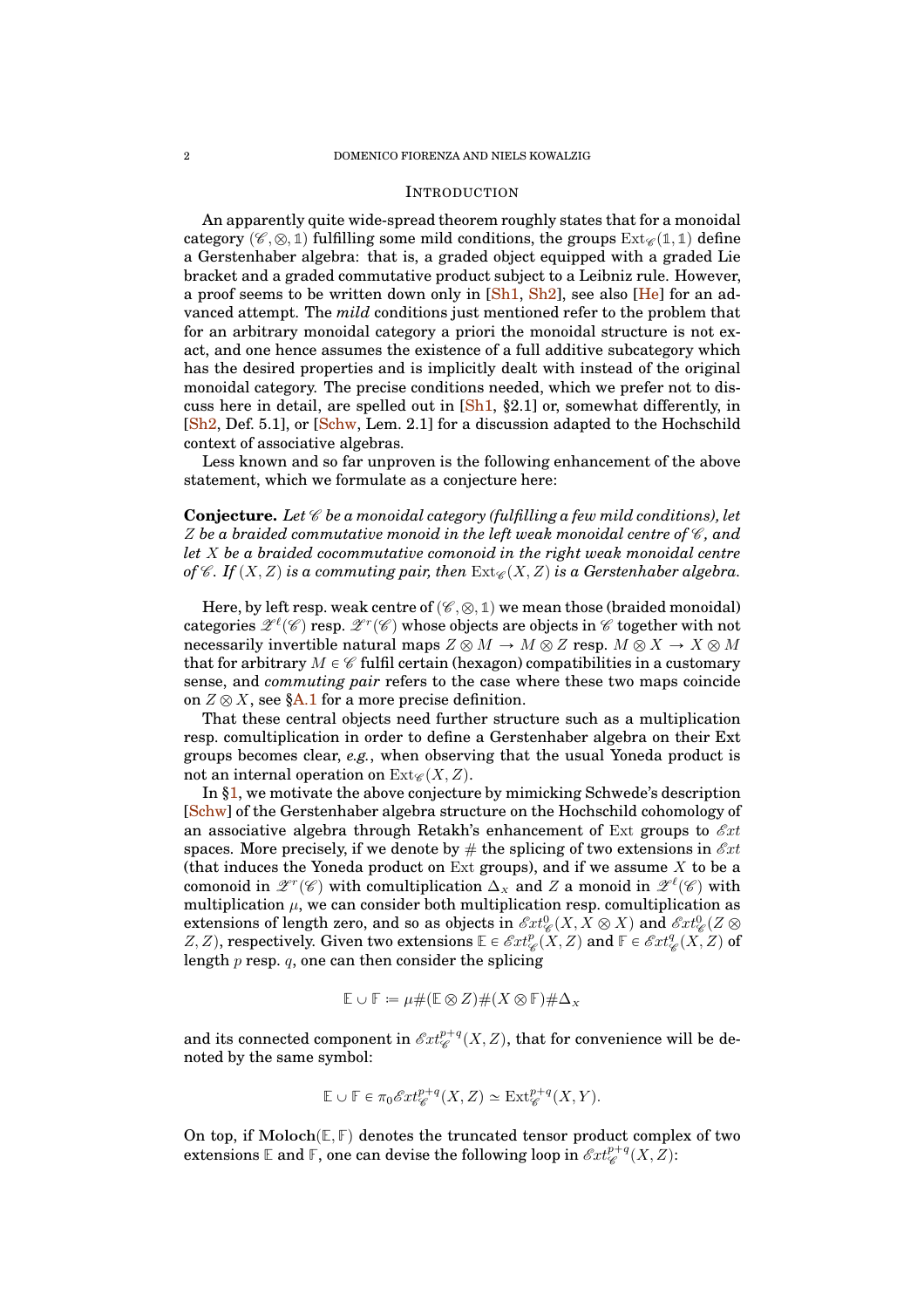## Introduction

An apparently quite wide-spread theorem roughly states that for a monoidal category $(\mathscr{C}, \otimes, \mathbb{1})$ fulfilling some mild conditions, the groups $\operatorname{Ext}_{\mathscr{C}}(\mathbb{1}, \mathbb{1})$ define a Gerstenhaber algebra: that is, a graded object equipped with a graded Lie bracket and a graded commutative product subject to a Leibniz rule. However, a proof seems to be written down only in [Sh1, Sh2], see also [He] for an advanced attempt. The *mild* conditions just mentioned refer to the problem that for an arbitrary monoidal category a priori the monoidal structure is not exact, and one hence assumes the existence of a full additive subcategory which has the desired properties and is implicitly dealt with instead of the original monoidal category. The precise conditions needed, which we prefer not to discuss here in detail, are spelled out in [Sh1, §2.1] or, somewhat differently, in [Sh2, Def. 5.1], or [Schw, Lem. 2.1] for a discussion adapted to the Hochschild context of associative algebras.

Less known and so far unproven is the following enhancement of the above statement, which we formulate as a conjecture here:

**Conjecture.** *Let $\mathscr{C}$ be a monoidal category (fulfilling a few mild conditions), let $Z$ be a braided commutative monoid in the left weak monoidal centre of $\mathscr{C}$, and let $X$ be a braided cocommutative comonoid in the right weak monoidal centre of $\mathscr{C}$. If $(X, Z)$ is a commuting pair, then $\operatorname{Ext}_{\mathscr{C}}(X, Z)$ is a Gerstenhaber algebra.*

Here, by left resp. weak centre of $(\mathscr{C}, \otimes, \mathbb{1})$ we mean those (braided monoidal) categories $\mathscr{Z}^\ell(\mathscr{C})$ resp. $\mathscr{Z}^r(\mathscr{C})$ whose objects are objects in $\mathscr{C}$ together with not necessarily invertible natural maps $Z \otimes M \to M \otimes Z$ resp. $M \otimes X \to X \otimes M$ that for arbitrary $M \in \mathscr{C}$ fulfil certain (hexagon) compatibilities in a customary sense, and *commuting pair* refers to the case where these two maps coincide on $Z \otimes X$, see §A.1 for a more precise definition.

That these central objects need further structure such as a multiplication resp. comultiplication in order to define a Gerstenhaber algebra on their Ext groups becomes clear, *e.g.*, when observing that the usual Yoneda product is not an internal operation on $\operatorname{Ext}_{\mathscr{C}}(X, Z)$.

In §1, we motivate the above conjecture by mimicking Schwede's description [Schw] of the Gerstenhaber algebra structure on the Hochschild cohomology of an associative algebra through Retakh's enhancement of Ext groups to $\mathscr{E}xt$ spaces. More precisely, if we denote by $\#$ the splicing of two extensions in $\mathscr{E}xt$ (that induces the Yoneda product on Ext groups), and if we assume $X$ to be a comonoid in $\mathscr{Z}^r(\mathscr{C})$ with comultiplication $\Delta_X$ and $Z$ a monoid in $\mathscr{Z}^\ell(\mathscr{C})$ with multiplication $\mu$, we can consider both multiplication resp. comultiplication as extensions of length zero, and so as objects in $\mathscr{E}xt^0_{\mathscr{C}}(X, X \otimes X)$ and $\mathscr{E}xt^0_{\mathscr{C}}(Z \otimes Z, Z)$, respectively. Given two extensions $\mathbb{E} \in \mathscr{E}xt^p_{\mathscr{C}}(X, Z)$ and $\mathbb{F} \in \mathscr{E}xt^q_{\mathscr{C}}(X, Z)$ of length $p$ resp. $q$, one can then consider the splicing

$$\mathbb{E} \cup \mathbb{F} \coloneqq \mu \# (\mathbb{E} \otimes Z) \# (X \otimes \mathbb{F}) \# \Delta_X$$

and its connected component in $\mathscr{E}xt^{p+q}_{\mathscr{C}}(X, Z)$, that for convenience will be denoted by the same symbol:

$$\mathbb{E} \cup \mathbb{F} \in \pi_0 \mathscr{E}xt^{p+q}_{\mathscr{C}}(X, Z) \simeq \operatorname{Ext}^{p+q}_{\mathscr{C}}(X, Y).$$

On top, if $\mathbf{Moloch}(\mathbb{E}, \mathbb{F})$ denotes the truncated tensor product complex of two extensions $\mathbb{E}$ and $\mathbb{F}$, one can devise the following loop in $\mathscr{E}xt^{p+q}_{\mathscr{C}}(X, Z)$: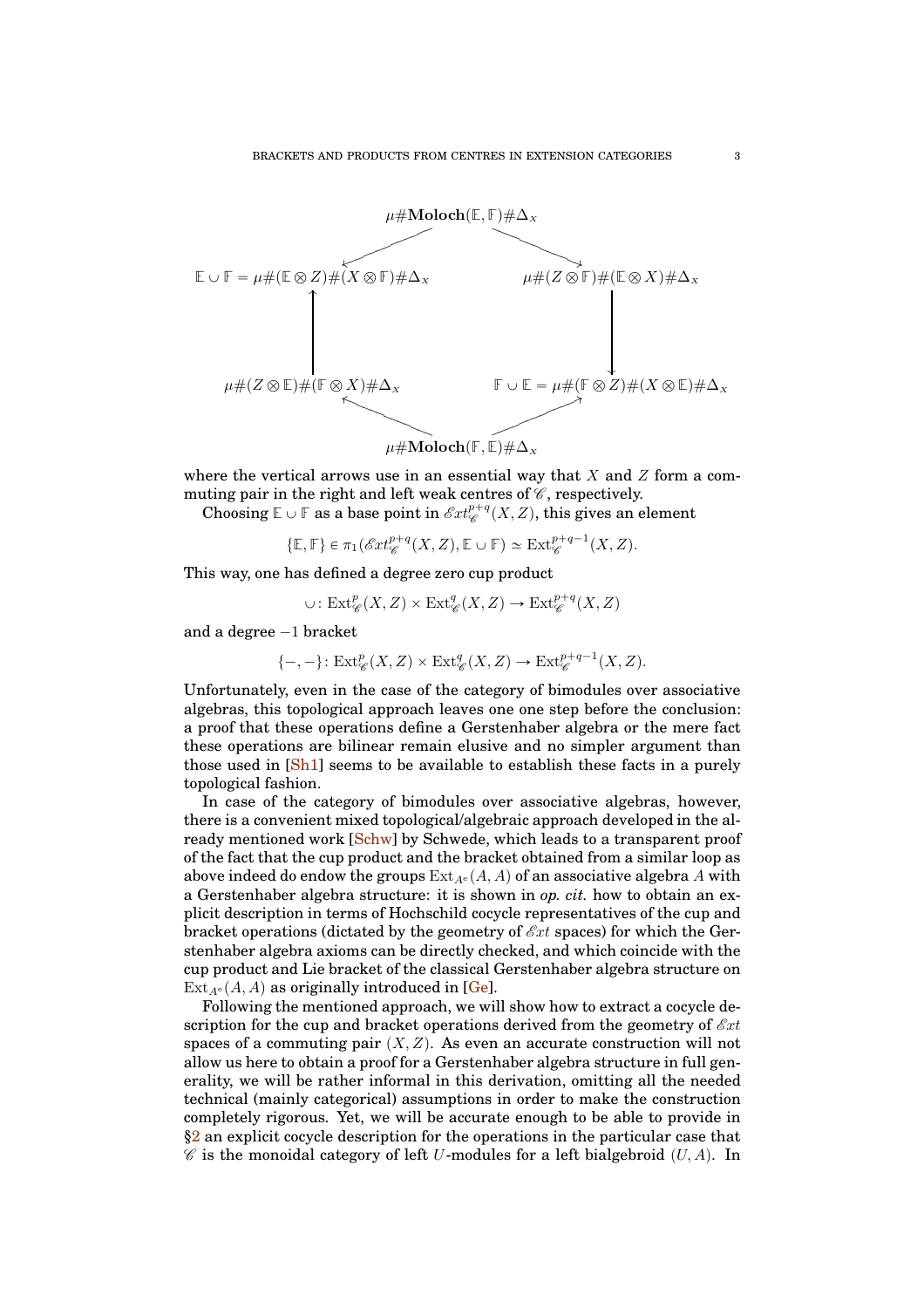$$
\begin{array}{ccc}
 & \mu\#\mathbf{Moloch}(\mathbb{E},\mathbb{F})\#\Delta_X & \\
\swarrow & & \searrow \\
\mathbb{E}\cup\mathbb{F} = \mu\#(\mathbb{E}\otimes Z)\#(X\otimes\mathbb{F})\#\Delta_X & & \mu\#(Z\otimes\mathbb{F})\#(\mathbb{E}\otimes X)\#\Delta_X \\
\uparrow & & \downarrow \\
\mu\#(Z\otimes\mathbb{E})\#(\mathbb{F}\otimes X)\#\Delta_X & & \mathbb{F}\cup\mathbb{E} = \mu\#(\mathbb{F}\otimes Z)\#(X\otimes\mathbb{E})\#\Delta_X \\
\nwarrow & & \nearrow \\
 & \mu\#\mathbf{Moloch}(\mathbb{F},\mathbb{E})\#\Delta_X &
\end{array}
$$

where the vertical arrows use in an essential way that $X$ and $Z$ form a commuting pair in the right and left weak centres of $\mathscr{C}$, respectively.

Choosing $\mathbb{E}\cup\mathbb{F}$ as a base point in $\mathscr{E}xt^{p+q}_{\mathscr{C}}(X,Z)$, this gives an element

$$
\{\mathbb{E},\mathbb{F}\}\in\pi_1(\mathscr{E}xt^{p+q}_{\mathscr{C}}(X,Z),\mathbb{E}\cup\mathbb{F})\simeq \mathrm{Ext}^{p+q-1}_{\mathscr{C}}(X,Z).
$$

This way, one has defined a degree zero cup product

$$
\cup\colon \mathrm{Ext}^p_{\mathscr{C}}(X,Z)\times\mathrm{Ext}^q_{\mathscr{C}}(X,Z)\to\mathrm{Ext}^{p+q}_{\mathscr{C}}(X,Z)
$$

and a degree $-1$ bracket

$$
\{-,-\}\colon \mathrm{Ext}^p_{\mathscr{C}}(X,Z)\times\mathrm{Ext}^q_{\mathscr{C}}(X,Z)\to\mathrm{Ext}^{p+q-1}_{\mathscr{C}}(X,Z).
$$

Unfortunately, even in the case of the category of bimodules over associative algebras, this topological approach leaves one one step before the conclusion: a proof that these operations define a Gerstenhaber algebra or the mere fact these operations are bilinear remain elusive and no simpler argument than those used in [Sh1] seems to be available to establish these facts in a purely topological fashion.

In case of the category of bimodules over associative algebras, however, there is a convenient mixed topological/algebraic approach developed in the already mentioned work [Schw] by Schwede, which leads to a transparent proof of the fact that the cup product and the bracket obtained from a similar loop as above indeed do endow the groups $\mathrm{Ext}_{A^e}(A,A)$ of an associative algebra $A$ with a Gerstenhaber algebra structure: it is shown in *op. cit.* how to obtain an explicit description in terms of Hochschild cocycle representatives of the cup and bracket operations (dictated by the geometry of $\mathscr{E}xt$ spaces) for which the Gerstenhaber algebra axioms can be directly checked, and which coincide with the cup product and Lie bracket of the classical Gerstenhaber algebra structure on $\mathrm{Ext}_{A^e}(A,A)$ as originally introduced in [Ge].

Following the mentioned approach, we will show how to extract a cocycle description for the cup and bracket operations derived from the geometry of $\mathscr{E}xt$ spaces of a commuting pair $(X,Z)$. As even an accurate construction will not allow us here to obtain a proof for a Gerstenhaber algebra structure in full generality, we will be rather informal in this derivation, omitting all the needed technical (mainly categorical) assumptions in order to make the construction completely rigorous. Yet, we will be accurate enough to be able to provide in §2 an explicit cocycle description for the operations in the particular case that $\mathscr{C}$ is the monoidal category of left $U$-modules for a left bialgebroid $(U,A)$. In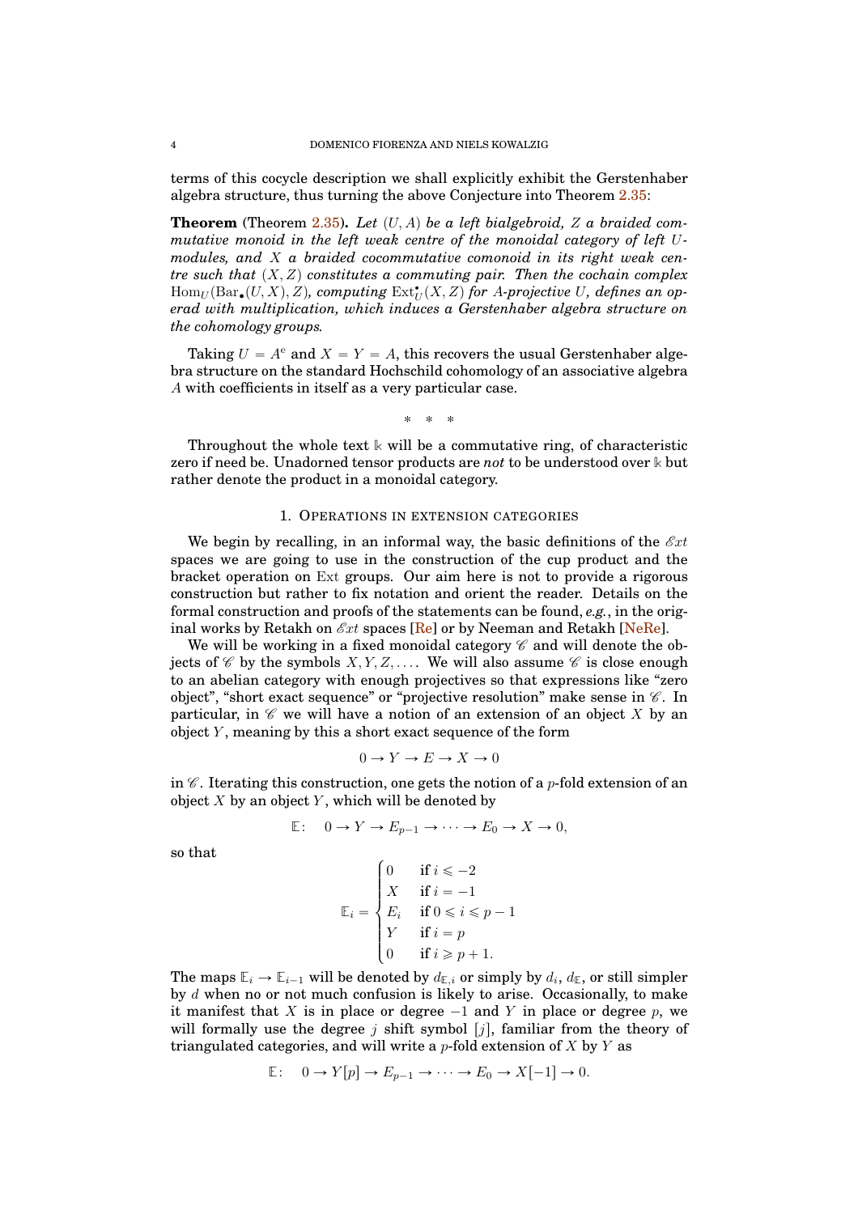terms of this cocycle description we shall explicitly exhibit the Gerstenhaber algebra structure, thus turning the above Conjecture into Theorem 2.35:

**Theorem** (Theorem 2.35)**.** *Let $(U, A)$ be a left bialgebroid, $Z$ a braided commutative monoid in the left weak centre of the monoidal category of left $U$-modules, and $X$ a braided cocommutative comonoid in its right weak centre such that $(X, Z)$ constitutes a commuting pair. Then the cochain complex $\mathrm{Hom}_U(\mathrm{Bar}_\bullet(U, X), Z)$, computing $\mathrm{Ext}^\bullet_U(X, Z)$ for $A$-projective $U$, defines an operad with multiplication, which induces a Gerstenhaber algebra structure on the cohomology groups.*

Taking $U = A^e$ and $X = Y = A$, this recovers the usual Gerstenhaber algebra structure on the standard Hochschild cohomology of an associative algebra $A$ with coefficients in itself as a very particular case.

\* \* \*

Throughout the whole text $\Bbbk$ will be a commutative ring, of characteristic zero if need be. Unadorned tensor products are *not* to be understood over $\Bbbk$ but rather denote the product in a monoidal category.

## 1. Operations in extension categories

We begin by recalling, in an informal way, the basic definitions of the $\mathscr{E}xt$ spaces we are going to use in the construction of the cup product and the bracket operation on Ext groups. Our aim here is not to provide a rigorous construction but rather to fix notation and orient the reader. Details on the formal construction and proofs of the statements can be found, *e.g.*, in the original works by Retakh on $\mathscr{E}xt$ spaces [Re] or by Neeman and Retakh [NeRe].

We will be working in a fixed monoidal category $\mathscr{C}$ and will denote the objects of $\mathscr{C}$ by the symbols $X, Y, Z, \ldots$. We will also assume $\mathscr{C}$ is close enough to an abelian category with enough projectives so that expressions like "zero object", "short exact sequence" or "projective resolution" make sense in $\mathscr{C}$. In particular, in $\mathscr{C}$ we will have a notion of an extension of an object $X$ by an object $Y$, meaning by this a short exact sequence of the form

$$0 \to Y \to E \to X \to 0$$

in $\mathscr{C}$. Iterating this construction, one gets the notion of a $p$-fold extension of an object $X$ by an object $Y$, which will be denoted by

$$\mathbb{E}: \quad 0 \to Y \to E_{p-1} \to \cdots \to E_0 \to X \to 0,$$

so that

$$\mathbb{E}_i = \begin{cases} 0 & \text{if } i \leqslant -2 \\ X & \text{if } i = -1 \\ E_i & \text{if } 0 \leqslant i \leqslant p-1 \\ Y & \text{if } i = p \\ 0 & \text{if } i \geqslant p+1. \end{cases}$$

The maps $\mathbb{E}_i \to \mathbb{E}_{i-1}$ will be denoted by $d_{\mathbb{E},i}$ or simply by $d_i$, $d_{\mathbb{E}}$, or still simpler by $d$ when no or not much confusion is likely to arise. Occasionally, to make it manifest that $X$ is in place or degree $-1$ and $Y$ in place or degree $p$, we will formally use the degree $j$ shift symbol $[j]$, familiar from the theory of triangulated categories, and will write a $p$-fold extension of $X$ by $Y$ as

$$\mathbb{E}: \quad 0 \to Y[p] \to E_{p-1} \to \cdots \to E_0 \to X[-1] \to 0.$$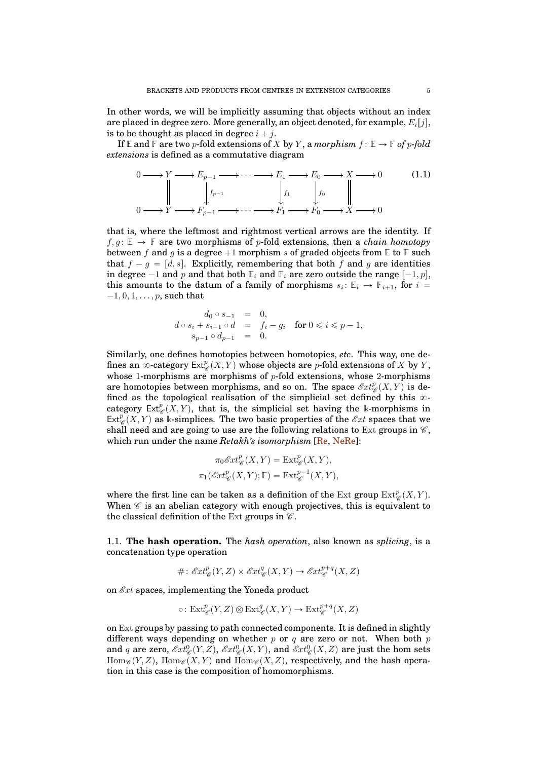In other words, we will be implicitly assuming that objects without an index are placed in degree zero. More generally, an object denoted, for example, $E_i[j]$, is to be thought as placed in degree $i+j$.

If $\mathbb{E}$ and $\mathbb{F}$ are two $p$-fold extensions of $X$ by $Y$, a *morphism* $f\colon \mathbb{E}\to\mathbb{F}$ *of $p$-fold extensions* is defined as a commutative diagram

$$
\begin{array}{ccccccccccccccc}
0 & \longrightarrow & Y & \longrightarrow & E_{p-1} & \longrightarrow & \cdots & \longrightarrow & E_1 & \longrightarrow & E_0 & \longrightarrow & X & \longrightarrow & 0 \\
 & & \| & & \downarrow{\scriptstyle f_{p-1}} & & & & \downarrow{\scriptstyle f_1} & & \downarrow{\scriptstyle f_0} & & \| & & \\
0 & \longrightarrow & Y & \longrightarrow & F_{p-1} & \longrightarrow & \cdots & \longrightarrow & F_1 & \longrightarrow & F_0 & \longrightarrow & X & \longrightarrow & 0
\end{array}
\tag{1.1}
$$

that is, where the leftmost and rightmost vertical arrows are the identity. If $f,g\colon \mathbb{E}\to\mathbb{F}$ are two morphisms of $p$-fold extensions, then a *chain homotopy* between $f$ and $g$ is a degree $+1$ morphism $s$ of graded objects from $\mathbb{E}$ to $\mathbb{F}$ such that $f-g=[d,s]$. Explicitly, remembering that both $f$ and $g$ are identities in degree $-1$ and $p$ and that both $\mathbb{E}_i$ and $\mathbb{F}_i$ are zero outside the range $[-1,p]$, this amounts to the datum of a family of morphisms $s_i\colon \mathbb{E}_i\to\mathbb{F}_{i+1}$, for $i=-1,0,1,\dots,p$, such that

$$
\begin{aligned}
d_0\circ s_{-1} &= 0,\\
d\circ s_i + s_{i-1}\circ d &= f_i - g_i \quad \textbf{for } 0\leqslant i\leqslant p-1,\\
s_{p-1}\circ d_{p-1} &= 0.
\end{aligned}
$$

Similarly, one defines homotopies between homotopies, *etc*. This way, one defines an $\infty$-category $\mathsf{Ext}^p_{\mathscr{C}}(X,Y)$ whose objects are $p$-fold extensions of $X$ by $Y$, whose 1-morphisms are morphisms of $p$-fold extensions, whose 2-morphisms are homotopies between morphisms, and so on. The space $\mathscr{E}xt^p_{\mathscr{C}}(X,Y)$ is defined as the topological realisation of the simplicial set defined by this $\infty$-category $\mathsf{Ext}^p_{\mathscr{C}}(X,Y)$, that is, the simplicial set having the $\Bbbk$-morphisms in $\mathsf{Ext}^p_{\mathscr{C}}(X,Y)$ as $\Bbbk$-simplices. The two basic properties of the $\mathscr{E}xt$ spaces that we shall need and are going to use are the following relations to $\mathrm{Ext}$ groups in $\mathscr{C}$, which run under the name *Retakh's isomorphism* [Re, NeRe]:

$$
\pi_0\mathscr{E}xt^p_{\mathscr{C}}(X,Y) = \mathrm{Ext}^p_{\mathscr{C}}(X,Y),
$$
$$
\pi_1(\mathscr{E}xt^p_{\mathscr{C}}(X,Y);\mathbb{E}) = \mathrm{Ext}^{p-1}_{\mathscr{C}}(X,Y),
$$

where the first line can be taken as a definition of the $\mathrm{Ext}$ group $\mathrm{Ext}^p_{\mathscr{C}}(X,Y)$. When $\mathscr{C}$ is an abelian category with enough projectives, this is equivalent to the classical definition of the $\mathrm{Ext}$ groups in $\mathscr{C}$.

1.1. **The hash operation.** The *hash operation*, also known as *splicing*, is a concatenation type operation

$$
\#\colon \mathscr{E}xt^p_{\mathscr{C}}(Y,Z)\times\mathscr{E}xt^q_{\mathscr{C}}(X,Y)\to\mathscr{E}xt^{p+q}_{\mathscr{C}}(X,Z)
$$

on $\mathscr{E}xt$ spaces, implementing the Yoneda product

$$
\circ\colon \mathrm{Ext}^p_{\mathscr{C}}(Y,Z)\otimes\mathrm{Ext}^q_{\mathscr{C}}(X,Y)\to\mathrm{Ext}^{p+q}_{\mathscr{C}}(X,Z)
$$

on $\mathrm{Ext}$ groups by passing to path connected components. It is defined in slightly different ways depending on whether $p$ or $q$ are zero or not. When both $p$ and $q$ are zero, $\mathscr{E}xt^0_{\mathscr{C}}(Y,Z)$, $\mathscr{E}xt^0_{\mathscr{C}}(X,Y)$, and $\mathscr{E}xt^0_{\mathscr{C}}(X,Z)$ are just the hom sets $\mathrm{Hom}_{\mathscr{C}}(Y,Z)$, $\mathrm{Hom}_{\mathscr{C}}(X,Y)$ and $\mathrm{Hom}_{\mathscr{C}}(X,Z)$, respectively, and the hash operation in this case is the composition of homomorphisms.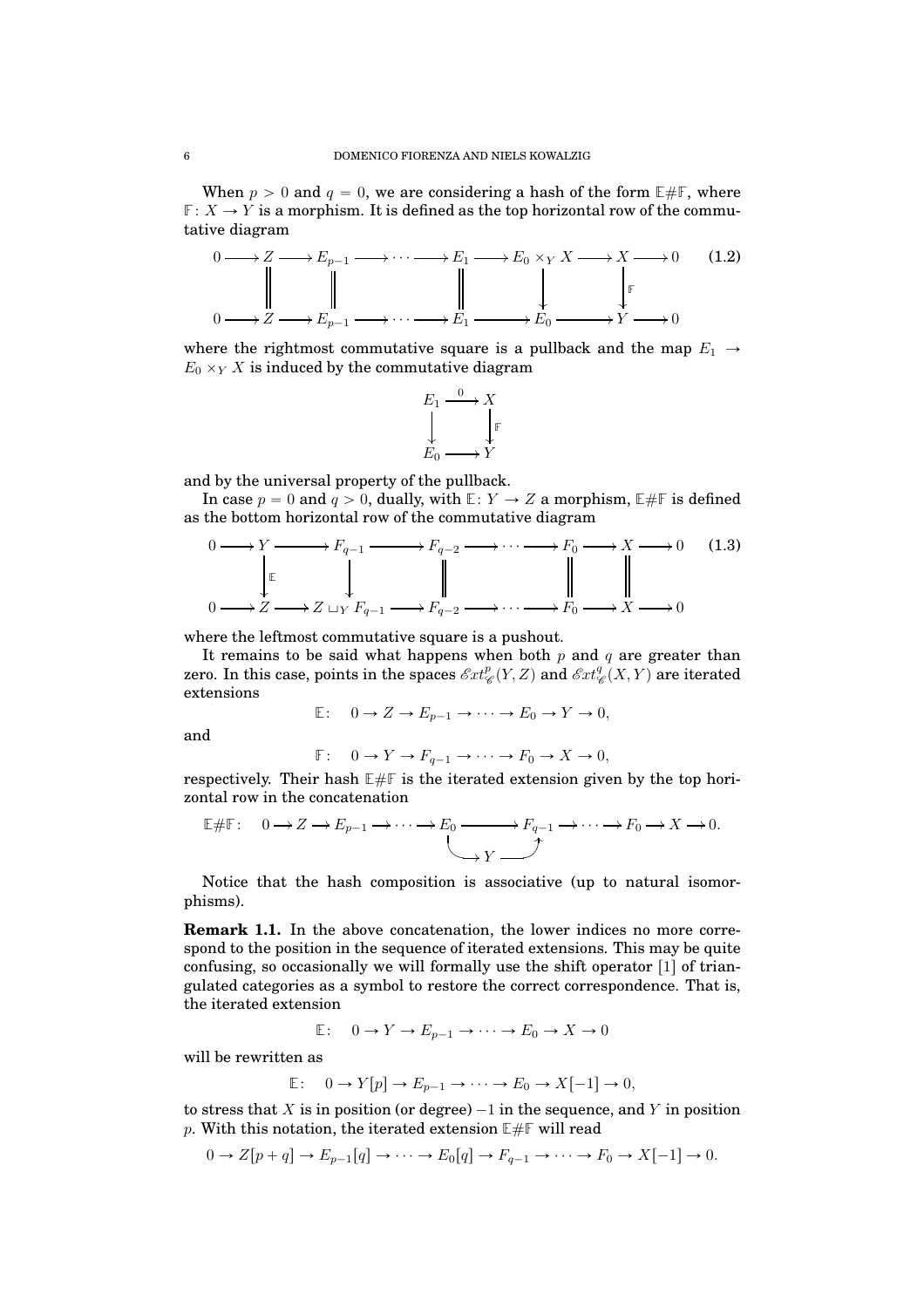When $p > 0$ and $q = 0$, we are considering a hash of the form $\mathbb{E}\#\mathbb{F}$, where $\mathbb{F}\colon X \to Y$ is a morphism. It is defined as the top horizontal row of the commutative diagram

$$
\begin{array}{ccccccccccccc}
0 & \longrightarrow & Z & \longrightarrow & E_{p-1} & \longrightarrow \cdots \longrightarrow & E_1 & \longrightarrow & E_0 \times_Y X & \longrightarrow & X & \longrightarrow & 0 \\
 & & \| & & \| & & \| & & \downarrow & & \downarrow{\scriptstyle \mathbb{F}} & & \\
0 & \longrightarrow & Z & \longrightarrow & E_{p-1} & \longrightarrow \cdots \longrightarrow & E_1 & \longrightarrow & E_0 & \longrightarrow & Y & \longrightarrow & 0
\end{array} \tag{1.2}
$$

where the rightmost commutative square is a pullback and the map $E_1 \to E_0 \times_Y X$ is induced by the commutative diagram

$$
\begin{array}{ccc}
E_1 & \xrightarrow{\;0\;} & X \\
\downarrow & & \downarrow{\scriptstyle \mathbb{F}} \\
E_0 & \longrightarrow & Y
\end{array}
$$

and by the universal property of the pullback.

In case $p = 0$ and $q > 0$, dually, with $\mathbb{E}\colon Y \to Z$ a morphism, $\mathbb{E}\#\mathbb{F}$ is defined as the bottom horizontal row of the commutative diagram

$$
\begin{array}{ccccccccccccc}
0 & \longrightarrow & Y & \longrightarrow & F_{q-1} & \longrightarrow & F_{q-2} & \longrightarrow \cdots \longrightarrow & F_0 & \longrightarrow & X & \longrightarrow & 0 \\
 & & \downarrow{\scriptstyle \mathbb{E}} & & \downarrow & & \| & & \| & & \| & & \\
0 & \longrightarrow & Z & \longrightarrow & Z \sqcup_Y F_{q-1} & \longrightarrow & F_{q-2} & \longrightarrow \cdots \longrightarrow & F_0 & \longrightarrow & X & \longrightarrow & 0
\end{array} \tag{1.3}
$$

where the leftmost commutative square is a pushout.

It remains to be said what happens when both $p$ and $q$ are greater than zero. In this case, points in the spaces $\mathscr{E}xt^p_{\mathscr{C}}(Y, Z)$ and $\mathscr{E}xt^q_{\mathscr{C}}(X, Y)$ are iterated extensions

$$
\mathbb{E}\colon \quad 0 \to Z \to E_{p-1} \to \cdots \to E_0 \to Y \to 0,
$$

and

$$
\mathbb{F}\colon \quad 0 \to Y \to F_{q-1} \to \cdots \to F_0 \to X \to 0,
$$

respectively. Their hash $\mathbb{E}\#\mathbb{F}$ is the iterated extension given by the top horizontal row in the concatenation

$$
\mathbb{E}\#\mathbb{F}\colon \quad 0 \to Z \to E_{p-1} \to \cdots \to E_0 \longrightarrow F_{q-1} \to \cdots \to F_0 \to X \to 0.
$$

(where the map $E_0 \to F_{q-1}$ is the composite $E_0 \to Y \to F_{q-1}$.)

Notice that the hash composition is associative (up to natural isomorphisms).

**Remark 1.1.** In the above concatenation, the lower indices no more correspond to the position in the sequence of iterated extensions. This may be quite confusing, so occasionally we will formally use the shift operator [1] of triangulated categories as a symbol to restore the correct correspondence. That is, the iterated extension

$$
\mathbb{E}\colon \quad 0 \to Y \to E_{p-1} \to \cdots \to E_0 \to X \to 0
$$

will be rewritten as

$$
\mathbb{E}\colon \quad 0 \to Y[p] \to E_{p-1} \to \cdots \to E_0 \to X[-1] \to 0,
$$

to stress that $X$ is in position (or degree) $-1$ in the sequence, and $Y$ in position $p$. With this notation, the iterated extension $\mathbb{E}\#\mathbb{F}$ will read

$$
0 \to Z[p+q] \to E_{p-1}[q] \to \cdots \to E_0[q] \to F_{q-1} \to \cdots \to F_0 \to X[-1] \to 0.
$$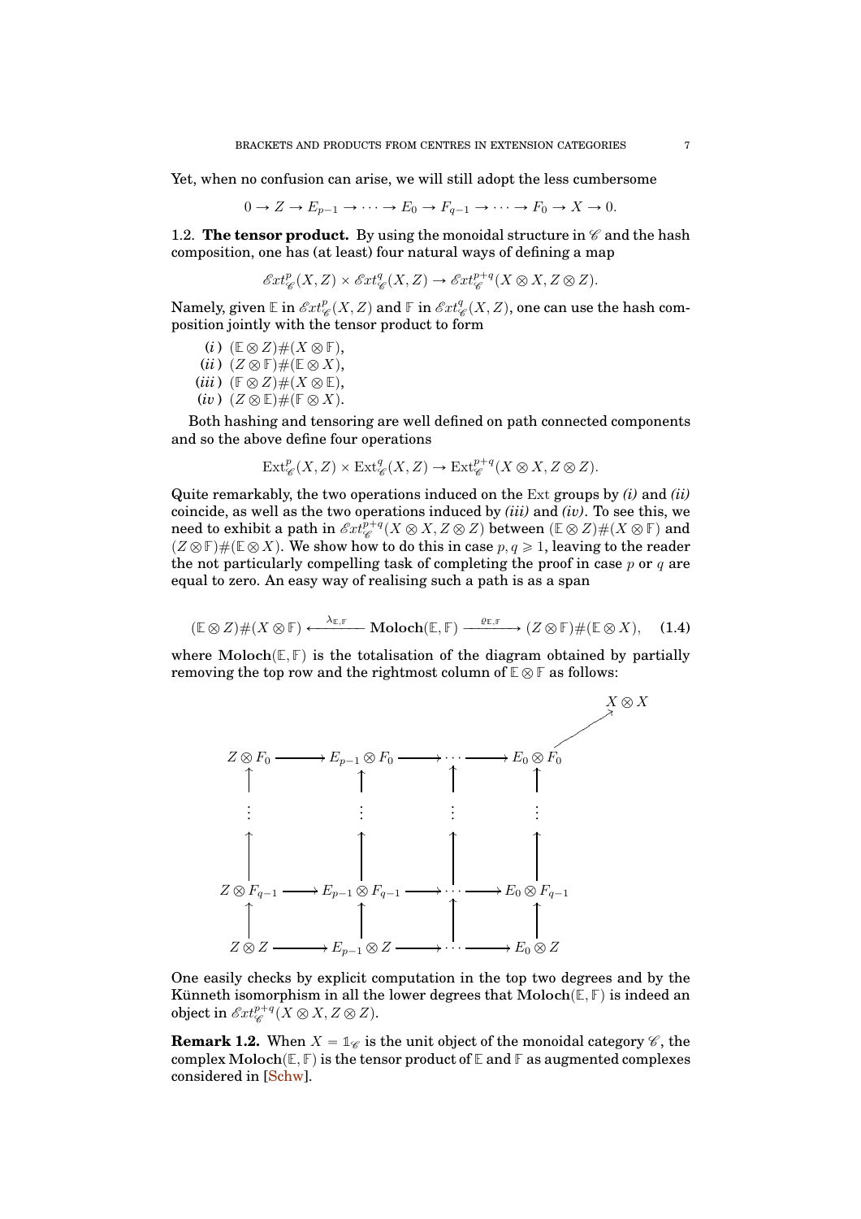Yet, when no confusion can arise, we will still adopt the less cumbersome

$$0 \to Z \to E_{p-1} \to \cdots \to E_0 \to F_{q-1} \to \cdots \to F_0 \to X \to 0.$$

1.2. **The tensor product.** By using the monoidal structure in $\mathscr{C}$ and the hash composition, one has (at least) four natural ways of defining a map

$$\mathscr{E}xt^p_{\mathscr{C}}(X,Z) \times \mathscr{E}xt^q_{\mathscr{C}}(X,Z) \to \mathscr{E}xt^{p+q}_{\mathscr{C}}(X \otimes X, Z \otimes Z).$$

Namely, given $\mathbb{E}$ in $\mathscr{E}xt^p_{\mathscr{C}}(X,Z)$ and $\mathbb{F}$ in $\mathscr{E}xt^q_{\mathscr{C}}(X,Z)$, one can use the hash composition jointly with the tensor product to form

(*i*) $(\mathbb{E} \otimes Z)\#(X \otimes \mathbb{F})$,
(*ii*) $(Z \otimes \mathbb{F})\#(\mathbb{E} \otimes X)$,
(*iii*) $(\mathbb{F} \otimes Z)\#(X \otimes \mathbb{E})$,
(*iv*) $(Z \otimes \mathbb{E})\#(\mathbb{F} \otimes X)$.

Both hashing and tensoring are well defined on path connected components and so the above define four operations

$$\mathrm{Ext}^p_{\mathscr{C}}(X,Z) \times \mathrm{Ext}^q_{\mathscr{C}}(X,Z) \to \mathrm{Ext}^{p+q}_{\mathscr{C}}(X \otimes X, Z \otimes Z).$$

Quite remarkably, the two operations induced on the Ext groups by *(i)* and *(ii)* coincide, as well as the two operations induced by *(iii)* and *(iv)*. To see this, we need to exhibit a path in $\mathscr{E}xt^{p+q}_{\mathscr{C}}(X \otimes X, Z \otimes Z)$ between $(\mathbb{E} \otimes Z)\#(X \otimes \mathbb{F})$ and $(Z \otimes \mathbb{F})\#(\mathbb{E} \otimes X)$. We show how to do this in case $p, q \geqslant 1$, leaving to the reader the not particularly compelling task of completing the proof in case $p$ or $q$ are equal to zero. An easy way of realising such a path is as a span

$$(\mathbb{E} \otimes Z)\#(X \otimes \mathbb{F}) \xleftarrow{\lambda_{\mathbb{E},\mathbb{F}}} \mathbf{Moloch}(\mathbb{E},\mathbb{F}) \xrightarrow{\varrho_{\mathbb{E},\mathbb{F}}} (Z \otimes \mathbb{F})\#(\mathbb{E} \otimes X), \quad (1.4)$$

where $\mathbf{Moloch}(\mathbb{E},\mathbb{F})$ is the totalisation of the diagram obtained by partially removing the top row and the rightmost column of $\mathbb{E} \otimes \mathbb{F}$ as follows:

$$\begin{array}{ccccccccc}
 & & & & & & & & X \otimes X \\
 & & & & & & & \nearrow & \\
Z \otimes F_0 & \longrightarrow & E_{p-1} \otimes F_0 & \longrightarrow & \cdots & \longrightarrow & E_0 \otimes F_0 & & \\
\uparrow & & \uparrow & & \uparrow & & \uparrow & & \\
\vdots & & \vdots & & \vdots & & \vdots & & \\
\uparrow & & \uparrow & & \uparrow & & \uparrow & & \\
Z \otimes F_{q-1} & \longrightarrow & E_{p-1} \otimes F_{q-1} & \longrightarrow & \cdots & \longrightarrow & E_0 \otimes F_{q-1} & & \\
\uparrow & & \uparrow & & \uparrow & & \uparrow & & \\
Z \otimes Z & \longrightarrow & E_{p-1} \otimes Z & \longrightarrow & \cdots & \longrightarrow & E_0 \otimes Z & &
\end{array}$$

One easily checks by explicit computation in the top two degrees and by the Künneth isomorphism in all the lower degrees that $\mathbf{Moloch}(\mathbb{E},\mathbb{F})$ is indeed an object in $\mathscr{E}xt^{p+q}_{\mathscr{C}}(X \otimes X, Z \otimes Z)$.

**Remark 1.2.** When $X = \mathbb{1}_{\mathscr{C}}$ is the unit object of the monoidal category $\mathscr{C}$, the complex $\mathbf{Moloch}(\mathbb{E},\mathbb{F})$ is the tensor product of $\mathbb{E}$ and $\mathbb{F}$ as augmented complexes considered in [Schw].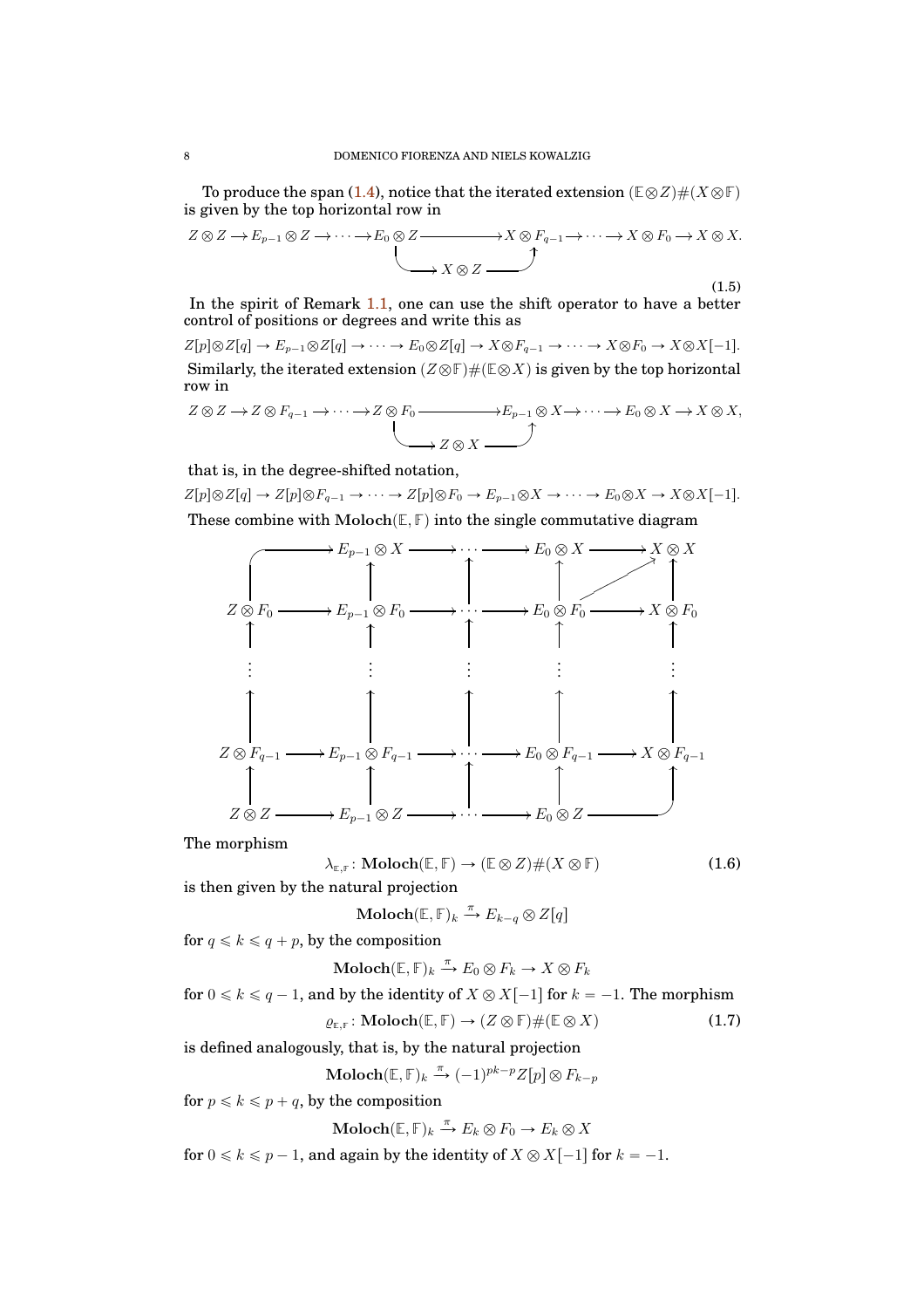To produce the span (1.4), notice that the iterated extension $(\mathbb{E}\otimes Z)\#(X\otimes\mathbb{F})$ is given by the top horizontal row in

$$
\begin{array}{c}
Z\otimes Z \to E_{p-1}\otimes Z \to \cdots \to E_0\otimes Z \longrightarrow X\otimes F_{q-1} \to \cdots \to X\otimes F_0 \to X\otimes X. \\
E_0\otimes Z \hookrightarrow X\otimes Z \to X\otimes F_{q-1}
\end{array}
\tag{1.5}
$$

In the spirit of Remark 1.1, one can use the shift operator to have a better control of positions or degrees and write this as

$$Z[p]\otimes Z[q] \to E_{p-1}\otimes Z[q] \to \cdots \to E_0\otimes Z[q] \to X\otimes F_{q-1} \to \cdots \to X\otimes F_0 \to X\otimes X[-1].$$

Similarly, the iterated extension $(Z\otimes\mathbb{F})\#(\mathbb{E}\otimes X)$ is given by the top horizontal row in

$$
\begin{array}{c}
Z\otimes Z \to Z\otimes F_{q-1} \to \cdots \to Z\otimes F_0 \longrightarrow E_{p-1}\otimes X \to \cdots \to E_0\otimes X \to X\otimes X, \\
Z\otimes F_0 \hookrightarrow Z\otimes X \to E_{p-1}\otimes X
\end{array}
$$

that is, in the degree-shifted notation,

$$Z[p]\otimes Z[q] \to Z[p]\otimes F_{q-1} \to \cdots \to Z[p]\otimes F_0 \to E_{p-1}\otimes X \to \cdots \to E_0\otimes X \to X\otimes X[-1].$$

These combine with $\mathbf{Moloch}(\mathbb{E},\mathbb{F})$ into the single commutative diagram

$$
\begin{array}{ccccccccc}
 & \hookrightarrow & E_{p-1}\otimes X & \to & \cdots & \to & E_0\otimes X & \to & X\otimes X \\
 & & \uparrow & & \uparrow & & \uparrow & \nearrow & \uparrow \\
Z\otimes F_0 & \to & E_{p-1}\otimes F_0 & \to & \cdots & \to & E_0\otimes F_0 & \to & X\otimes F_0 \\
\uparrow & & \uparrow & & \uparrow & & \uparrow & & \uparrow \\
\vdots & & \vdots & & \vdots & & \vdots & & \vdots \\
\uparrow & & \uparrow & & \uparrow & & \uparrow & & \uparrow \\
Z\otimes F_{q-1} & \to & E_{p-1}\otimes F_{q-1} & \to & \cdots & \to & E_0\otimes F_{q-1} & \to & X\otimes F_{q-1} \\
\uparrow & & \uparrow & & \uparrow & & \uparrow & & \uparrow \\
Z\otimes Z & \to & E_{p-1}\otimes Z & \to & \cdots & \to & E_0\otimes Z & \hookrightarrow & 
\end{array}
$$

The morphism

$$\lambda_{\mathbb{E},\mathbb{F}}\colon \mathbf{Moloch}(\mathbb{E},\mathbb{F}) \to (\mathbb{E}\otimes Z)\#(X\otimes\mathbb{F}) \tag{1.6}$$

is then given by the natural projection

$$\mathbf{Moloch}(\mathbb{E},\mathbb{F})_k \xrightarrow{\pi} E_{k-q}\otimes Z[q]$$

for $q \leqslant k \leqslant q+p$, by the composition

$$\mathbf{Moloch}(\mathbb{E},\mathbb{F})_k \xrightarrow{\pi} E_0\otimes F_k \to X\otimes F_k$$

for $0 \leqslant k \leqslant q-1$, and by the identity of $X\otimes X[-1]$ for $k=-1$. The morphism

$$\varrho_{\mathbb{E},\mathbb{F}}\colon \mathbf{Moloch}(\mathbb{E},\mathbb{F}) \to (Z\otimes\mathbb{F})\#(\mathbb{E}\otimes X) \tag{1.7}$$

is defined analogously, that is, by the natural projection

$$\mathbf{Moloch}(\mathbb{E},\mathbb{F})_k \xrightarrow{\pi} (-1)^{pk-p} Z[p]\otimes F_{k-p}$$

for $p \leqslant k \leqslant p+q$, by the composition

$$\mathbf{Moloch}(\mathbb{E},\mathbb{F})_k \xrightarrow{\pi} E_k\otimes F_0 \to E_k\otimes X$$

for $0 \leqslant k \leqslant p-1$, and again by the identity of $X\otimes X[-1]$ for $k=-1$.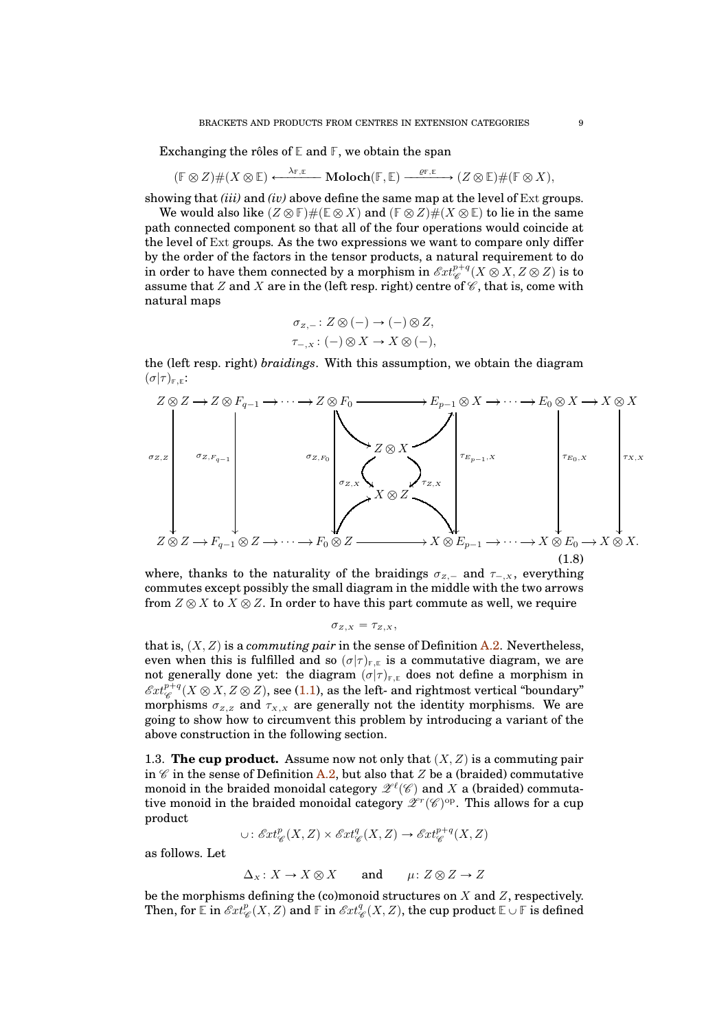Exchanging the rôles of $\mathbb{E}$ and $\mathbb{F}$, we obtain the span

$$(\mathbb{F} \otimes Z)\#(X \otimes \mathbb{E}) \xleftarrow{\lambda_{\mathbb{F},\mathbb{E}}} \mathbf{Moloch}(\mathbb{F}, \mathbb{E}) \xrightarrow{\varrho_{\mathbb{F},\mathbb{E}}} (Z \otimes \mathbb{E})\#(\mathbb{F} \otimes X),$$

showing that *(iii)* and *(iv)* above define the same map at the level of Ext groups.

We would also like $(Z \otimes \mathbb{F})\#(\mathbb{E} \otimes X)$ and $(\mathbb{F} \otimes Z)\#(X \otimes \mathbb{E})$ to lie in the same path connected component so that all of the four operations would coincide at the level of Ext groups. As the two expressions we want to compare only differ by the order of the factors in the tensor products, a natural requirement to do in order to have them connected by a morphism in $\mathscr{E}xt^{p+q}_{\mathscr{C}}(X \otimes X, Z \otimes Z)$ is to assume that $Z$ and $X$ are in the (left resp. right) centre of $\mathscr{C}$, that is, come with natural maps

$$\sigma_{Z,-} \colon Z \otimes (-) \to (-) \otimes Z,$$
$$\tau_{-,X} \colon (-) \otimes X \to X \otimes (-),$$

the (left resp. right) *braidings*. With this assumption, we obtain the diagram $(\sigma|\tau)_{\mathbb{F},\mathbb{E}}$:

$$\begin{array}{ccccccccccccc}
Z \otimes Z & \to & Z \otimes F_{q-1} & \to \cdots \to & Z \otimes F_0 & \longrightarrow & E_{p-1} \otimes X & \to \cdots \to & E_0 \otimes X & \to & X \otimes X \\
\downarrow{\scriptstyle \sigma_{Z,Z}} & & \downarrow{\scriptstyle \sigma_{Z,F_{q-1}}} & & \downarrow{\scriptstyle \sigma_{Z,F_0}} & Z \otimes X \ \underset{\tau_{Z,X}}{\overset{\sigma_{Z,X}}{\rightrightarrows}} \ X \otimes Z & \downarrow{\scriptstyle \tau_{E_{p-1},X}} & & \downarrow{\scriptstyle \tau_{E_0,X}} & & \downarrow{\scriptstyle \tau_{X,X}} \\
Z \otimes Z & \to & F_{q-1} \otimes Z & \to \cdots \to & F_0 \otimes Z & \longrightarrow & X \otimes E_{p-1} & \to \cdots \to & X \otimes E_0 & \to & X \otimes X.
\end{array} \tag{1.8}$$

where, thanks to the naturality of the braidings $\sigma_{Z,-}$ and $\tau_{-,X}$, everything commutes except possibly the small diagram in the middle with the two arrows from $Z \otimes X$ to $X \otimes Z$. In order to have this part commute as well, we require

$$\sigma_{Z,X} = \tau_{Z,X},$$

that is, $(X, Z)$ is a *commuting pair* in the sense of Definition A.2. Nevertheless, even when this is fulfilled and so $(\sigma|\tau)_{\mathbb{F},\mathbb{E}}$ is a commutative diagram, we are not generally done yet: the diagram $(\sigma|\tau)_{\mathbb{F},\mathbb{E}}$ does not define a morphism in $\mathscr{E}xt^{p+q}_{\mathscr{C}}(X \otimes X, Z \otimes Z)$, see (1.1), as the left- and rightmost vertical "boundary" morphisms $\sigma_{Z,Z}$ and $\tau_{X,X}$ are generally not the identity morphisms. We are going to show how to circumvent this problem by introducing a variant of the above construction in the following section.

## 1.3. The cup product.

Assume now not only that $(X, Z)$ is a commuting pair in $\mathscr{C}$ in the sense of Definition A.2, but also that $Z$ be a (braided) commutative monoid in the braided monoidal category $\mathscr{Z}^\ell(\mathscr{C})$ and $X$ a (braided) commutative monoid in the braided monoidal category $\mathscr{Z}^r(\mathscr{C})^{\mathrm{op}}$. This allows for a cup product

$$\cup \colon \mathscr{E}xt^p_{\mathscr{C}}(X, Z) \times \mathscr{E}xt^q_{\mathscr{C}}(X, Z) \to \mathscr{E}xt^{p+q}_{\mathscr{C}}(X, Z)$$

as follows. Let

$$\Delta_X \colon X \to X \otimes X \qquad \text{and} \qquad \mu \colon Z \otimes Z \to Z$$

be the morphisms defining the (co)monoid structures on $X$ and $Z$, respectively. Then, for $\mathbb{E}$ in $\mathscr{E}xt^p_{\mathscr{C}}(X, Z)$ and $\mathbb{F}$ in $\mathscr{E}xt^q_{\mathscr{C}}(X, Z)$, the cup product $\mathbb{E} \cup \mathbb{F}$ is defined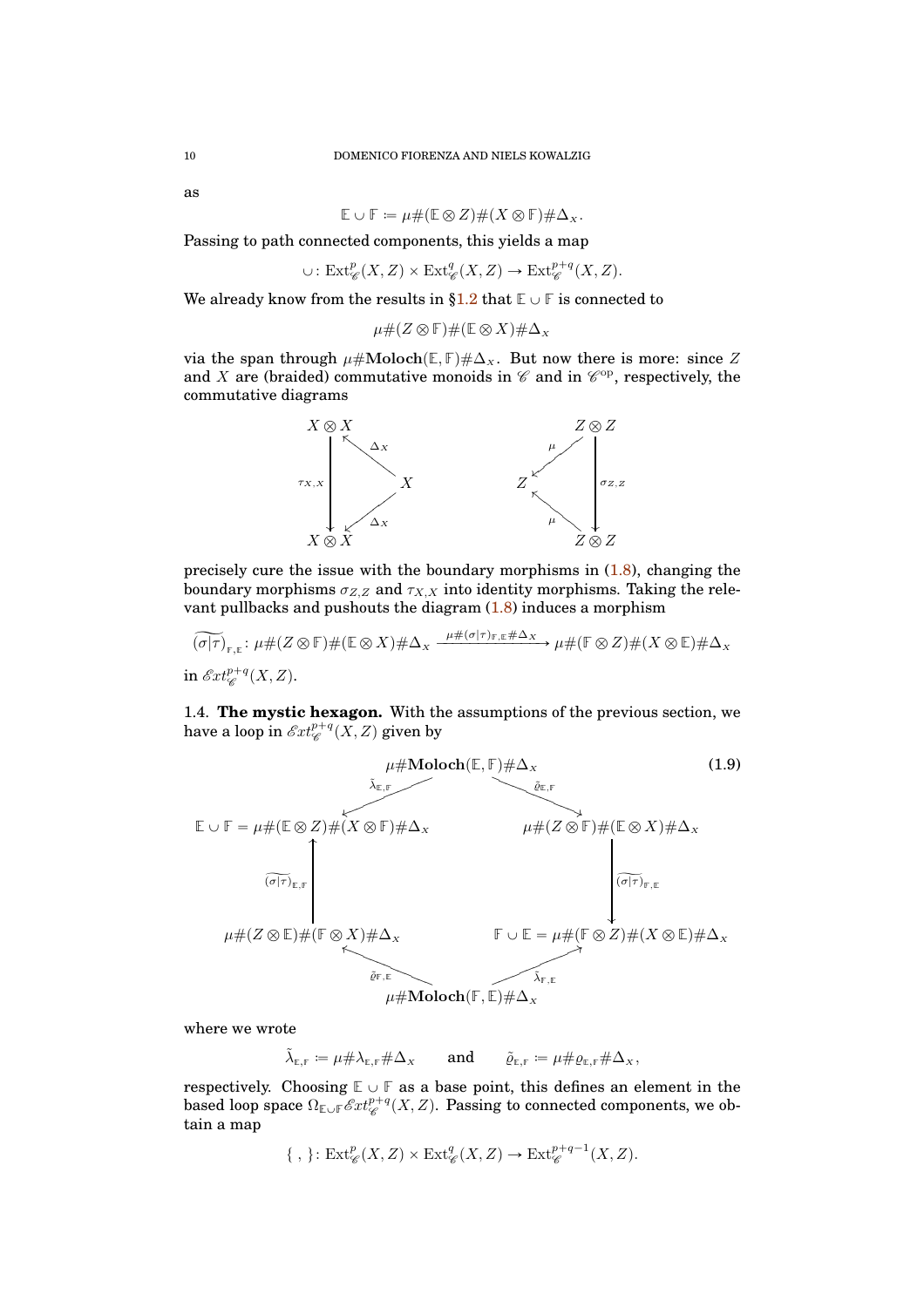as

$$\mathbb{E} \cup \mathbb{F} \coloneqq \mu \# (\mathbb{E} \otimes Z) \# (X \otimes \mathbb{F}) \# \Delta_X.$$

Passing to path connected components, this yields a map

$$\cup \colon \mathrm{Ext}^p_{\mathscr{C}}(X, Z) \times \mathrm{Ext}^q_{\mathscr{C}}(X, Z) \to \mathrm{Ext}^{p+q}_{\mathscr{C}}(X, Z).$$

We already know from the results in §1.2 that $\mathbb{E} \cup \mathbb{F}$ is connected to

$$\mu \# (Z \otimes \mathbb{F}) \# (\mathbb{E} \otimes X) \# \Delta_X$$

via the span through $\mu \# \mathbf{Moloch}(\mathbb{E}, \mathbb{F}) \# \Delta_X$. But now there is more: since $Z$ and $X$ are (braided) commutative monoids in $\mathscr{C}$ and in $\mathscr{C}^{\mathrm{op}}$, respectively, the commutative diagrams

$$\begin{array}{ccc} X \otimes X & & \\ \big\downarrow{\scriptstyle \tau_{X,X}} & \nwarrow{\scriptstyle \Delta_X} & X \\ X \otimes X & \swarrow{\scriptstyle \Delta_X} & \end{array} \qquad\qquad \begin{array}{ccc} & & Z \otimes Z \\ Z & \swarrow{\scriptstyle \mu} & \big\downarrow{\scriptstyle \sigma_{Z,Z}} \\ & \nwarrow{\scriptstyle \mu} & Z \otimes Z \end{array}$$

precisely cure the issue with the boundary morphisms in (1.8), changing the boundary morphisms $\sigma_{Z,Z}$ and $\tau_{X,X}$ into identity morphisms. Taking the relevant pullbacks and pushouts the diagram (1.8) induces a morphism

$$\widetilde{(\sigma|\tau)}_{\mathbb{F},\mathbb{E}} \colon \mu \# (Z \otimes \mathbb{F}) \# (\mathbb{E} \otimes X) \# \Delta_X \xrightarrow{\mu \# (\sigma|\tau)_{\mathbb{F},\mathbb{E}} \# \Delta_X} \mu \# (\mathbb{F} \otimes Z) \# (X \otimes \mathbb{E}) \# \Delta_X$$

in $\mathscr{E}xt^{p+q}_{\mathscr{C}}(X, Z)$.

**1.4. The mystic hexagon.** With the assumptions of the previous section, we have a loop in $\mathscr{E}xt^{p+q}_{\mathscr{C}}(X, Z)$ given by

$$\begin{array}{ccccc} & & \mu \# \mathbf{Moloch}(\mathbb{E}, \mathbb{F}) \# \Delta_X & & \\ & \swarrow{\scriptstyle \tilde{\lambda}_{\mathbb{E},\mathbb{F}}} & & \searrow{\scriptstyle \tilde{\varrho}_{\mathbb{E},\mathbb{F}}} & \\ \mathbb{E} \cup \mathbb{F} = \mu \# (\mathbb{E} \otimes Z) \# (X \otimes \mathbb{F}) \# \Delta_X & & & & \mu \# (Z \otimes \mathbb{F}) \# (\mathbb{E} \otimes X) \# \Delta_X \\ \big\uparrow{\scriptstyle \widetilde{(\sigma|\tau)}_{\mathbb{E},\mathbb{F}}} & & & & \big\downarrow{\scriptstyle \widetilde{(\sigma|\tau)}_{\mathbb{F},\mathbb{E}}} \\ \mu \# (Z \otimes \mathbb{E}) \# (\mathbb{F} \otimes X) \# \Delta_X & & & & \mathbb{F} \cup \mathbb{E} = \mu \# (\mathbb{F} \otimes Z) \# (X \otimes \mathbb{E}) \# \Delta_X \\ & \nwarrow{\scriptstyle \tilde{\varrho}_{\mathbb{F},\mathbb{E}}} & & \nearrow{\scriptstyle \tilde{\lambda}_{\mathbb{F},\mathbb{E}}} & \\ & & \mu \# \mathbf{Moloch}(\mathbb{F}, \mathbb{E}) \# \Delta_X & & \end{array} \tag{1.9}$$

where we wrote

$$\tilde{\lambda}_{\mathbb{E},\mathbb{F}} \coloneqq \mu \# \lambda_{\mathbb{E},\mathbb{F}} \# \Delta_X \qquad \text{and} \qquad \tilde{\varrho}_{\mathbb{E},\mathbb{F}} \coloneqq \mu \# \varrho_{\mathbb{E},\mathbb{F}} \# \Delta_X,$$

respectively. Choosing $\mathbb{E} \cup \mathbb{F}$ as a base point, this defines an element in the based loop space $\Omega_{\mathbb{E} \cup \mathbb{F}} \mathscr{E}xt^{p+q}_{\mathscr{C}}(X, Z)$. Passing to connected components, we obtain a map

$$\{\ ,\ \} \colon \mathrm{Ext}^p_{\mathscr{C}}(X, Z) \times \mathrm{Ext}^q_{\mathscr{C}}(X, Z) \to \mathrm{Ext}^{p+q-1}_{\mathscr{C}}(X, Z).$$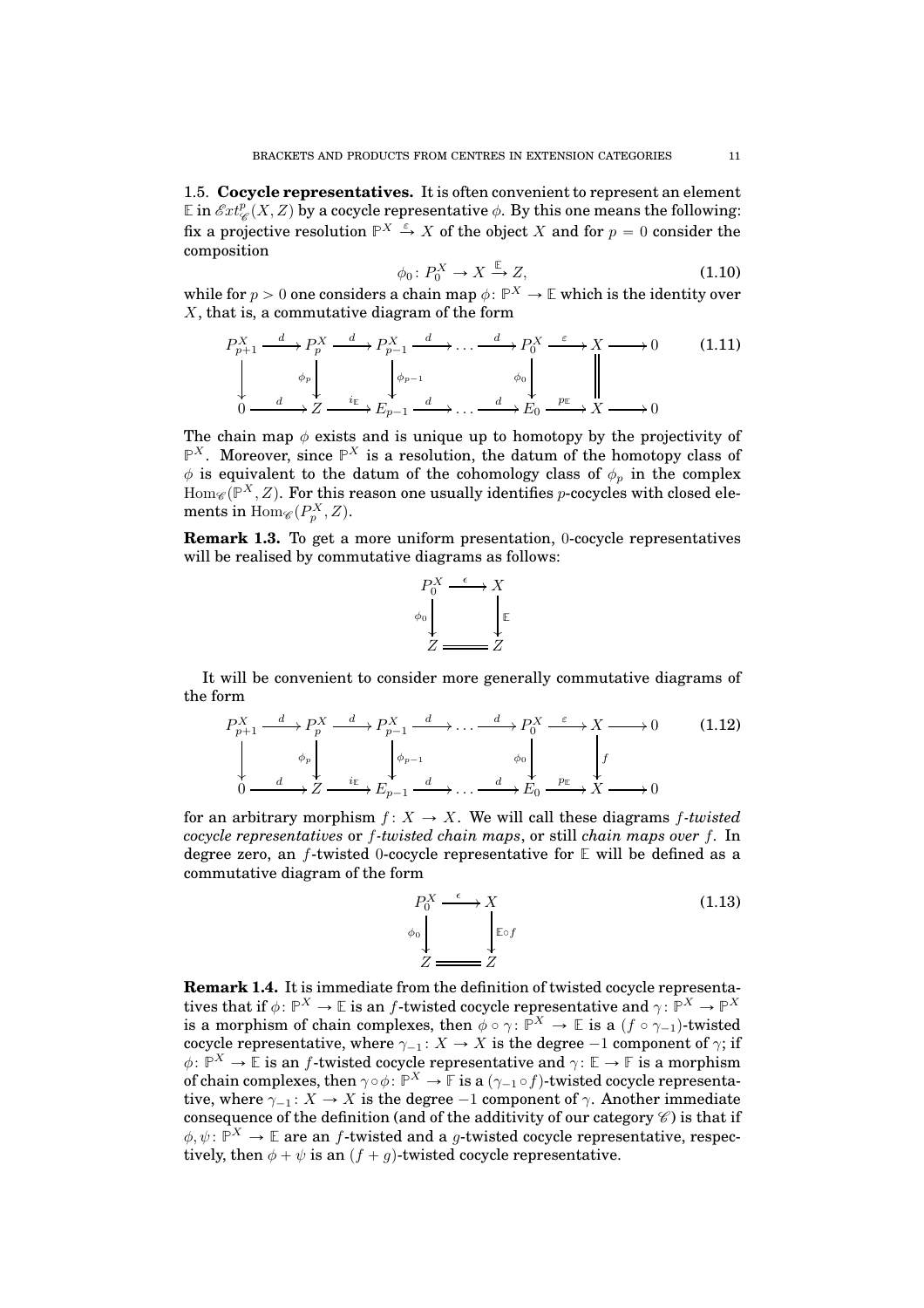1.5. **Cocycle representatives.** It is often convenient to represent an element $\mathbb{E}$ in $\mathscr{E}xt^p_{\mathscr{C}}(X, Z)$ by a cocycle representative $\phi$. By this one means the following: fix a projective resolution $\mathbb{P}^X \xrightarrow{\varepsilon} X$ of the object $X$ and for $p = 0$ consider the composition

$$\phi_0 \colon P_0^X \to X \xrightarrow{\mathbb{E}} Z, \tag{1.10}$$

while for $p > 0$ one considers a chain map $\phi \colon \mathbb{P}^X \to \mathbb{E}$ which is the identity over $X$, that is, a commutative diagram of the form

$$\begin{array}{ccccccccccccc}
P_{p+1}^X & \xrightarrow{d} & P_p^X & \xrightarrow{d} & P_{p-1}^X & \xrightarrow{d} & \dots & \xrightarrow{d} & P_0^X & \xrightarrow{\varepsilon} & X & \longrightarrow & 0 \\
\downarrow & & \downarrow{\scriptstyle \phi_p} & & \downarrow{\scriptstyle \phi_{p-1}} & & & & \downarrow{\scriptstyle \phi_0} & & \| & & \\
0 & \xrightarrow{d} & Z & \xrightarrow{i_{\mathbb{E}}} & E_{p-1} & \xrightarrow{d} & \dots & \xrightarrow{d} & E_0 & \xrightarrow{p_{\mathbb{E}}} & X & \longrightarrow & 0
\end{array} \tag{1.11}$$

The chain map $\phi$ exists and is unique up to homotopy by the projectivity of $\mathbb{P}^X$. Moreover, since $\mathbb{P}^X$ is a resolution, the datum of the homotopy class of $\phi$ is equivalent to the datum of the cohomology class of $\phi_p$ in the complex $\mathrm{Hom}_{\mathscr{C}}(\mathbb{P}^X, Z)$. For this reason one usually identifies $p$-cocycles with closed elements in $\mathrm{Hom}_{\mathscr{C}}(P_p^X, Z)$.

**Remark 1.3.** To get a more uniform presentation, 0-cocycle representatives will be realised by commutative diagrams as follows:

$$\begin{array}{ccc}
P_0^X & \xrightarrow{\epsilon} & X \\
\downarrow{\scriptstyle \phi_0} & & \downarrow{\scriptstyle \mathbb{E}} \\
Z & = & Z
\end{array}$$

It will be convenient to consider more generally commutative diagrams of the form

$$\begin{array}{ccccccccccccc}
P_{p+1}^X & \xrightarrow{d} & P_p^X & \xrightarrow{d} & P_{p-1}^X & \xrightarrow{d} & \dots & \xrightarrow{d} & P_0^X & \xrightarrow{\varepsilon} & X & \longrightarrow & 0 \\
\downarrow & & \downarrow{\scriptstyle \phi_p} & & \downarrow{\scriptstyle \phi_{p-1}} & & & & \downarrow{\scriptstyle \phi_0} & & \downarrow{\scriptstyle f} & & \\
0 & \xrightarrow{d} & Z & \xrightarrow{i_{\mathbb{E}}} & E_{p-1} & \xrightarrow{d} & \dots & \xrightarrow{d} & E_0 & \xrightarrow{p_{\mathbb{E}}} & X & \longrightarrow & 0
\end{array} \tag{1.12}$$

for an arbitrary morphism $f \colon X \to X$. We will call these diagrams *$f$-twisted cocycle representatives* or *$f$-twisted chain maps*, or still *chain maps over $f$*. In degree zero, an $f$-twisted 0-cocycle representative for $\mathbb{E}$ will be defined as a commutative diagram of the form

$$\begin{array}{ccc}
P_0^X & \xrightarrow{\epsilon} & X \\
\downarrow{\scriptstyle \phi_0} & & \downarrow{\scriptstyle \mathbb{E} \circ f} \\
Z & = & Z
\end{array} \tag{1.13}$$

**Remark 1.4.** It is immediate from the definition of twisted cocycle representatives that if $\phi \colon \mathbb{P}^X \to \mathbb{E}$ is an $f$-twisted cocycle representative and $\gamma \colon \mathbb{P}^X \to \mathbb{P}^X$ is a morphism of chain complexes, then $\phi \circ \gamma \colon \mathbb{P}^X \to \mathbb{E}$ is a $(f \circ \gamma_{-1})$-twisted cocycle representative, where $\gamma_{-1} \colon X \to X$ is the degree $-1$ component of $\gamma$; if $\phi \colon \mathbb{P}^X \to \mathbb{E}$ is an $f$-twisted cocycle representative and $\gamma \colon \mathbb{E} \to \mathbb{F}$ is a morphism of chain complexes, then $\gamma \circ \phi \colon \mathbb{P}^X \to \mathbb{F}$ is a $(\gamma_{-1} \circ f)$-twisted cocycle representative, where $\gamma_{-1} \colon X \to X$ is the degree $-1$ component of $\gamma$. Another immediate consequence of the definition (and of the additivity of our category $\mathscr{C}$) is that if $\phi, \psi \colon \mathbb{P}^X \to \mathbb{E}$ are an $f$-twisted and a $g$-twisted cocycle representative, respectively, then $\phi + \psi$ is an $(f + g)$-twisted cocycle representative.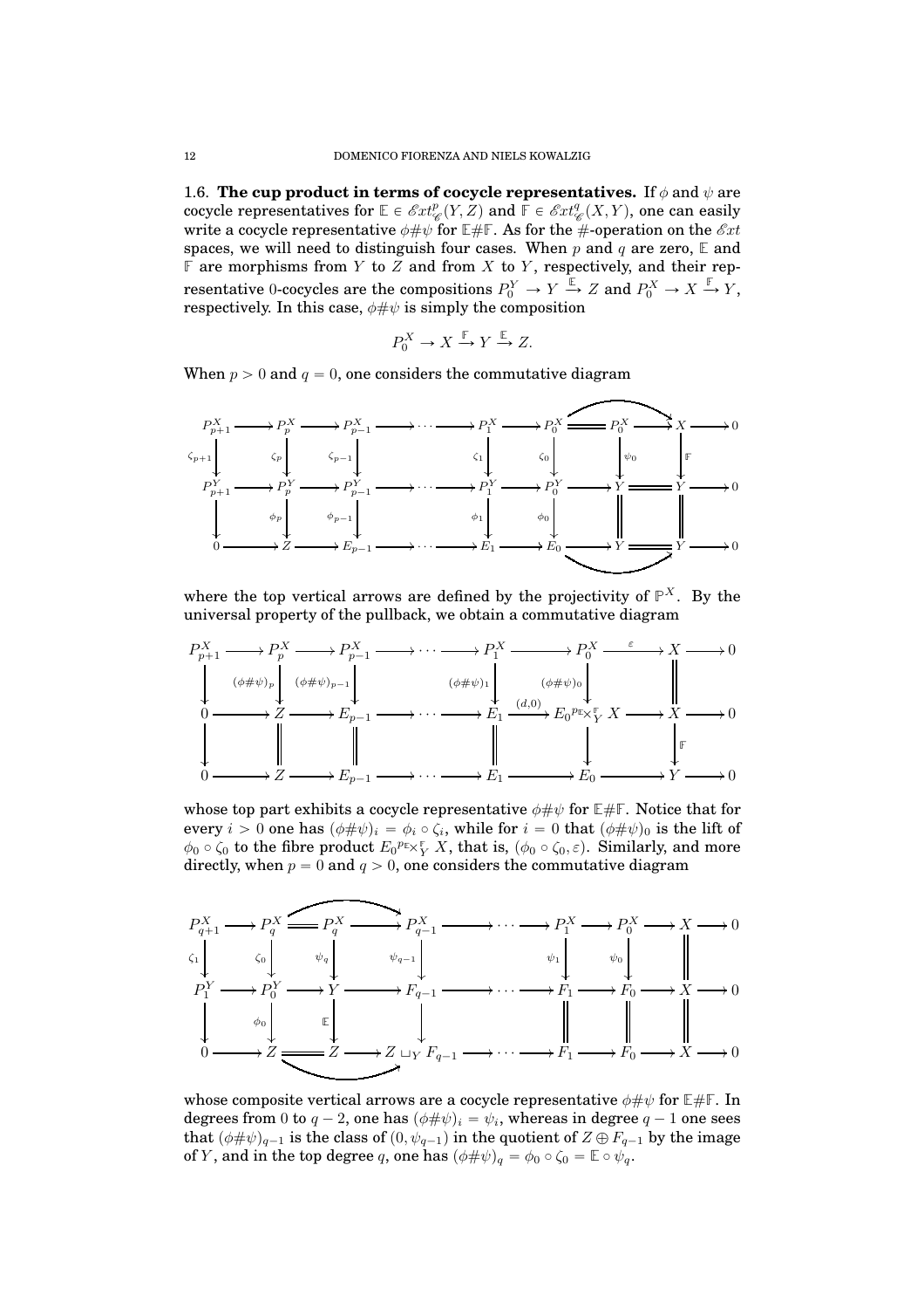1.6. **The cup product in terms of cocycle representatives.** If $\phi$ and $\psi$ are cocycle representatives for $\mathbb{E} \in \mathscr{E}xt^p_{\mathscr{C}}(Y,Z)$ and $\mathbb{F} \in \mathscr{E}xt^q_{\mathscr{C}}(X,Y)$, one can easily write a cocycle representative $\phi\#\psi$ for $\mathbb{E}\#\mathbb{F}$. As for the $\#$-operation on the $\mathscr{E}xt$ spaces, we will need to distinguish four cases. When $p$ and $q$ are zero, $\mathbb{E}$ and $\mathbb{F}$ are morphisms from $Y$ to $Z$ and from $X$ to $Y$, respectively, and their representative 0-cocycles are the compositions $P_0^Y \to Y \xrightarrow{\mathbb{E}} Z$ and $P_0^X \to X \xrightarrow{\mathbb{F}} Y$, respectively. In this case, $\phi\#\psi$ is simply the composition

$$P_0^X \to X \xrightarrow{\mathbb{F}} Y \xrightarrow{\mathbb{E}} Z.$$

When $p > 0$ and $q = 0$, one considers the commutative diagram

$$\begin{array}{ccccccccccccccc}
P_{p+1}^X & \to & P_p^X & \to & P_{p-1}^X & \to & \cdots & \to & P_1^X & \to & P_0^X & = & P_0^X & \to & X & \to & 0 \\
\downarrow{\scriptstyle \zeta_{p+1}} & & \downarrow{\scriptstyle \zeta_p} & & \downarrow{\scriptstyle \zeta_{p-1}} & & & & \downarrow{\scriptstyle \zeta_1} & & \downarrow{\scriptstyle \zeta_0} & & \downarrow{\scriptstyle \psi_0} & & \downarrow{\scriptstyle \mathbb{F}} & & \\
P_{p+1}^Y & \to & P_p^Y & \to & P_{p-1}^Y & \to & \cdots & \to & P_1^Y & \to & P_0^Y & \to & Y & = & Y & \to & 0 \\
\downarrow & & \downarrow{\scriptstyle \phi_p} & & \downarrow{\scriptstyle \phi_{p-1}} & & & & \downarrow{\scriptstyle \phi_1} & & \downarrow{\scriptstyle \phi_0} & & \| & & \| & & \\
0 & \to & Z & \to & E_{p-1} & \to & \cdots & \to & E_1 & \to & E_0 & \to & Y & = & Y & \to & 0
\end{array}$$

where the top vertical arrows are defined by the projectivity of $\mathbb{P}^X$. By the universal property of the pullback, we obtain a commutative diagram

$$\begin{array}{ccccccccccccc}
P_{p+1}^X & \to & P_p^X & \to & P_{p-1}^X & \to & \cdots & \to & P_1^X & \to & P_0^X & \xrightarrow{\varepsilon} & X & \to & 0 \\
\downarrow & & \downarrow{\scriptstyle (\phi\#\psi)_p} & & \downarrow{\scriptstyle (\phi\#\psi)_{p-1}} & & & & \downarrow{\scriptstyle (\phi\#\psi)_1} & & \downarrow{\scriptstyle (\phi\#\psi)_0} & & \| & & \\
0 & \to & Z & \to & E_{p-1} & \to & \cdots & \to & E_1 & \xrightarrow{(d,0)} & E_0 {}^{p_{\mathbb{E}}}\!\times^{\mathbb{F}}_Y X & \to & X & \to & 0 \\
\downarrow & & \| & & \| & & & & \| & & \downarrow & & \downarrow{\scriptstyle \mathbb{F}} & & \\
0 & \to & Z & \to & E_{p-1} & \to & \cdots & \to & E_1 & \to & E_0 & \to & Y & \to & 0
\end{array}$$

whose top part exhibits a cocycle representative $\phi\#\psi$ for $\mathbb{E}\#\mathbb{F}$. Notice that for every $i > 0$ one has $(\phi\#\psi)_i = \phi_i \circ \zeta_i$, while for $i = 0$ that $(\phi\#\psi)_0$ is the lift of $\phi_0 \circ \zeta_0$ to the fibre product $E_0 {}^{p_{\mathbb{E}}}\!\times^{\mathbb{F}}_Y X$, that is, $(\phi_0 \circ \zeta_0, \varepsilon)$. Similarly, and more directly, when $p = 0$ and $q > 0$, one considers the commutative diagram

$$\begin{array}{ccccccccccccccc}
P_{q+1}^X & \to & P_q^X & = & P_q^X & \to & P_{q-1}^X & \to & \cdots & \to & P_1^X & \to & P_0^X & \to & X & \to & 0 \\
\downarrow{\scriptstyle \zeta_1} & & \downarrow{\scriptstyle \zeta_0} & & \downarrow{\scriptstyle \psi_q} & & \downarrow{\scriptstyle \psi_{q-1}} & & & & \downarrow{\scriptstyle \psi_1} & & \downarrow{\scriptstyle \psi_0} & & \| & & \\
P_1^Y & \to & P_0^Y & \to & Y & \to & F_{q-1} & \to & \cdots & \to & F_1 & \to & F_0 & \to & X & \to & 0 \\
\downarrow & & \downarrow{\scriptstyle \phi_0} & & \downarrow{\scriptstyle \mathbb{E}} & & \downarrow & & & & \| & & \| & & \| & & \\
0 & \to & Z & = & Z & \to & Z \sqcup_Y F_{q-1} & \to & \cdots & \to & F_1 & \to & F_0 & \to & X & \to & 0
\end{array}$$

whose composite vertical arrows are a cocycle representative $\phi\#\psi$ for $\mathbb{E}\#\mathbb{F}$. In degrees from 0 to $q-2$, one has $(\phi\#\psi)_i = \psi_i$, whereas in degree $q-1$ one sees that $(\phi\#\psi)_{q-1}$ is the class of $(0, \psi_{q-1})$ in the quotient of $Z \oplus F_{q-1}$ by the image of $Y$, and in the top degree $q$, one has $(\phi\#\psi)_q = \phi_0 \circ \zeta_0 = \mathbb{E} \circ \psi_q$.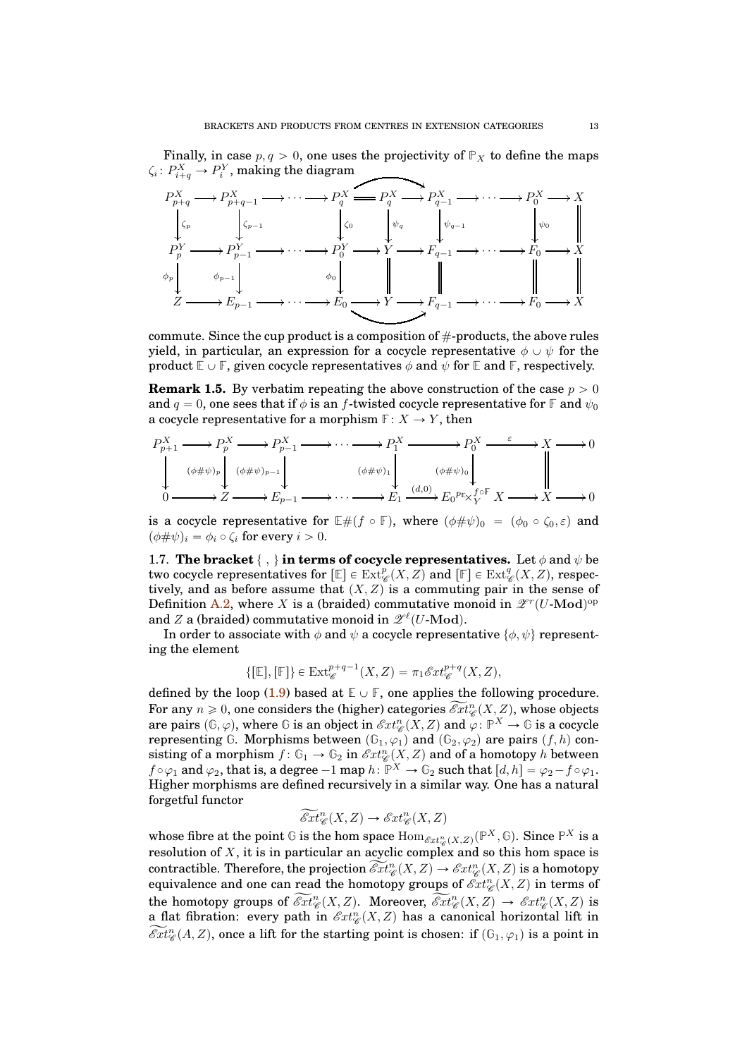Finally, in case $p, q > 0$, one uses the projectivity of $\mathbb{P}_X$ to define the maps $\zeta_i \colon P^X_{i+q} \to P^Y_i$, making the diagram

$$
\begin{array}{ccccccccccccccc}
P^X_{p+q} & \longrightarrow & P^X_{p+q-1} & \longrightarrow \cdots \longrightarrow & P^X_q & = & P^X_q & \longrightarrow & P^X_{q-1} & \longrightarrow \cdots \longrightarrow & P^X_0 & \longrightarrow & X \\
\downarrow{\scriptstyle \zeta_p} & & \downarrow{\scriptstyle \zeta_{p-1}} & & \downarrow{\scriptstyle \zeta_0} & & \downarrow{\scriptstyle \psi_q} & & \downarrow{\scriptstyle \psi_{q-1}} & & \downarrow{\scriptstyle \psi_0} & & \| \\
P^Y_p & \longrightarrow & P^Y_{p-1} & \longrightarrow \cdots \longrightarrow & P^Y_0 & \longrightarrow & Y & \longrightarrow & F_{q-1} & \longrightarrow \cdots \longrightarrow & F_0 & \longrightarrow & X \\
\downarrow{\scriptstyle \phi_p} & & \downarrow{\scriptstyle \phi_{p-1}} & & \downarrow{\scriptstyle \phi_0} & & \| & & \| & & \| & & \| \\
Z & \longrightarrow & E_{p-1} & \longrightarrow \cdots \longrightarrow & E_0 & \longrightarrow & Y & \longrightarrow & F_{q-1} & \longrightarrow \cdots \longrightarrow & F_0 & \longrightarrow & X
\end{array}
$$

commute. Since the cup product is a composition of #-products, the above rules yield, in particular, an expression for a cocycle representative $\phi \cup \psi$ for the product $\mathbb{E} \cup \mathbb{F}$, given cocycle representatives $\phi$ and $\psi$ for $\mathbb{E}$ and $\mathbb{F}$, respectively.

**Remark 1.5.** By verbatim repeating the above construction of the case $p > 0$ and $q = 0$, one sees that if $\phi$ is an $f$-twisted cocycle representative for $\mathbb{F}$ and $\psi_0$ a cocycle representative for a morphism $\mathbb{F} \colon X \to Y$, then

$$
\begin{array}{ccccccccccccc}
P^X_{p+1} & \longrightarrow & P^X_p & \longrightarrow & P^X_{p-1} & \longrightarrow \cdots \longrightarrow & P^X_1 & \longrightarrow & P^X_0 & \xrightarrow{\ \varepsilon\ } & X & \longrightarrow & 0 \\
\downarrow & & \downarrow{\scriptstyle (\phi\#\psi)_p} & & \downarrow{\scriptstyle (\phi\#\psi)_{p-1}} & & \downarrow{\scriptstyle (\phi\#\psi)_1} & & \downarrow{\scriptstyle (\phi\#\psi)_0} & & \| & & \\
0 & \longrightarrow & Z & \longrightarrow & E_{p-1} & \longrightarrow \cdots \longrightarrow & E_1 & \xrightarrow{(d,0)} & E_0 {}^{p_{\mathbb{E}}}\!\times^{f\circ\mathbb{F}}_{Y} X & \longrightarrow & X & \longrightarrow & 0
\end{array}
$$

is a cocycle representative for $\mathbb{E}\#(f \circ \mathbb{F})$, where $(\phi\#\psi)_0 = (\phi_0 \circ \zeta_0, \varepsilon)$ and $(\phi\#\psi)_i = \phi_i \circ \zeta_i$ for every $i > 0$.

1.7. **The bracket $\{\ ,\ \}$ in terms of cocycle representatives.** Let $\phi$ and $\psi$ be two cocycle representatives for $[\mathbb{E}] \in \mathrm{Ext}^p_{\mathscr{C}}(X, Z)$ and $[\mathbb{F}] \in \mathrm{Ext}^q_{\mathscr{C}}(X, Z)$, respectively, and as before assume that $(X, Z)$ is a commuting pair in the sense of Definition A.2, where $X$ is a (braided) commutative monoid in $\mathscr{Z}^r(U\text{-}\mathbf{Mod})^{\mathrm{op}}$ and $Z$ a (braided) commutative monoid in $\mathscr{Z}^\ell(U\text{-}\mathbf{Mod})$.

In order to associate with $\phi$ and $\psi$ a cocycle representative $\{\phi, \psi\}$ representing the element

$$\{[\mathbb{E}], [\mathbb{F}]\} \in \mathrm{Ext}^{p+q-1}_{\mathscr{C}}(X, Z) = \pi_1 \mathscr{E}xt^{p+q}_{\mathscr{C}}(X, Z),$$

defined by the loop (1.9) based at $\mathbb{E} \cup \mathbb{F}$, one applies the following procedure. For any $n \geqslant 0$, one considers the (higher) categories $\widetilde{\mathscr{E}xt}^n_{\mathscr{C}}(X, Z)$, whose objects are pairs $(\mathbb{G}, \varphi)$, where $\mathbb{G}$ is an object in $\mathscr{E}xt^n_{\mathscr{C}}(X, Z)$ and $\varphi \colon \mathbb{P}^X \to \mathbb{G}$ is a cocycle representing $\mathbb{G}$. Morphisms between $(\mathbb{G}_1, \varphi_1)$ and $(\mathbb{G}_2, \varphi_2)$ are pairs $(f, h)$ consisting of a morphism $f \colon \mathbb{G}_1 \to \mathbb{G}_2$ in $\mathscr{E}xt^n_{\mathscr{C}}(X, Z)$ and of a homotopy $h$ between $f \circ \varphi_1$ and $\varphi_2$, that is, a degree $-1$ map $h \colon \mathbb{P}^X \to \mathbb{G}_2$ such that $[d, h] = \varphi_2 - f \circ \varphi_1$. Higher morphisms are defined recursively in a similar way. One has a natural forgetful functor

$$\widetilde{\mathscr{E}xt}^n_{\mathscr{C}}(X, Z) \to \mathscr{E}xt^n_{\mathscr{C}}(X, Z)$$

whose fibre at the point $\mathbb{G}$ is the hom space $\mathrm{Hom}_{\mathscr{E}xt^n_{\mathscr{C}}(X,Z)}(\mathbb{P}^X, \mathbb{G})$. Since $\mathbb{P}^X$ is a resolution of $X$, it is in particular an acyclic complex and so this hom space is contractible. Therefore, the projection $\widetilde{\mathscr{E}xt}^n_{\mathscr{C}}(X, Z) \to \mathscr{E}xt^n_{\mathscr{C}}(X, Z)$ is a homotopy equivalence and one can read the homotopy groups of $\mathscr{E}xt^n_{\mathscr{C}}(X, Z)$ in terms of the homotopy groups of $\widetilde{\mathscr{E}xt}^n_{\mathscr{C}}(X, Z)$. Moreover, $\widetilde{\mathscr{E}xt}^n_{\mathscr{C}}(X, Z) \to \mathscr{E}xt^n_{\mathscr{C}}(X, Z)$ is a flat fibration: every path in $\mathscr{E}xt^n_{\mathscr{C}}(X, Z)$ has a canonical horizontal lift in $\widetilde{\mathscr{E}xt}^n_{\mathscr{C}}(A, Z)$, once a lift for the starting point is chosen: if $(\mathbb{G}_1, \varphi_1)$ is a point in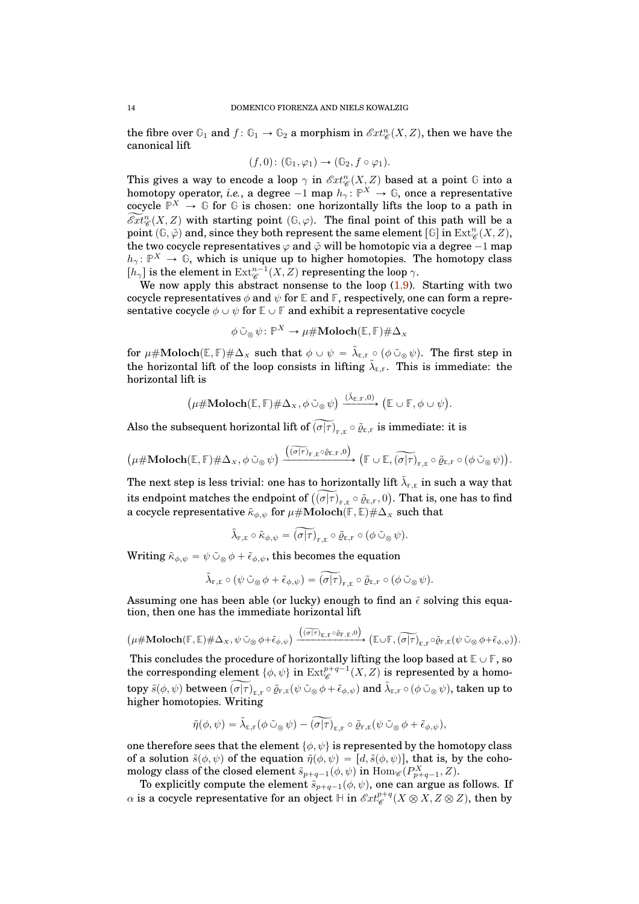the fibre over $\mathbb{G}_1$ and $f\colon \mathbb{G}_1 \to \mathbb{G}_2$ a morphism in $\mathscr{E}xt^n_{\mathscr{C}}(X,Z)$, then we have the canonical lift

$$(f,0)\colon (\mathbb{G}_1,\varphi_1) \to (\mathbb{G}_2, f\circ\varphi_1).$$

This gives a way to encode a loop $\gamma$ in $\mathscr{E}xt^n_{\mathscr{C}}(X,Z)$ based at a point $\mathbb{G}$ into a homotopy operator, *i.e.*, a degree $-1$ map $h_\gamma\colon \mathbb{P}^X \to \mathbb{G}$, once a representative cocycle $\mathbb{P}^X \to \mathbb{G}$ for $\mathbb{G}$ is chosen: one horizontally lifts the loop to a path in $\widetilde{\mathscr{E}xt}^n_{\mathscr{C}}(X,Z)$ with starting point $(\mathbb{G},\varphi)$. The final point of this path will be a point $(\mathbb{G},\tilde{\varphi})$ and, since they both represent the same element $[\mathbb{G}]$ in $\mathrm{Ext}^n_{\mathscr{C}}(X,Z)$, the two cocycle representatives $\varphi$ and $\tilde{\varphi}$ will be homotopic via a degree $-1$ map $h_\gamma\colon \mathbb{P}^X \to \mathbb{G}$, which is unique up to higher homotopies. The homotopy class $[h_\gamma]$ is the element in $\mathrm{Ext}^{n-1}_{\mathscr{C}}(X,Z)$ representing the loop $\gamma$.

We now apply this abstract nonsense to the loop (1.9). Starting with two cocycle representatives $\phi$ and $\psi$ for $\mathbb{E}$ and $\mathbb{F}$, respectively, one can form a representative cocycle $\phi\cup\psi$ for $\mathbb{E}\cup\mathbb{F}$ and exhibit a representative cocycle

$$\phi \mathbin{\tilde{\cup}_\otimes} \psi\colon \mathbb{P}^X \to \mu\#\mathbf{Moloch}(\mathbb{E},\mathbb{F})\#\Delta_X$$

for $\mu\#\mathbf{Moloch}(\mathbb{E},\mathbb{F})\#\Delta_X$ such that $\phi\cup\psi = \tilde{\lambda}_{\mathbb{E},\mathbb{F}}\circ(\phi \mathbin{\tilde{\cup}_\otimes} \psi)$. The first step in the horizontal lift of the loop consists in lifting $\tilde{\lambda}_{\mathbb{E},\mathbb{F}}$. This is immediate: the horizontal lift is

$$\big(\mu\#\mathbf{Moloch}(\mathbb{E},\mathbb{F})\#\Delta_X, \phi \mathbin{\tilde{\cup}_\otimes} \psi\big) \xrightarrow{(\tilde{\lambda}_{\mathbb{E},\mathbb{F}},0)} \big(\mathbb{E}\cup\mathbb{F}, \phi\cup\psi\big).$$

Also the subsequent horizontal lift of $\widetilde{(\sigma|\tau)}_{\mathbb{F},\mathbb{E}}\circ\tilde{\varrho}_{\mathbb{E},\mathbb{F}}$ is immediate: it is

$$\big(\mu\#\mathbf{Moloch}(\mathbb{E},\mathbb{F})\#\Delta_X, \phi \mathbin{\tilde{\cup}_\otimes} \psi\big) \xrightarrow{\left(\widetilde{(\sigma|\tau)}_{\mathbb{F},\mathbb{E}}\circ\tilde{\varrho}_{\mathbb{E},\mathbb{F}},0\right)} \big(\mathbb{F}\cup\mathbb{E}, \widetilde{(\sigma|\tau)}_{\mathbb{F},\mathbb{E}}\circ\tilde{\varrho}_{\mathbb{E},\mathbb{F}}\circ(\phi \mathbin{\tilde{\cup}_\otimes} \psi)\big).$$

The next step is less trivial: one has to horizontally lift $\tilde{\lambda}_{\mathbb{F},\mathbb{E}}$ in such a way that its endpoint matches the endpoint of $\big(\widetilde{(\sigma|\tau)}_{\mathbb{F},\mathbb{E}}\circ\tilde{\varrho}_{\mathbb{E},\mathbb{F}},0\big)$. That is, one has to find a cocycle representative $\tilde{\kappa}_{\phi,\psi}$ for $\mu\#\mathbf{Moloch}(\mathbb{F},\mathbb{E})\#\Delta_X$ such that

$$\tilde{\lambda}_{\mathbb{F},\mathbb{E}}\circ\tilde{\kappa}_{\phi,\psi} = \widetilde{(\sigma|\tau)}_{\mathbb{F},\mathbb{E}}\circ\tilde{\varrho}_{\mathbb{E},\mathbb{F}}\circ(\phi \mathbin{\tilde{\cup}_\otimes} \psi).$$

Writing $\tilde{\kappa}_{\phi,\psi} = \psi \mathbin{\tilde{\cup}_\otimes} \phi + \tilde{\epsilon}_{\phi,\psi}$, this becomes the equation

$$\tilde{\lambda}_{\mathbb{F},\mathbb{E}}\circ(\psi \mathbin{\tilde{\cup}_\otimes} \phi + \tilde{\epsilon}_{\phi,\psi}) = \widetilde{(\sigma|\tau)}_{\mathbb{F},\mathbb{E}}\circ\tilde{\varrho}_{\mathbb{E},\mathbb{F}}\circ(\phi \mathbin{\tilde{\cup}_\otimes} \psi).$$

Assuming one has been able (or lucky) enough to find an $\tilde{\epsilon}$ solving this equation, then one has the immediate horizontal lift

$$\big(\mu\#\mathbf{Moloch}(\mathbb{F},\mathbb{E})\#\Delta_X, \psi \mathbin{\tilde{\cup}_\otimes} \phi + \tilde{\epsilon}_{\phi,\psi}\big) \xrightarrow{\left(\widetilde{(\sigma|\tau)}_{\mathbb{E},\mathbb{F}}\circ\tilde{\varrho}_{\mathbb{F},\mathbb{E}},0\right)} \big(\mathbb{E}\cup\mathbb{F}, \widetilde{(\sigma|\tau)}_{\mathbb{E},\mathbb{F}}\circ\tilde{\varrho}_{\mathbb{F},\mathbb{E}}(\psi \mathbin{\tilde{\cup}_\otimes} \phi + \tilde{\epsilon}_{\phi,\psi})\big).$$

This concludes the procedure of horizontally lifting the loop based at $\mathbb{E}\cup\mathbb{F}$, so the corresponding element $\{\phi,\psi\}$ in $\mathrm{Ext}^{p+q-1}_{\mathscr{C}}(X,Z)$ is represented by a homotopy $\tilde{s}(\phi,\psi)$ between $\widetilde{(\sigma|\tau)}_{\mathbb{E},\mathbb{F}}\circ\tilde{\varrho}_{\mathbb{F},\mathbb{E}}(\psi \mathbin{\tilde{\cup}_\otimes} \phi + \tilde{\epsilon}_{\phi,\psi})$ and $\tilde{\lambda}_{\mathbb{E},\mathbb{F}}\circ(\phi \mathbin{\tilde{\cup}_\otimes} \psi)$, taken up to higher homotopies. Writing

$$\tilde{\eta}(\phi,\psi) = \tilde{\lambda}_{\mathbb{E},\mathbb{F}}(\phi \mathbin{\tilde{\cup}_\otimes} \psi) - \widetilde{(\sigma|\tau)}_{\mathbb{E},\mathbb{F}}\circ\tilde{\varrho}_{\mathbb{F},\mathbb{E}}(\psi \mathbin{\tilde{\cup}_\otimes} \phi + \tilde{\epsilon}_{\phi,\psi}),$$

one therefore sees that the element $\{\phi,\psi\}$ is represented by the homotopy class of a solution $\tilde{s}(\phi,\psi)$ of the equation $\tilde{\eta}(\phi,\psi) = [d,\tilde{s}(\phi,\psi)]$, that is, by the cohomology class of the closed element $\tilde{s}_{p+q-1}(\phi,\psi)$ in $\mathrm{Hom}_{\mathscr{C}}(P^X_{p+q-1},Z)$.

To explicitly compute the element $\tilde{s}_{p+q-1}(\phi,\psi)$, one can argue as follows. If $\alpha$ is a cocycle representative for an object $\mathbb{H}$ in $\mathscr{E}xt^{p+q}_{\mathscr{C}}(X\otimes X, Z\otimes Z)$, then by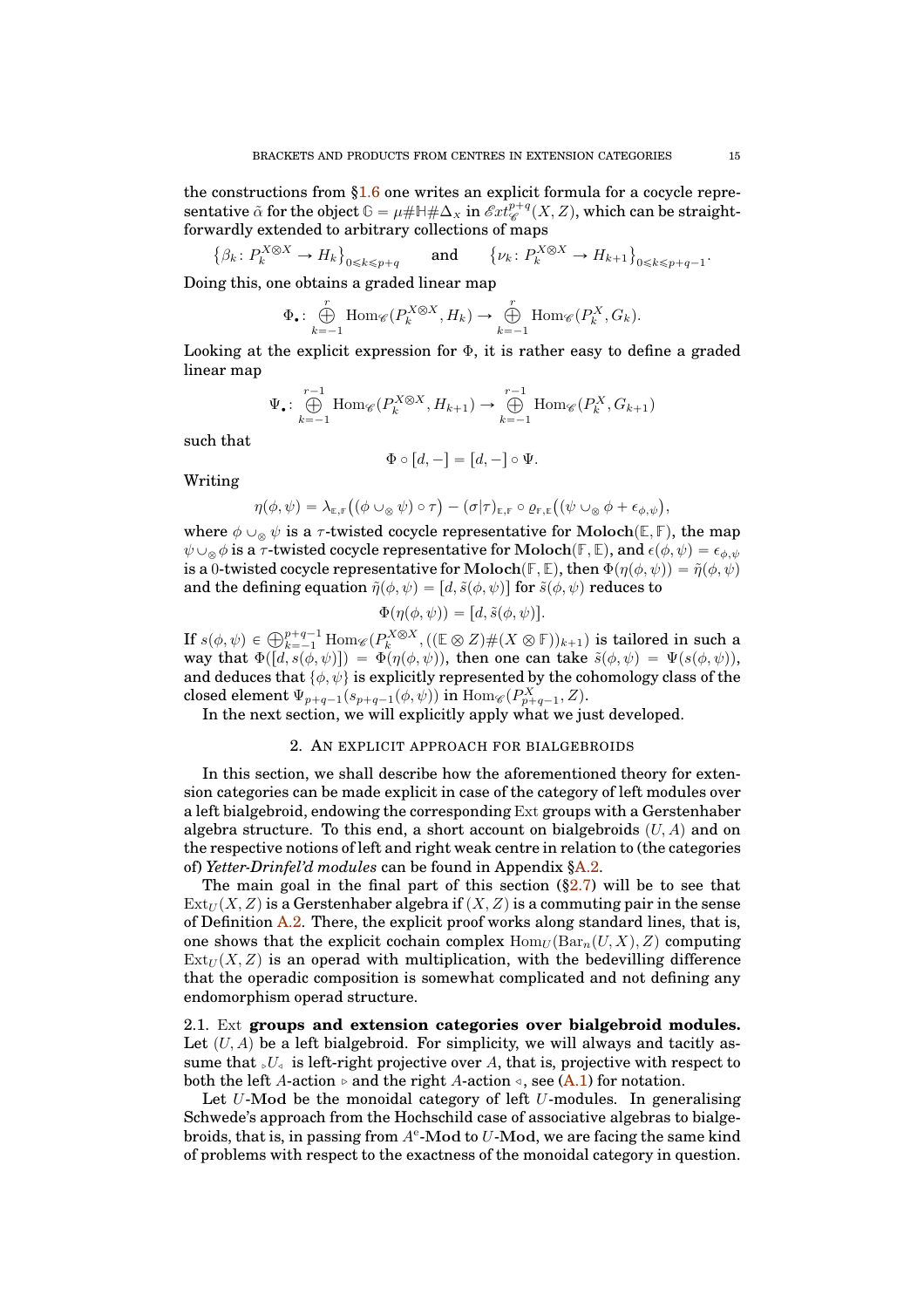the constructions from §1.6 one writes an explicit formula for a cocycle representative $\tilde{\alpha}$ for the object $\mathbb{G} = \mu\#\mathbb{H}\#\Delta_X$ in $\mathscr{E}xt^{p+q}_{\mathscr{C}}(X, Z)$, which can be straightforwardly extended to arbitrary collections of maps

$$\big\{\beta_k\colon P_k^{X\otimes X} \to H_k\big\}_{0\leqslant k\leqslant p+q} \qquad \text{and} \qquad \big\{\nu_k\colon P_k^{X\otimes X} \to H_{k+1}\big\}_{0\leqslant k\leqslant p+q-1}.$$

Doing this, one obtains a graded linear map

$$\Phi_\bullet\colon \bigoplus_{k=-1}^{r} \mathrm{Hom}_{\mathscr{C}}(P_k^{X\otimes X}, H_k) \to \bigoplus_{k=-1}^{r} \mathrm{Hom}_{\mathscr{C}}(P_k^{X}, G_k).$$

Looking at the explicit expression for $\Phi$, it is rather easy to define a graded linear map

$$\Psi_\bullet\colon \bigoplus_{k=-1}^{r-1} \mathrm{Hom}_{\mathscr{C}}(P_k^{X\otimes X}, H_{k+1}) \to \bigoplus_{k=-1}^{r-1} \mathrm{Hom}_{\mathscr{C}}(P_k^{X}, G_{k+1})$$

such that

$$\Phi \circ [d, -] = [d, -] \circ \Psi.$$

Writing

$$\eta(\phi, \psi) = \lambda_{\mathbb{E},\mathbb{F}}\big((\phi \cup_\otimes \psi) \circ \tau\big) - (\sigma|\tau)_{\mathbb{E},\mathbb{F}} \circ \varrho_{\mathbb{F},\mathbb{E}}\big((\psi \cup_\otimes \phi + \epsilon_{\phi,\psi}\big),$$

where $\phi \cup_\otimes \psi$ is a $\tau$-twisted cocycle representative for $\mathbf{Moloch}(\mathbb{E}, \mathbb{F})$, the map $\psi \cup_\otimes \phi$ is a $\tau$-twisted cocycle representative for $\mathbf{Moloch}(\mathbb{F}, \mathbb{E})$, and $\epsilon(\phi, \psi) = \epsilon_{\phi,\psi}$ is a $0$-twisted cocycle representative for $\mathbf{Moloch}(\mathbb{F}, \mathbb{E})$, then $\Phi(\eta(\phi, \psi)) = \tilde{\eta}(\phi, \psi)$ and the defining equation $\tilde{\eta}(\phi, \psi) = [d, \tilde{s}(\phi, \psi)]$ for $\tilde{s}(\phi, \psi)$ reduces to

$$\Phi(\eta(\phi, \psi)) = [d, \tilde{s}(\phi, \psi)].$$

If $s(\phi, \psi) \in \bigoplus_{k=-1}^{p+q-1} \mathrm{Hom}_{\mathscr{C}}(P_k^{X\otimes X}, ((\mathbb{E} \otimes Z)\#(X \otimes \mathbb{F}))_{k+1})$ is tailored in such a way that $\Phi([d, s(\phi, \psi)]) = \Phi(\eta(\phi, \psi))$, then one can take $\tilde{s}(\phi, \psi) = \Psi(s(\phi, \psi))$, and deduces that $\{\phi, \psi\}$ is explicitly represented by the cohomology class of the closed element $\Psi_{p+q-1}(s_{p+q-1}(\phi, \psi))$ in $\mathrm{Hom}_{\mathscr{C}}(P_{p+q-1}^X, Z)$.

In the next section, we will explicitly apply what we just developed.

## 2. An explicit approach for bialgebroids

In this section, we shall describe how the aforementioned theory for extension categories can be made explicit in case of the category of left modules over a left bialgebroid, endowing the corresponding $\mathrm{Ext}$ groups with a Gerstenhaber algebra structure. To this end, a short account on bialgebroids $(U, A)$ and on the respective notions of left and right weak centre in relation to (the categories of) *Yetter-Drinfel'd modules* can be found in Appendix §A.2.

The main goal in the final part of this section (§2.7) will be to see that $\mathrm{Ext}_U(X, Z)$ is a Gerstenhaber algebra if $(X, Z)$ is a commuting pair in the sense of Definition A.2. There, the explicit proof works along standard lines, that is, one shows that the explicit cochain complex $\mathrm{Hom}_U(\mathrm{Bar}_n(U, X), Z)$ computing $\mathrm{Ext}_U(X, Z)$ is an operad with multiplication, with the bedevilling difference that the operadic composition is somewhat complicated and not defining any endomorphism operad structure.

### 2.1. $\mathrm{Ext}$ groups and extension categories over bialgebroid modules.

Let $(U, A)$ be a left bialgebroid. For simplicity, we will always and tacitly assume that ${}_\triangleright U_\triangleleft$ is left-right projective over $A$, that is, projective with respect to both the left $A$-action $\triangleright$ and the right $A$-action $\triangleleft$, see (A.1) for notation.

Let $U$-$\mathbf{Mod}$ be the monoidal category of left $U$-modules. In generalising Schwede's approach from the Hochschild case of associative algebras to bialgebroids, that is, in passing from $A^e$-$\mathbf{Mod}$ to $U$-$\mathbf{Mod}$, we are facing the same kind of problems with respect to the exactness of the monoidal category in question.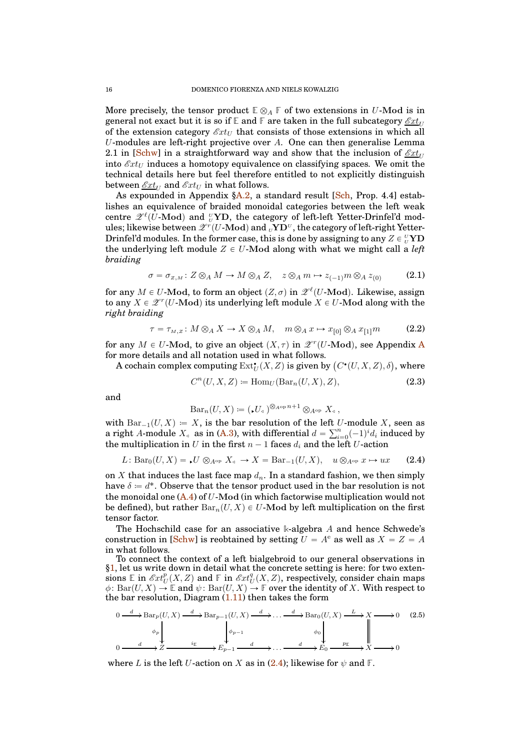More precisely, the tensor product $\mathbb{E} \otimes_A \mathbb{F}$ of two extensions in $U$-**Mod** is in general not exact but it is so if $\mathbb{E}$ and $\mathbb{F}$ are taken in the full subcategory $\underline{\mathscr{E}xt}_U$ of the extension category $\mathscr{E}xt_U$ that consists of those extensions in which all $U$-modules are left-right projective over $A$. One can then generalise Lemma 2.1 in [Schw] in a straightforward way and show that the inclusion of $\underline{\mathscr{E}xt}_U$ into $\mathscr{E}xt_U$ induces a homotopy equivalence on classifying spaces. We omit the technical details here but feel therefore entitled to not explicitly distinguish between $\underline{\mathscr{E}xt}_U$ and $\mathscr{E}xt_U$ in what follows.

As expounded in Appendix §A.2, a standard result [Sch, Prop. 4.4] establishes an equivalence of braided monoidal categories between the left weak centre $\mathscr{Z}^\ell(U\text{-}\mathbf{Mod})$ and ${}^U_U\mathbf{YD}$, the category of left-left Yetter-Drinfel'd modules; likewise between $\mathscr{Z}^r(U\text{-}\mathbf{Mod})$ and ${}_U\mathbf{YD}^U$, the category of left-right Yetter-Drinfel'd modules. In the former case, this is done by assigning to any $Z \in {}^U_U\mathbf{YD}$ the underlying left module $Z \in U$-**Mod** along with what we might call a *left braiding*

$$\sigma = \sigma_{Z,M} \colon Z \otimes_A M \to M \otimes_A Z, \quad z \otimes_A m \mapsto z_{(-1)} m \otimes_A z_{(0)} \tag{2.1}$$

for any $M \in U$-**Mod**, to form an object $(Z, \sigma)$ in $\mathscr{Z}^\ell(U\text{-}\mathbf{Mod})$. Likewise, assign to any $X \in \mathscr{Z}^r(U\text{-}\mathbf{Mod})$ its underlying left module $X \in U$-**Mod** along with the *right braiding*

$$\tau = \tau_{M,Z} \colon M \otimes_A X \to X \otimes_A M, \quad m \otimes_A x \mapsto x_{[0]} \otimes_A x_{[1]} m \tag{2.2}$$

for any $M \in U$-**Mod**, to give an object $(X, \tau)$ in $\mathscr{Z}^r(U\text{-}\mathbf{Mod})$, see Appendix A for more details and all notation used in what follows.

A cochain complex computing $\mathrm{Ext}^\bullet_U(X, Z)$ is given by $\big(C^\bullet(U, X, Z), \delta\big)$, where

$$C^n(U, X, Z) := \mathrm{Hom}_U(\mathrm{Bar}_n(U, X), Z), \tag{2.3}$$

and

$$\mathrm{Bar}_n(U, X) := ({}_\blacktriangleright U_\triangleleft)^{\otimes_{A^{\mathrm{op}}} n+1} \otimes_{A^{\mathrm{op}}} X_\triangleleft,$$

with $\mathrm{Bar}_{-1}(U, X) := X$, is the bar resolution of the left $U$-module $X$, seen as a right $A$-module $X_\triangleleft$ as in (A.3), with differential $d = \sum_{i=0}^n (-1)^i d_i$ induced by the multiplication in $U$ in the first $n-1$ faces $d_i$ and the left $U$-action

$$L \colon \mathrm{Bar}_0(U, X) = {}_\blacktriangleright U \otimes_{A^{\mathrm{op}}} X_\triangleleft \to X = \mathrm{Bar}_{-1}(U, X), \quad u \otimes_{A^{\mathrm{op}}} x \mapsto ux \tag{2.4}$$

on $X$ that induces the last face map $d_n$. In a standard fashion, we then simply have $\delta := d^*$. Observe that the tensor product used in the bar resolution is not the monoidal one (A.4) of $U$-**Mod** (in which factorwise multiplication would not be defined), but rather $\mathrm{Bar}_n(U, X) \in U$-**Mod** by left multiplication on the first tensor factor.

The Hochschild case for an associative $\Bbbk$-algebra $A$ and hence Schwede's construction in [Schw] is reobtained by setting $U = A^{\mathrm{e}}$ as well as $X = Z = A$ in what follows.

To connect the context of a left bialgebroid to our general observations in §1, let us write down in detail what the concrete setting is here: for two extensions $\mathbb{E}$ in $\mathscr{E}xt^p_U(X, Z)$ and $\mathbb{F}$ in $\mathscr{E}xt^q_U(X, Z)$, respectively, consider chain maps $\phi \colon \mathrm{Bar}(U, X) \to \mathbb{E}$ and $\psi \colon \mathrm{Bar}(U, X) \to \mathbb{F}$ over the identity of $X$. With respect to the bar resolution, Diagram (1.11) then takes the form

$$\begin{array}{ccccccccccccc}
0 & \xrightarrow{d} & \mathrm{Bar}_p(U,X) & \xrightarrow{d} & \mathrm{Bar}_{p-1}(U,X) & \xrightarrow{d} & \cdots & \xrightarrow{d} & \mathrm{Bar}_0(U,X) & \xrightarrow{L} & X & \longrightarrow & 0 \\
 & & \big\downarrow{\scriptstyle \phi_p} & & \big\downarrow{\scriptstyle \phi_{p-1}} & & & & \big\downarrow{\scriptstyle \phi_0} & & \big\| & & \\
0 & \xrightarrow{d} & Z & \xrightarrow{i_{\mathbb{E}}} & E_{p-1} & \xrightarrow{d} & \cdots & \xrightarrow{d} & E_0 & \xrightarrow{p_{\mathbb{E}}} & X & \longrightarrow & 0
\end{array} \tag{2.5}$$

where $L$ is the left $U$-action on $X$ as in (2.4); likewise for $\psi$ and $\mathbb{F}$.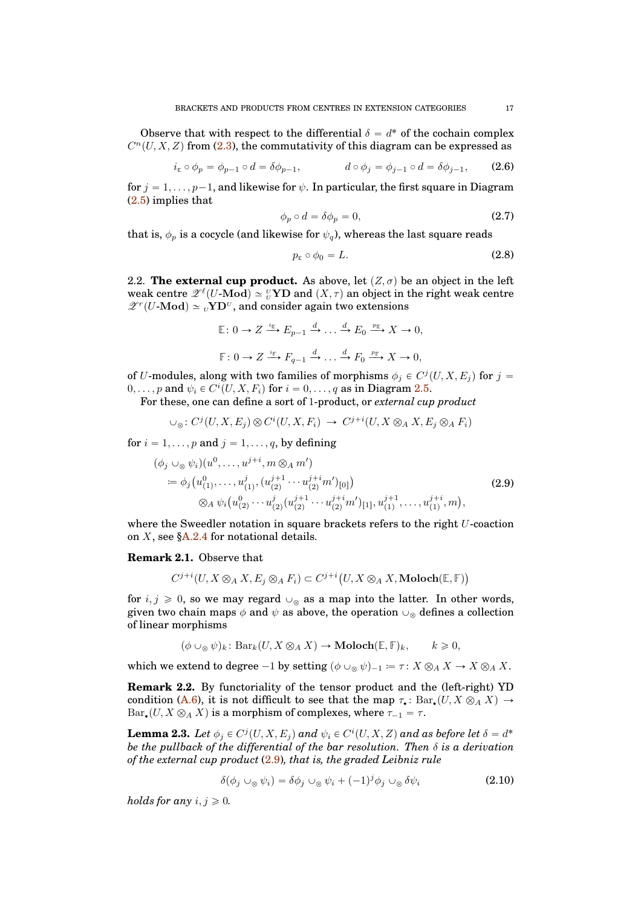Observe that with respect to the differential $\delta = d^*$ of the cochain complex $C^n(U, X, Z)$ from (2.3), the commutativity of this diagram can be expressed as

$$
i_{\mathbb{E}} \circ \phi_p = \phi_{p-1} \circ d = \delta\phi_{p-1}, \qquad\qquad d \circ \phi_j = \phi_{j-1} \circ d = \delta\phi_{j-1}, \tag{2.6}
$$

for $j = 1, \ldots, p-1$, and likewise for $\psi$. In particular, the first square in Diagram (2.5) implies that

$$
\phi_p \circ d = \delta\phi_p = 0, \tag{2.7}
$$

that is, $\phi_p$ is a cocycle (and likewise for $\psi_q$), whereas the last square reads

$$
p_{\mathbb{E}} \circ \phi_0 = L. \tag{2.8}
$$

**2.2. The external cup product.** As above, let $(Z, \sigma)$ be an object in the left weak centre $\mathscr{Z}^\ell(U\text{-}\mathbf{Mod}) \simeq {}^U_U\mathbf{YD}$ and $(X, \tau)$ an object in the right weak centre $\mathscr{Z}^r(U\text{-}\mathbf{Mod}) \simeq {}_U\mathbf{YD}^U$, and consider again two extensions

$$
\mathbb{E}\colon 0 \to Z \xrightarrow{i_{\mathbb{E}}} E_{p-1} \xrightarrow{d} \ldots \xrightarrow{d} E_0 \xrightarrow{p_{\mathbb{E}}} X \to 0,
$$

$$
\mathbb{F}\colon 0 \to Z \xrightarrow{i_{\mathbb{F}}} F_{q-1} \xrightarrow{d} \ldots \xrightarrow{d} F_0 \xrightarrow{p_{\mathbb{F}}} X \to 0,
$$

of $U$-modules, along with two families of morphisms $\phi_j \in C^j(U, X, E_j)$ for $j = 0, \ldots, p$ and $\psi_i \in C^i(U, X, F_i)$ for $i = 0, \ldots, q$ as in Diagram 2.5.

For these, one can define a sort of 1-product, or *external cup product*

$$
\smile_\otimes\colon C^j(U, X, E_j) \otimes C^i(U, X, F_i) \;\to\; C^{j+i}(U, X \otimes_A X, E_j \otimes_A F_i)
$$

for $i = 1, \ldots, p$ and $j = 1, \ldots, q$, by defining

$$
\begin{aligned}
&(\phi_j \smile_\otimes \psi_i)(u^0, \ldots, u^{j+i}, m \otimes_A m') \\
&\quad\coloneqq \phi_j\big(u^0_{(1)}, \ldots, u^j_{(1)}, (u^{j+1}_{(2)} \cdots u^{j+i}_{(2)} m')_{[0]}\big) \\
&\qquad\qquad \otimes_A \psi_i\big(u^0_{(2)} \cdots u^j_{(2)} (u^{j+1}_{(2)} \cdots u^{j+i}_{(2)} m')_{[1]}, u^{j+1}_{(1)}, \ldots, u^{j+i}_{(1)}, m\big),
\end{aligned} \tag{2.9}
$$

where the Sweedler notation in square brackets refers to the right $U$-coaction on $X$, see §A.2.4 for notational details.

**Remark 2.1.** Observe that

$$
C^{j+i}(U, X \otimes_A X, E_j \otimes_A F_i) \subset C^{j+i}\big(U, X \otimes_A X, \mathbf{Moloch}(\mathbb{E}, \mathbb{F})\big)
$$

for $i, j \geqslant 0$, so we may regard $\smile_\otimes$ as a map into the latter. In other words, given two chain maps $\phi$ and $\psi$ as above, the operation $\smile_\otimes$ defines a collection of linear morphisms

$$
(\phi \smile_\otimes \psi)_k\colon \mathrm{Bar}_k(U, X \otimes_A X) \to \mathbf{Moloch}(\mathbb{E}, \mathbb{F})_k, \qquad k \geqslant 0,
$$

which we extend to degree $-1$ by setting $(\phi \smile_\otimes \psi)_{-1} \coloneqq \tau\colon X \otimes_A X \to X \otimes_A X$.

**Remark 2.2.** By functoriality of the tensor product and the (left-right) YD condition (A.6), it is not difficult to see that the map $\tau_\bullet\colon \mathrm{Bar}_\bullet(U, X \otimes_A X) \to \mathrm{Bar}_\bullet(U, X \otimes_A X)$ is a morphism of complexes, where $\tau_{-1} = \tau$.

**Lemma 2.3.** *Let $\phi_j \in C^j(U, X, E_j)$ and $\psi_i \in C^i(U, X, Z)$ and as before let $\delta = d^*$ be the pullback of the differential of the bar resolution. Then $\delta$ is a derivation of the external cup product (2.9), that is, the graded Leibniz rule*

$$
\delta(\phi_j \smile_\otimes \psi_i) = \delta\phi_j \smile_\otimes \psi_i + (-1)^j \phi_j \smile_\otimes \delta\psi_i \tag{2.10}
$$

*holds for any $i, j \geqslant 0$.*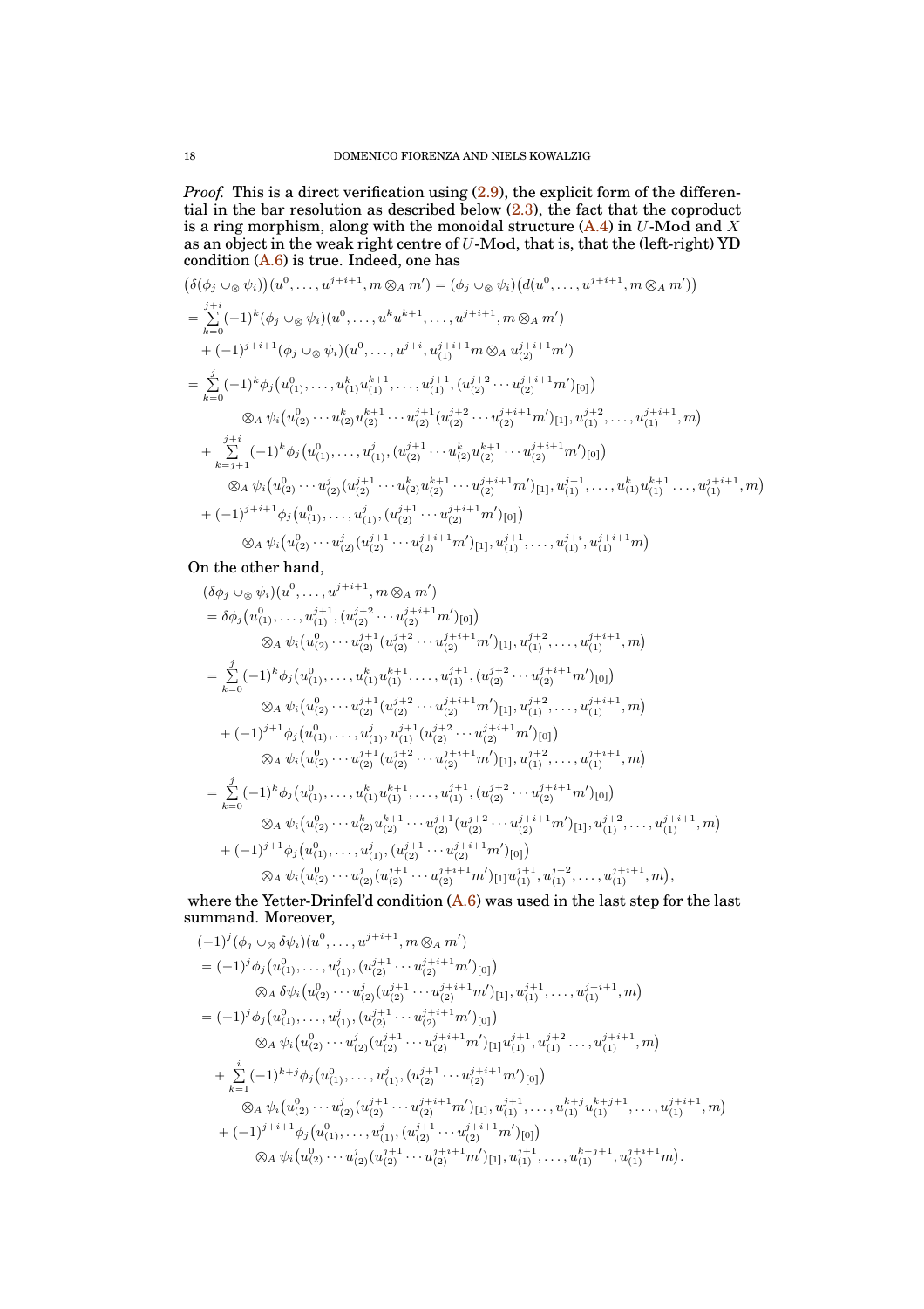*Proof.* This is a direct verification using (2.9), the explicit form of the differential in the bar resolution as described below (2.3), the fact that the coproduct is a ring morphism, along with the monoidal structure (A.4) in $U$-**Mod** and $X$ as an object in the weak right centre of $U$-**Mod**, that is, that the (left-right) YD condition (A.6) is true. Indeed, one has

$$
\begin{aligned}
&\big(\delta(\phi_j \cup_\otimes \psi_i)\big)(u^0, \ldots, u^{j+i+1}, m \otimes_A m') = (\phi_j \cup_\otimes \psi_i)\big(d(u^0, \ldots, u^{j+i+1}, m \otimes_A m')\big) \\
&= \sum_{k=0}^{j+i} (-1)^k (\phi_j \cup_\otimes \psi_i)(u^0, \ldots, u^k u^{k+1}, \ldots, u^{j+i+1}, m \otimes_A m') \\
&\quad + (-1)^{j+i+1} (\phi_j \cup_\otimes \psi_i)(u^0, \ldots, u^{j+i}, u^{j+i+1}_{(1)} m \otimes_A u^{j+i+1}_{(2)} m') \\
&= \sum_{k=0}^{j} (-1)^k \phi_j\big(u^0_{(1)}, \ldots, u^k_{(1)} u^{k+1}_{(1)}, \ldots, u^{j+1}_{(1)}, (u^{j+2}_{(2)} \cdots u^{j+i+1}_{(2)} m')_{[0]}\big) \\
&\qquad\quad \otimes_A \psi_i\big(u^0_{(2)} \cdots u^k_{(2)} u^{k+1}_{(2)} \cdots u^{j+1}_{(2)} (u^{j+2}_{(2)} \cdots u^{j+i+1}_{(2)} m')_{[1]}, u^{j+2}_{(1)}, \ldots, u^{j+i+1}_{(1)}, m\big) \\
&\quad + \sum_{k=j+1}^{j+i} (-1)^k \phi_j\big(u^0_{(1)}, \ldots, u^j_{(1)}, (u^{j+1}_{(2)} \cdots u^k_{(2)} u^{k+1}_{(2)} \cdots u^{j+i+1}_{(2)} m')_{[0]}\big) \\
&\qquad \otimes_A \psi_i\big(u^0_{(2)} \cdots u^j_{(2)} (u^{j+1}_{(2)} \cdots u^k_{(2)} u^{k+1}_{(2)} \cdots u^{j+i+1}_{(2)} m')_{[1]}, u^{j+1}_{(1)}, \ldots, u^k_{(1)} u^{k+1}_{(1)} \ldots, u^{j+i+1}_{(1)}, m\big) \\
&\quad + (-1)^{j+i+1} \phi_j\big(u^0_{(1)}, \ldots, u^j_{(1)}, (u^{j+1}_{(2)} \cdots u^{j+i+1}_{(2)} m')_{[0]}\big) \\
&\qquad\quad \otimes_A \psi_i\big(u^0_{(2)} \cdots u^j_{(2)} (u^{j+1}_{(2)} \cdots u^{j+i+1}_{(2)} m')_{[1]}, u^{j+1}_{(1)}, \ldots, u^{j+i}_{(1)}, u^{j+i+1}_{(1)} m\big)
\end{aligned}
$$

On the other hand,

$$
\begin{aligned}
&(\delta\phi_j \cup_\otimes \psi_i)(u^0, \ldots, u^{j+i+1}, m \otimes_A m') \\
&= \delta\phi_j\big(u^0_{(1)}, \ldots, u^{j+1}_{(1)}, (u^{j+2}_{(2)} \cdots u^{j+i+1}_{(2)} m')_{[0]}\big) \\
&\qquad\quad \otimes_A \psi_i\big(u^0_{(2)} \cdots u^{j+1}_{(2)} (u^{j+2}_{(2)} \cdots u^{j+i+1}_{(2)} m')_{[1]}, u^{j+2}_{(1)}, \ldots, u^{j+i+1}_{(1)}, m\big) \\
&= \sum_{k=0}^{j} (-1)^k \phi_j\big(u^0_{(1)}, \ldots, u^k_{(1)} u^{k+1}_{(1)}, \ldots, u^{j+1}_{(1)}, (u^{j+2}_{(2)} \cdots u^{j+i+1}_{(2)} m')_{[0]}\big) \\
&\qquad\quad \otimes_A \psi_i\big(u^0_{(2)} \cdots u^{j+1}_{(2)} (u^{j+2}_{(2)} \cdots u^{j+i+1}_{(2)} m')_{[1]}, u^{j+2}_{(1)}, \ldots, u^{j+i+1}_{(1)}, m\big) \\
&\quad + (-1)^{j+1} \phi_j\big(u^0_{(1)}, \ldots, u^j_{(1)}, u^{j+1}_{(1)} (u^{j+2}_{(2)} \cdots u^{j+i+1}_{(2)} m')_{[0]}\big) \\
&\qquad\quad \otimes_A \psi_i\big(u^0_{(2)} \cdots u^{j+1}_{(2)} (u^{j+2}_{(2)} \cdots u^{j+i+1}_{(2)} m')_{[1]}, u^{j+2}_{(1)}, \ldots, u^{j+i+1}_{(1)}, m\big) \\
&= \sum_{k=0}^{j} (-1)^k \phi_j\big(u^0_{(1)}, \ldots, u^k_{(1)} u^{k+1}_{(1)}, \ldots, u^{j+1}_{(1)}, (u^{j+2}_{(2)} \cdots u^{j+i+1}_{(2)} m')_{[0]}\big) \\
&\qquad\quad \otimes_A \psi_i\big(u^0_{(2)} \cdots u^k_{(2)} u^{k+1}_{(2)} \cdots u^{j+1}_{(2)} (u^{j+2}_{(2)} \cdots u^{j+i+1}_{(2)} m')_{[1]}, u^{j+2}_{(1)}, \ldots, u^{j+i+1}_{(1)}, m\big) \\
&\quad + (-1)^{j+1} \phi_j\big(u^0_{(1)}, \ldots, u^j_{(1)}, (u^{j+1}_{(2)} \cdots u^{j+i+1}_{(2)} m')_{[0]}\big) \\
&\qquad\quad \otimes_A \psi_i\big(u^0_{(2)} \cdots u^j_{(2)} (u^{j+1}_{(2)} \cdots u^{j+i+1}_{(2)} m')_{[1]} u^{j+1}_{(1)}, u^{j+2}_{(1)}, \ldots, u^{j+i+1}_{(1)}, m\big),
\end{aligned}
$$

where the Yetter-Drinfel'd condition (A.6) was used in the last step for the last summand. Moreover,

$$
\begin{aligned}
&(-1)^j (\phi_j \cup_\otimes \delta\psi_i)(u^0, \ldots, u^{j+i+1}, m \otimes_A m') \\
&= (-1)^j \phi_j\big(u^0_{(1)}, \ldots, u^j_{(1)}, (u^{j+1}_{(2)} \cdots u^{j+i+1}_{(2)} m')_{[0]}\big) \\
&\qquad\quad \otimes_A \delta\psi_i\big(u^0_{(2)} \cdots u^j_{(2)} (u^{j+1}_{(2)} \cdots u^{j+i+1}_{(2)} m')_{[1]}, u^{j+1}_{(1)}, \ldots, u^{j+i+1}_{(1)}, m\big) \\
&= (-1)^j \phi_j\big(u^0_{(1)}, \ldots, u^j_{(1)}, (u^{j+1}_{(2)} \cdots u^{j+i+1}_{(2)} m')_{[0]}\big) \\
&\qquad\quad \otimes_A \psi_i\big(u^0_{(2)} \cdots u^j_{(2)} (u^{j+1}_{(2)} \cdots u^{j+i+1}_{(2)} m')_{[1]} u^{j+1}_{(1)}, u^{j+2}_{(1)} \ldots, u^{j+i+1}_{(1)}, m\big) \\
&\quad + \sum_{k=1}^{i} (-1)^{k+j} \phi_j\big(u^0_{(1)}, \ldots, u^j_{(1)}, (u^{j+1}_{(2)} \cdots u^{j+i+1}_{(2)} m')_{[0]}\big) \\
&\qquad \otimes_A \psi_i\big(u^0_{(2)} \cdots u^j_{(2)} (u^{j+1}_{(2)} \cdots u^{j+i+1}_{(2)} m')_{[1]}, u^{j+1}_{(1)}, \ldots, u^{k+j}_{(1)} u^{k+j+1}_{(1)}, \ldots, u^{j+i+1}_{(1)}, m\big) \\
&\quad + (-1)^{j+i+1} \phi_j\big(u^0_{(1)}, \ldots, u^j_{(1)}, (u^{j+1}_{(2)} \cdots u^{j+i+1}_{(2)} m')_{[0]}\big) \\
&\qquad\quad \otimes_A \psi_i\big(u^0_{(2)} \cdots u^j_{(2)} (u^{j+1}_{(2)} \cdots u^{j+i+1}_{(2)} m')_{[1]}, u^{j+1}_{(1)}, \ldots, u^{k+j+1}_{(1)}, u^{j+i+1}_{(1)} m\big).
\end{aligned}
$$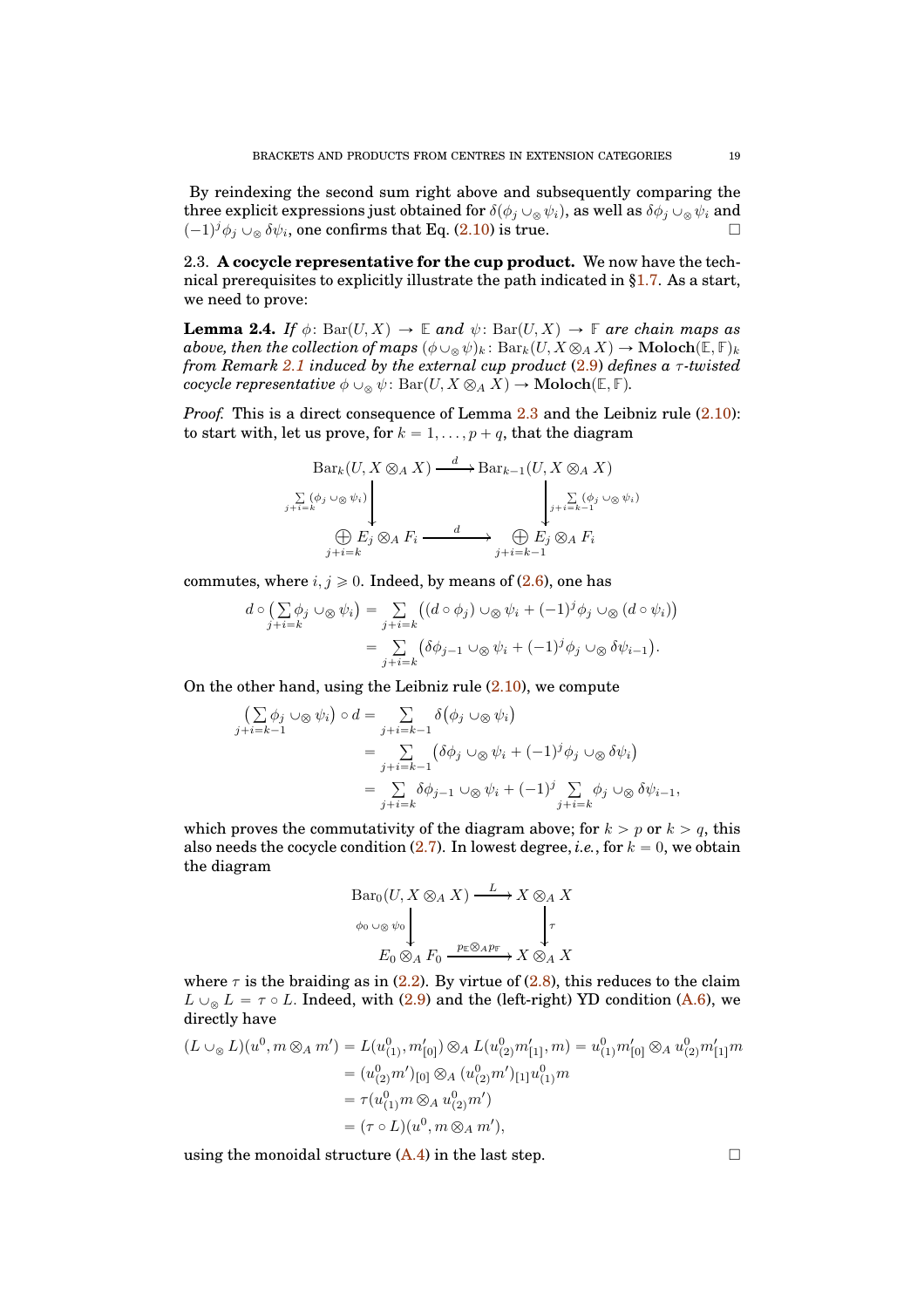By reindexing the second sum right above and subsequently comparing the three explicit expressions just obtained for $\delta(\phi_j \cup_\otimes \psi_i)$, as well as $\delta\phi_j \cup_\otimes \psi_i$ and $(-1)^j \phi_j \cup_\otimes \delta\psi_i$, one confirms that Eq. (2.10) is true. $\square$

### 2.3. **A cocycle representative for the cup product.**

We now have the technical prerequisites to explicitly illustrate the path indicated in §1.7. As a start, we need to prove:

**Lemma 2.4.** *If $\phi\colon \mathrm{Bar}(U, X) \to \mathbb{E}$ and $\psi\colon \mathrm{Bar}(U, X) \to \mathbb{F}$ are chain maps as above, then the collection of maps $(\phi \cup_\otimes \psi)_k\colon \mathrm{Bar}_k(U, X \otimes_A X) \to \mathbf{Moloch}(\mathbb{E}, \mathbb{F})_k$ from Remark 2.1 induced by the external cup product (2.9) defines a $\tau$-twisted cocycle representative $\phi \cup_\otimes \psi\colon \mathrm{Bar}(U, X \otimes_A X) \to \mathbf{Moloch}(\mathbb{E}, \mathbb{F})$.*

*Proof.* This is a direct consequence of Lemma 2.3 and the Leibniz rule (2.10): to start with, let us prove, for $k = 1, \ldots, p+q$, that the diagram

$$
\begin{array}{ccc}
\mathrm{Bar}_k(U, X \otimes_A X) & \xrightarrow{\ d\ } & \mathrm{Bar}_{k-1}(U, X \otimes_A X) \\
\Big\downarrow {\scriptstyle \sum_{j+i=k} (\phi_j \cup_\otimes \psi_i)} & & \Big\downarrow {\scriptstyle \sum_{j+i=k-1} (\phi_j \cup_\otimes \psi_i)} \\
\bigoplus_{j+i=k} E_j \otimes_A F_i & \xrightarrow{\ d\ } & \bigoplus_{j+i=k-1} E_j \otimes_A F_i
\end{array}
$$

commutes, where $i, j \geqslant 0$. Indeed, by means of (2.6), one has

$$
\begin{aligned}
d \circ \big(\sum_{j+i=k} \phi_j \cup_\otimes \psi_i\big) &= \sum_{j+i=k} \big((d \circ \phi_j) \cup_\otimes \psi_i + (-1)^j \phi_j \cup_\otimes (d \circ \psi_i)\big) \\
&= \sum_{j+i=k} \big(\delta\phi_{j-1} \cup_\otimes \psi_i + (-1)^j \phi_j \cup_\otimes \delta\psi_{i-1}\big).
\end{aligned}
$$

On the other hand, using the Leibniz rule (2.10), we compute

$$
\begin{aligned}
\big(\sum_{j+i=k-1} \phi_j \cup_\otimes \psi_i\big) \circ d &= \sum_{j+i=k-1} \delta\big(\phi_j \cup_\otimes \psi_i\big) \\
&= \sum_{j+i=k-1} \big(\delta\phi_j \cup_\otimes \psi_i + (-1)^j \phi_j \cup_\otimes \delta\psi_i\big) \\
&= \sum_{j+i=k} \delta\phi_{j-1} \cup_\otimes \psi_i + (-1)^j \sum_{j+i=k} \phi_j \cup_\otimes \delta\psi_{i-1},
\end{aligned}
$$

which proves the commutativity of the diagram above; for $k > p$ or $k > q$, this also needs the cocycle condition (2.7). In lowest degree, *i.e.*, for $k = 0$, we obtain the diagram

$$
\begin{array}{ccc}
\mathrm{Bar}_0(U, X \otimes_A X) & \xrightarrow{\ L\ } & X \otimes_A X \\
\Big\downarrow {\scriptstyle \phi_0 \cup_\otimes \psi_0} & & \Big\downarrow {\scriptstyle \tau} \\
E_0 \otimes_A F_0 & \xrightarrow{\ p_{\mathbb{E}} \otimes_A p_{\mathbb{F}}\ } & X \otimes_A X
\end{array}
$$

where $\tau$ is the braiding as in (2.2). By virtue of (2.8), this reduces to the claim $L \cup_\otimes L = \tau \circ L$. Indeed, with (2.9) and the (left-right) YD condition (A.6), we directly have

$$
\begin{aligned}
(L \cup_\otimes L)(u^0, m \otimes_A m') &= L(u^0_{(1)}, m'_{[0]}) \otimes_A L(u^0_{(2)} m'_{[1]}, m) = u^0_{(1)} m'_{[0]} \otimes_A u^0_{(2)} m'_{[1]} m \\
&= (u^0_{(2)} m')_{[0]} \otimes_A (u^0_{(2)} m')_{[1]} u^0_{(1)} m \\
&= \tau(u^0_{(1)} m \otimes_A u^0_{(2)} m') \\
&= (\tau \circ L)(u^0, m \otimes_A m'),
\end{aligned}
$$

using the monoidal structure (A.4) in the last step. $\square$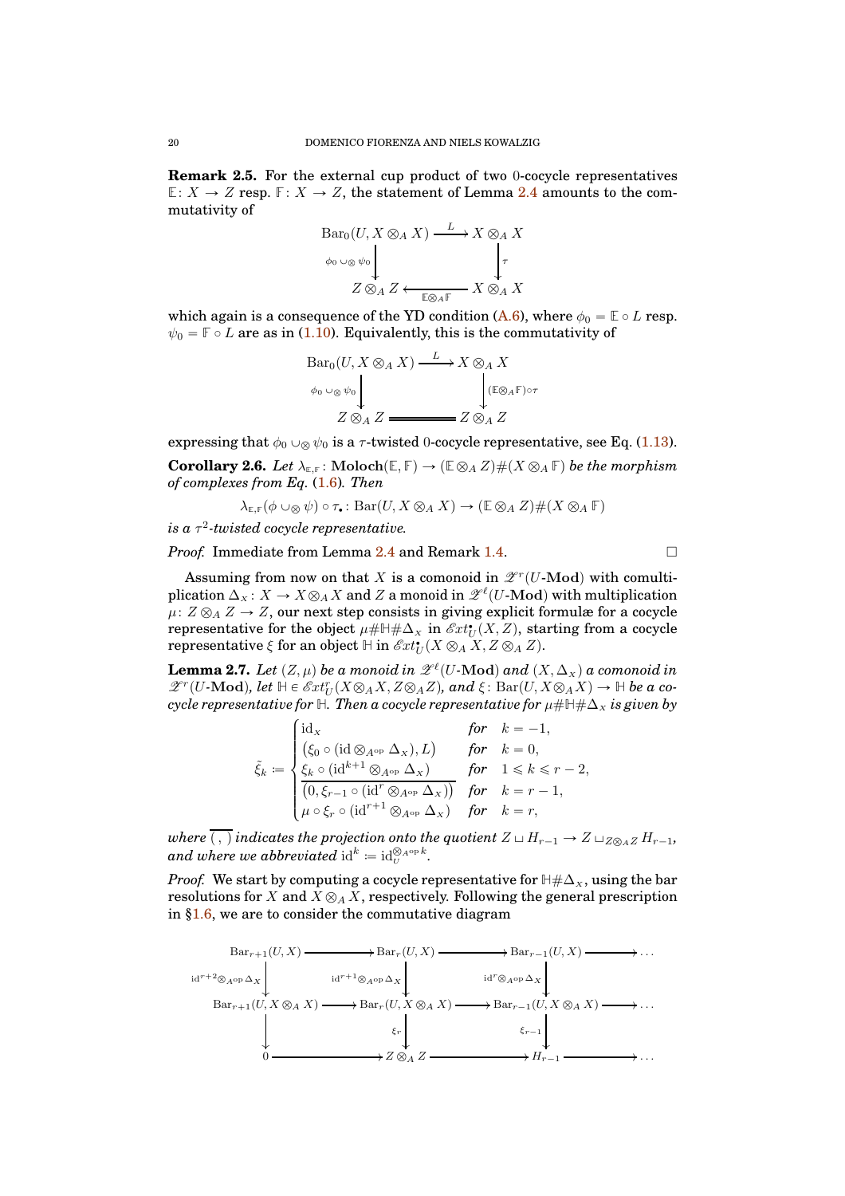**Remark 2.5.** For the external cup product of two 0-cocycle representatives $\mathbb{E}\colon X \to Z$ resp. $\mathbb{F}\colon X \to Z$, the statement of Lemma 2.4 amounts to the commutativity of

$$
\begin{array}{ccc}
\mathrm{Bar}_0(U, X \otimes_A X) & \xrightarrow{\;L\;} & X \otimes_A X \\
{\scriptstyle \phi_0 \cup_\otimes \psi_0}\big\downarrow & & \big\downarrow{\scriptstyle \tau} \\
Z \otimes_A Z & \xleftarrow{\;\mathbb{E}\otimes_A \mathbb{F}\;} & X \otimes_A X
\end{array}
$$

which again is a consequence of the YD condition (A.6), where $\phi_0 = \mathbb{E} \circ L$ resp. $\psi_0 = \mathbb{F} \circ L$ are as in (1.10). Equivalently, this is the commutativity of

$$
\begin{array}{ccc}
\mathrm{Bar}_0(U, X \otimes_A X) & \xrightarrow{\;L\;} & X \otimes_A X \\
{\scriptstyle \phi_0 \cup_\otimes \psi_0}\big\downarrow & & \big\downarrow{\scriptstyle (\mathbb{E}\otimes_A \mathbb{F})\circ\tau} \\
Z \otimes_A Z & = & Z \otimes_A Z
\end{array}
$$

expressing that $\phi_0 \cup_\otimes \psi_0$ is a $\tau$-twisted 0-cocycle representative, see Eq. (1.13).

**Corollary 2.6.** *Let $\lambda_{\mathbb{E},\mathbb{F}}\colon \mathbf{Moloch}(\mathbb{E}, \mathbb{F}) \to (\mathbb{E} \otimes_A Z)\#(X \otimes_A \mathbb{F})$ be the morphism of complexes from Eq. (1.6). Then*

$$
\lambda_{\mathbb{E},\mathbb{F}}(\phi \cup_\otimes \psi) \circ \tau_\bullet \colon \mathrm{Bar}(U, X \otimes_A X) \to (\mathbb{E} \otimes_A Z)\#(X \otimes_A \mathbb{F})
$$

*is a $\tau^2$-twisted cocycle representative.*

*Proof.* Immediate from Lemma 2.4 and Remark 1.4. □

Assuming from now on that $X$ is a comonoid in $\mathscr{Z}^r(U\text{-}\mathbf{Mod})$ with comultiplication $\Delta_X\colon X \to X \otimes_A X$ and $Z$ a monoid in $\mathscr{Z}^\ell(U\text{-}\mathbf{Mod})$ with multiplication $\mu\colon Z \otimes_A Z \to Z$, our next step consists in giving explicit formulæ for a cocycle representative for the object $\mu\#\mathbb{H}\#\Delta_X$ in $\mathscr{E}xt^\bullet_U(X, Z)$, starting from a cocycle representative $\xi$ for an object $\mathbb{H}$ in $\mathscr{E}xt^\bullet_U(X \otimes_A X, Z \otimes_A Z)$.

**Lemma 2.7.** *Let $(Z, \mu)$ be a monoid in $\mathscr{Z}^\ell(U\text{-}\mathbf{Mod})$ and $(X, \Delta_X)$ a comonoid in $\mathscr{Z}^r(U\text{-}\mathbf{Mod})$, let $\mathbb{H} \in \mathscr{E}xt^r_U(X \otimes_A X, Z \otimes_A Z)$, and $\xi\colon \mathrm{Bar}(U, X \otimes_A X) \to \mathbb{H}$ be a cocycle representative for $\mathbb{H}$. Then a cocycle representative for $\mu\#\mathbb{H}\#\Delta_X$ is given by*

$$
\tilde{\xi}_k \coloneqq \begin{cases}
\mathrm{id}_X & \text{for} \quad k = -1, \\
\big(\xi_0 \circ (\mathrm{id} \otimes_{A^{\mathrm{op}}} \Delta_X), L\big) & \text{for} \quad k = 0, \\
\xi_k \circ (\mathrm{id}^{k+1} \otimes_{A^{\mathrm{op}}} \Delta_X) & \text{for} \quad 1 \leqslant k \leqslant r-2, \\
\overline{\big(0, \xi_{r-1} \circ (\mathrm{id}^r \otimes_{A^{\mathrm{op}}} \Delta_X)\big)} & \text{for} \quad k = r-1, \\
\mu \circ \xi_r \circ (\mathrm{id}^{r+1} \otimes_{A^{\mathrm{op}}} \Delta_X) & \text{for} \quad k = r,
\end{cases}
$$

*where $\overline{(\ ,\ )}$ indicates the projection onto the quotient $Z \sqcup H_{r-1} \to Z \sqcup_{Z \otimes_A Z} H_{r-1}$, and where we abbreviated $\mathrm{id}^k \coloneqq \mathrm{id}_U^{\otimes_{A^{\mathrm{op}}} k}$.*

*Proof.* We start by computing a cocycle representative for $\mathbb{H}\#\Delta_X$, using the bar resolutions for $X$ and $X \otimes_A X$, respectively. Following the general prescription in §1.6, we are to consider the commutative diagram

$$
\begin{array}{ccccccc}
\mathrm{Bar}_{r+1}(U, X) & \longrightarrow & \mathrm{Bar}_r(U, X) & \longrightarrow & \mathrm{Bar}_{r-1}(U, X) & \longrightarrow & \cdots \\
{\scriptstyle \mathrm{id}^{r+2}\otimes_{A^{\mathrm{op}}}\Delta_X}\big\downarrow & & {\scriptstyle \mathrm{id}^{r+1}\otimes_{A^{\mathrm{op}}}\Delta_X}\big\downarrow & & {\scriptstyle \mathrm{id}^{r}\otimes_{A^{\mathrm{op}}}\Delta_X}\big\downarrow & & \\
\mathrm{Bar}_{r+1}(U, X \otimes_A X) & \longrightarrow & \mathrm{Bar}_r(U, X \otimes_A X) & \longrightarrow & \mathrm{Bar}_{r-1}(U, X \otimes_A X) & \longrightarrow & \cdots \\
\big\downarrow & & {\scriptstyle \xi_r}\big\downarrow & & {\scriptstyle \xi_{r-1}}\big\downarrow & & \\
0 & \longrightarrow & Z \otimes_A Z & \longrightarrow & H_{r-1} & \longrightarrow & \cdots
\end{array}
$$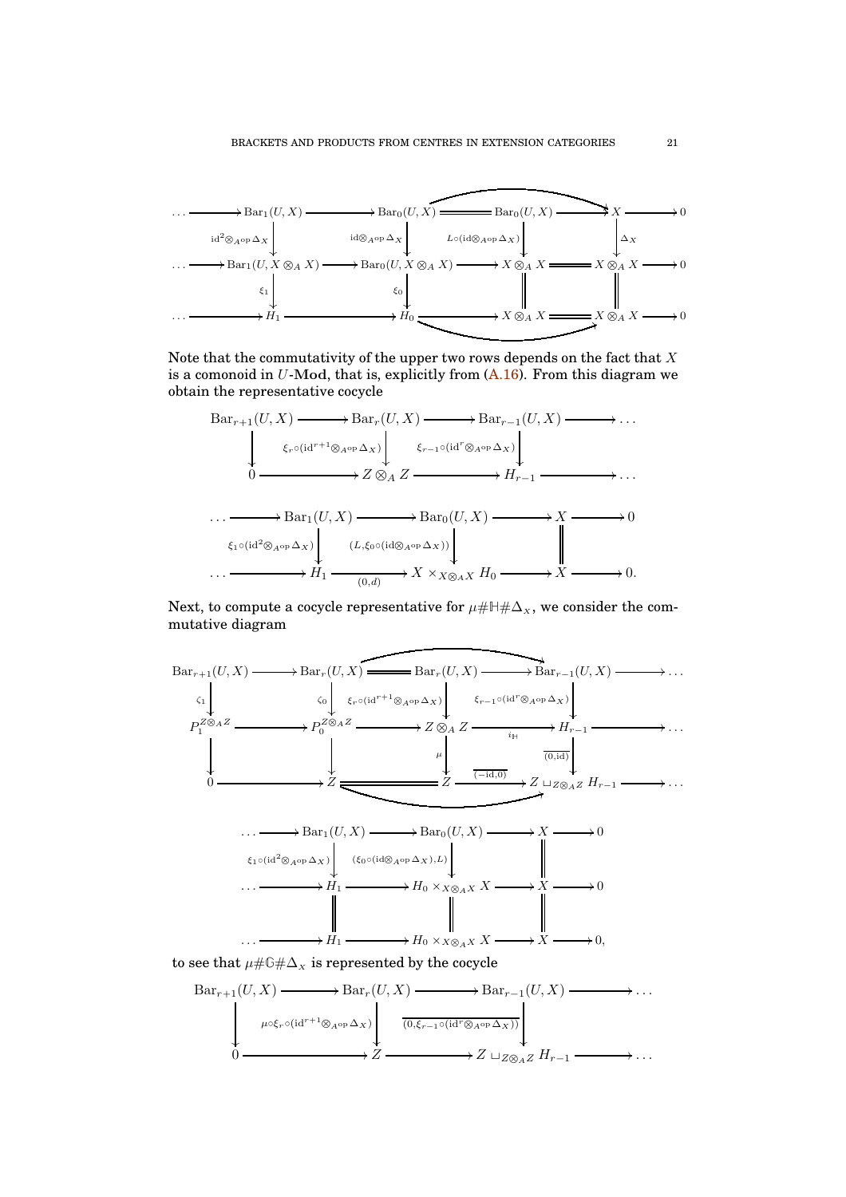$$
\begin{array}{ccccccccccc}
\cdots & \longrightarrow & \mathrm{Bar}_1(U,X) & \longrightarrow & \mathrm{Bar}_0(U,X) & = & \mathrm{Bar}_0(U,X) & \longrightarrow & X & \longrightarrow & 0 \\
 & & \downarrow{\scriptstyle \mathrm{id}^2\otimes_{A^{\mathrm{op}}}\Delta_X} & & \downarrow{\scriptstyle \mathrm{id}\otimes_{A^{\mathrm{op}}}\Delta_X} & & \downarrow{\scriptstyle L\circ(\mathrm{id}\otimes_{A^{\mathrm{op}}}\Delta_X)} & & \downarrow{\scriptstyle \Delta_X} & & \\
\cdots & \longrightarrow & \mathrm{Bar}_1(U,X\otimes_A X) & \longrightarrow & \mathrm{Bar}_0(U,X\otimes_A X) & \longrightarrow & X\otimes_A X & = & X\otimes_A X & \longrightarrow & 0 \\
 & & \downarrow{\scriptstyle \xi_1} & & \downarrow{\scriptstyle \xi_0} & & \| & & \| & & \\
\cdots & \longrightarrow & H_1 & \longrightarrow & H_0 & \longrightarrow & X\otimes_A X & = & X\otimes_A X & \longrightarrow & 0
\end{array}
$$

Note that the commutativity of the upper two rows depends on the fact that $X$ is a comonoid in $U$-**Mod**, that is, explicitly from (A.16). From this diagram we obtain the representative cocycle

$$
\begin{array}{ccccccc}
\mathrm{Bar}_{r+1}(U,X) & \longrightarrow & \mathrm{Bar}_r(U,X) & \longrightarrow & \mathrm{Bar}_{r-1}(U,X) & \longrightarrow & \cdots \\
\downarrow & & \downarrow{\scriptstyle \xi_r\circ(\mathrm{id}^{r+1}\otimes_{A^{\mathrm{op}}}\Delta_X)} & & \downarrow{\scriptstyle \xi_{r-1}\circ(\mathrm{id}^{r}\otimes_{A^{\mathrm{op}}}\Delta_X)} & & \\
0 & \longrightarrow & Z\otimes_A Z & \longrightarrow & H_{r-1} & \longrightarrow & \cdots
\end{array}
$$

$$
\begin{array}{ccccccccc}
\cdots & \longrightarrow & \mathrm{Bar}_1(U,X) & \longrightarrow & \mathrm{Bar}_0(U,X) & \longrightarrow & X & \longrightarrow & 0 \\
 & & \downarrow{\scriptstyle \xi_1\circ(\mathrm{id}^2\otimes_{A^{\mathrm{op}}}\Delta_X)} & & \downarrow{\scriptstyle (L,\xi_0\circ(\mathrm{id}\otimes_{A^{\mathrm{op}}}\Delta_X))} & & \| & & \\
\cdots & \longrightarrow & H_1 & \xrightarrow{(0,d)} & X\times_{X\otimes_A X} H_0 & \longrightarrow & X & \longrightarrow & 0.
\end{array}
$$

Next, to compute a cocycle representative for $\mu\#\mathbb{H}\#\Delta_x$, we consider the commutative diagram

$$
\begin{array}{ccccccccccc}
\mathrm{Bar}_{r+1}(U,X) & \longrightarrow & \mathrm{Bar}_r(U,X) & = & \mathrm{Bar}_r(U,X) & \longrightarrow & \mathrm{Bar}_{r-1}(U,X) & \longrightarrow & \cdots \\
\downarrow{\scriptstyle \zeta_1} & & \downarrow{\scriptstyle \zeta_0} & & \downarrow{\scriptstyle \xi_r\circ(\mathrm{id}^{r+1}\otimes_{A^{\mathrm{op}}}\Delta_X)} & & \downarrow{\scriptstyle \xi_{r-1}\circ(\mathrm{id}^{r}\otimes_{A^{\mathrm{op}}}\Delta_X)} & & \\
P_1^{Z\otimes_A Z} & \longrightarrow & P_0^{Z\otimes_A Z} & \longrightarrow & Z\otimes_A Z & \xrightarrow{i_{\mathbb{H}}} & H_{r-1} & \longrightarrow & \cdots \\
\downarrow & & \downarrow & & \downarrow{\scriptstyle \mu} & & \downarrow{\scriptstyle \overline{(0,\mathrm{id})}} & & \\
0 & \longrightarrow & Z & = & Z & \xrightarrow{\overline{(-\mathrm{id},0)}} & Z\sqcup_{Z\otimes_A Z} H_{r-1} & \longrightarrow & \cdots
\end{array}
$$

$$
\begin{array}{ccccccccc}
\cdots & \longrightarrow & \mathrm{Bar}_1(U,X) & \longrightarrow & \mathrm{Bar}_0(U,X) & \longrightarrow & X & \longrightarrow & 0 \\
 & & \downarrow{\scriptstyle \xi_1\circ(\mathrm{id}^2\otimes_{A^{\mathrm{op}}}\Delta_X)} & & \downarrow{\scriptstyle (\xi_0\circ(\mathrm{id}\otimes_{A^{\mathrm{op}}}\Delta_X),L)} & & \| & & \\
\cdots & \longrightarrow & H_1 & \longrightarrow & H_0\times_{X\otimes_A X} X & \longrightarrow & X & \longrightarrow & 0 \\
 & & \| & & \| & & \| & & \\
\cdots & \longrightarrow & H_1 & \longrightarrow & H_0\times_{X\otimes_A X} X & \longrightarrow & X & \longrightarrow & 0,
\end{array}
$$

to see that $\mu\#\mathbb{G}\#\Delta_x$ is represented by the cocycle

$$
\begin{array}{ccccccc}
\mathrm{Bar}_{r+1}(U,X) & \longrightarrow & \mathrm{Bar}_r(U,X) & \longrightarrow & \mathrm{Bar}_{r-1}(U,X) & \longrightarrow & \cdots \\
\downarrow & & \downarrow{\scriptstyle \mu\circ\xi_r\circ(\mathrm{id}^{r+1}\otimes_{A^{\mathrm{op}}}\Delta_X)} & & \downarrow{\scriptstyle \overline{(0,\xi_{r-1}\circ(\mathrm{id}^{r}\otimes_{A^{\mathrm{op}}}\Delta_X))}} & & \\
0 & \longrightarrow & Z & \longrightarrow & Z\sqcup_{Z\otimes_A Z} H_{r-1} & \longrightarrow & \cdots
\end{array}
$$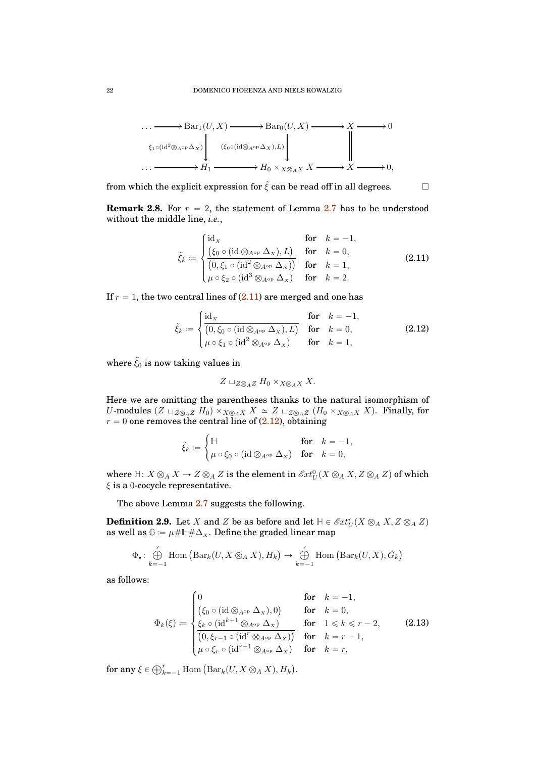$$
\begin{array}{ccccccccc}
\cdots & \longrightarrow & \mathrm{Bar}_1(U,X) & \longrightarrow & \mathrm{Bar}_0(U,X) & \longrightarrow & X & \longrightarrow & 0 \\
 & & \Big\downarrow {\scriptstyle \xi_1\circ(\mathrm{id}^2\otimes_{A^{\mathrm{op}}}\Delta_X)} & & \Big\downarrow {\scriptstyle (\xi_0\circ(\mathrm{id}\otimes_{A^{\mathrm{op}}}\Delta_X),L)} & & \Big\| & & \\
\cdots & \longrightarrow & H_1 & \longrightarrow & H_0\times_{X\otimes_A X} X & \longrightarrow & X & \longrightarrow & 0,
\end{array}
$$

from which the explicit expression for $\tilde{\xi}$ can be read off in all degrees. $\square$

**Remark 2.8.** For $r = 2$, the statement of Lemma 2.7 has to be understood without the middle line, *i.e.*,

$$
\tilde{\xi}_k := \begin{cases} \mathrm{id}_X & \text{for} \quad k=-1, \\ \big(\xi_0\circ(\mathrm{id}\otimes_{A^{\mathrm{op}}}\Delta_X), L\big) & \text{for} \quad k=0, \\ \overline{\big(0, \xi_1\circ(\mathrm{id}^2\otimes_{A^{\mathrm{op}}}\Delta_X)\big)} & \text{for} \quad k=1, \\ \mu\circ\xi_2\circ(\mathrm{id}^3\otimes_{A^{\mathrm{op}}}\Delta_X) & \text{for} \quad k=2. \end{cases} \tag{2.11}
$$

If $r = 1$, the two central lines of (2.11) are merged and one has

$$
\tilde{\xi}_k := \begin{cases} \mathrm{id}_X & \text{for} \quad k=-1, \\ \overline{\big(0, \xi_0\circ(\mathrm{id}\otimes_{A^{\mathrm{op}}}\Delta_X), L\big)} & \text{for} \quad k=0, \\ \mu\circ\xi_1\circ(\mathrm{id}^2\otimes_{A^{\mathrm{op}}}\Delta_X) & \text{for} \quad k=1, \end{cases} \tag{2.12}
$$

where $\tilde{\xi}_0$ is now taking values in

$$
Z \sqcup_{Z\otimes_A Z} H_0 \times_{X\otimes_A X} X.
$$

Here we are omitting the parentheses thanks to the natural isomorphism of $U$-modules $(Z \sqcup_{Z\otimes_A Z} H_0) \times_{X\otimes_A X} X \simeq Z \sqcup_{Z\otimes_A Z} (H_0 \times_{X\otimes_A X} X)$. Finally, for $r = 0$ one removes the central line of (2.12), obtaining

$$
\tilde{\xi}_k := \begin{cases} \mathbb{H} & \text{for} \quad k=-1, \\ \mu\circ\xi_0\circ(\mathrm{id}\otimes_{A^{\mathrm{op}}}\Delta_X) & \text{for} \quad k=0, \end{cases}
$$

where $\mathbb{H}\colon X\otimes_A X \to Z\otimes_A Z$ is the element in $\mathscr{E}xt^0_U(X\otimes_A X, Z\otimes_A Z)$ of which $\xi$ is a $0$-cocycle representative.

The above Lemma 2.7 suggests the following.

**Definition 2.9.** Let $X$ and $Z$ be as before and let $\mathbb{H} \in \mathscr{E}xt^r_U(X\otimes_A X, Z\otimes_A Z)$ as well as $\mathbb{G} := \mu\#\mathbb{H}\#\Delta_X$. Define the graded linear map

$$
\Phi_\bullet \colon \bigoplus_{k=-1}^{r} \mathrm{Hom}\big(\mathrm{Bar}_k(U, X\otimes_A X), H_k\big) \to \bigoplus_{k=-1}^{r} \mathrm{Hom}\big(\mathrm{Bar}_k(U,X), G_k\big)
$$

as follows:

$$
\Phi_k(\xi) := \begin{cases} 0 & \text{for} \quad k=-1, \\ \big(\xi_0\circ(\mathrm{id}\otimes_{A^{\mathrm{op}}}\Delta_X), 0\big) & \text{for} \quad k=0, \\ \xi_k\circ(\mathrm{id}^{k+1}\otimes_{A^{\mathrm{op}}}\Delta_X) & \text{for} \quad 1\leqslant k\leqslant r-2, \\ \overline{\big(0, \xi_{r-1}\circ(\mathrm{id}^r\otimes_{A^{\mathrm{op}}}\Delta_X)\big)} & \text{for} \quad k=r-1, \\ \mu\circ\xi_r\circ(\mathrm{id}^{r+1}\otimes_{A^{\mathrm{op}}}\Delta_X) & \text{for} \quad k=r, \end{cases} \tag{2.13}
$$

for any $\xi \in \bigoplus_{k=-1}^{r}\mathrm{Hom}\big(\mathrm{Bar}_k(U, X\otimes_A X), H_k\big)$.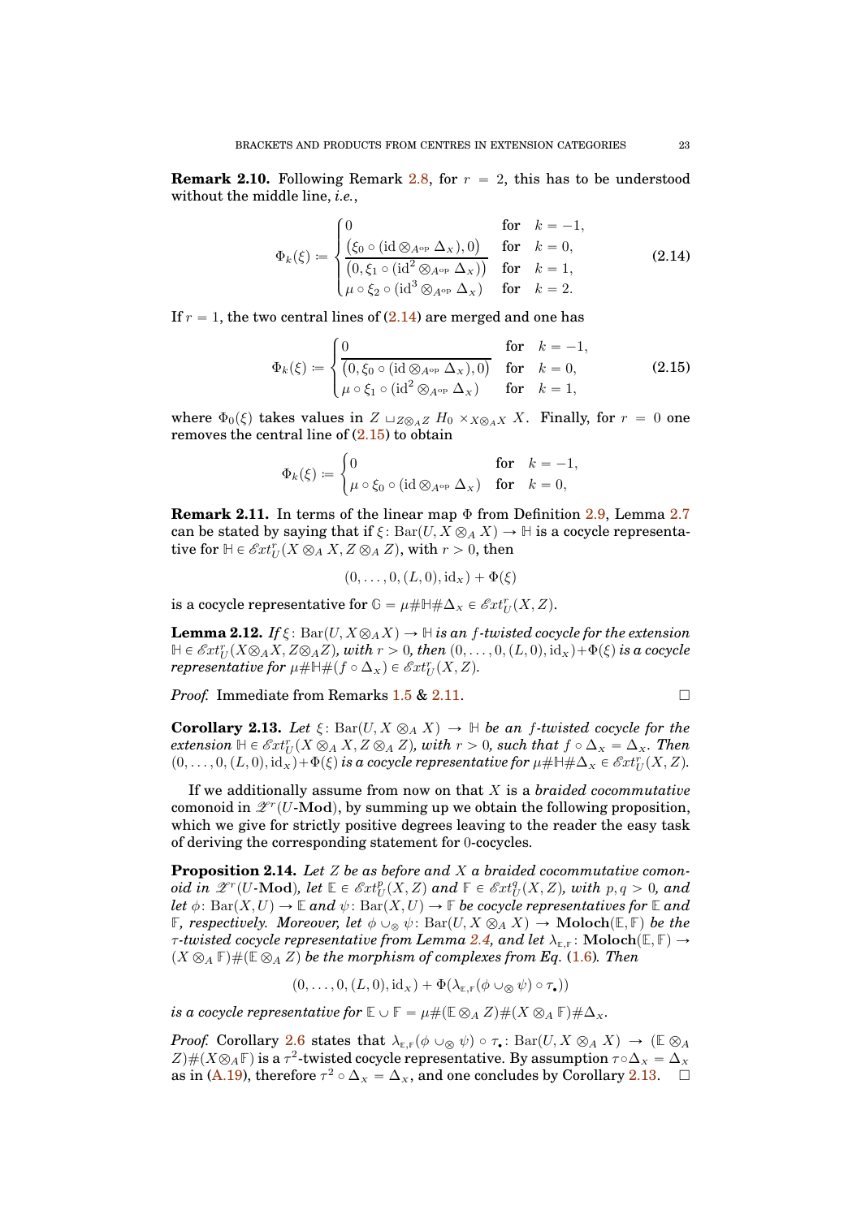**Remark 2.10.** Following Remark 2.8, for $r = 2$, this has to be understood without the middle line, *i.e.*,

$$\Phi_k(\xi) := \begin{cases} 0 & \text{for} \quad k = -1, \\ \overline{(\xi_0 \circ (\mathrm{id} \otimes_{A^{\mathrm{op}}} \Delta_X), 0)} & \text{for} \quad k = 0, \\ \overline{(0, \xi_1 \circ (\mathrm{id}^2 \otimes_{A^{\mathrm{op}}} \Delta_X))} & \text{for} \quad k = 1, \\ \mu \circ \xi_2 \circ (\mathrm{id}^3 \otimes_{A^{\mathrm{op}}} \Delta_X) & \text{for} \quad k = 2. \end{cases} \tag{2.14}$$

If $r = 1$, the two central lines of (2.14) are merged and one has

$$\Phi_k(\xi) := \begin{cases} 0 & \text{for} \quad k = -1, \\ \overline{(0, \xi_0 \circ (\mathrm{id} \otimes_{A^{\mathrm{op}}} \Delta_X), 0)} & \text{for} \quad k = 0, \\ \mu \circ \xi_1 \circ (\mathrm{id}^2 \otimes_{A^{\mathrm{op}}} \Delta_X) & \text{for} \quad k = 1, \end{cases} \tag{2.15}$$

where $\Phi_0(\xi)$ takes values in $Z \sqcup_{Z \otimes_A Z} H_0 \times_{X \otimes_A X} X$. Finally, for $r = 0$ one removes the central line of (2.15) to obtain

$$\Phi_k(\xi) := \begin{cases} 0 & \text{for} \quad k = -1, \\ \mu \circ \xi_0 \circ (\mathrm{id} \otimes_{A^{\mathrm{op}}} \Delta_X) & \text{for} \quad k = 0, \end{cases}$$

**Remark 2.11.** In terms of the linear map $\Phi$ from Definition 2.9, Lemma 2.7 can be stated by saying that if $\xi \colon \mathrm{Bar}(U, X \otimes_A X) \to \mathbb{H}$ is a cocycle representative for $\mathbb{H} \in \mathscr{E}xt^r_U(X \otimes_A X, Z \otimes_A Z)$, with $r > 0$, then

$$(0, \ldots, 0, (L, 0), \mathrm{id}_X) + \Phi(\xi)$$

is a cocycle representative for $\mathbb{G} = \mu \# \mathbb{H} \# \Delta_X \in \mathscr{E}xt^r_U(X, Z)$.

**Lemma 2.12.** *If $\xi \colon \mathrm{Bar}(U, X \otimes_A X) \to \mathbb{H}$ is an $f$-twisted cocycle for the extension $\mathbb{H} \in \mathscr{E}xt^r_U(X \otimes_A X, Z \otimes_A Z)$, with $r > 0$, then $(0, \ldots, 0, (L, 0), \mathrm{id}_X) + \Phi(\xi)$ is a cocycle representative for $\mu \# \mathbb{H} \# (f \circ \Delta_X) \in \mathscr{E}xt^r_U(X, Z)$.*

*Proof.* Immediate from Remarks 1.5 & 2.11. □

**Corollary 2.13.** *Let $\xi \colon \mathrm{Bar}(U, X \otimes_A X) \to \mathbb{H}$ be an $f$-twisted cocycle for the extension $\mathbb{H} \in \mathscr{E}xt^r_U(X \otimes_A X, Z \otimes_A Z)$, with $r > 0$, such that $f \circ \Delta_X = \Delta_X$. Then $(0, \ldots, 0, (L, 0), \mathrm{id}_X) + \Phi(\xi)$ is a cocycle representative for $\mu \# \mathbb{H} \# \Delta_X \in \mathscr{E}xt^r_U(X, Z)$.*

If we additionally assume from now on that $X$ is a *braided cocommutative* comonoid in $\mathscr{Z}^r(U\text{-}\mathbf{Mod})$, by summing up we obtain the following proposition, which we give for strictly positive degrees leaving to the reader the easy task of deriving the corresponding statement for 0-cocycles.

**Proposition 2.14.** *Let $Z$ be as before and $X$ a braided cocommutative comonoid in $\mathscr{Z}^r(U\text{-}\mathbf{Mod})$, let $\mathbb{E} \in \mathscr{E}xt^p_U(X, Z)$ and $\mathbb{F} \in \mathscr{E}xt^q_U(X, Z)$, with $p, q > 0$, and let $\phi \colon \mathrm{Bar}(X, U) \to \mathbb{E}$ and $\psi \colon \mathrm{Bar}(X, U) \to \mathbb{F}$ be cocycle representatives for $\mathbb{E}$ and $\mathbb{F}$, respectively. Moreover, let $\phi \cup_\otimes \psi \colon \mathrm{Bar}(U, X \otimes_A X) \to \mathbf{Moloch}(\mathbb{E}, \mathbb{F})$ be the $\tau$-twisted cocycle representative from Lemma 2.4, and let $\lambda_{\mathbb{E},\mathbb{F}} \colon \mathbf{Moloch}(\mathbb{E}, \mathbb{F}) \to (X \otimes_A \mathbb{F}) \# (\mathbb{E} \otimes_A Z)$ be the morphism of complexes from Eq. (1.6). Then*

$$(0, \ldots, 0, (L, 0), \mathrm{id}_X) + \Phi(\lambda_{\mathbb{E},\mathbb{F}}(\phi \cup_\otimes \psi) \circ \tau_\bullet))$$

*is a cocycle representative for $\mathbb{E} \cup \mathbb{F} = \mu \# (\mathbb{E} \otimes_A Z) \# (X \otimes_A \mathbb{F}) \# \Delta_X$.*

*Proof.* Corollary 2.6 states that $\lambda_{\mathbb{E},\mathbb{F}}(\phi \cup_\otimes \psi) \circ \tau_\bullet \colon \mathrm{Bar}(U, X \otimes_A X) \to (\mathbb{E} \otimes_A Z) \# (X \otimes_A \mathbb{F})$ is a $\tau^2$-twisted cocycle representative. By assumption $\tau \circ \Delta_X = \Delta_X$ as in (A.19), therefore $\tau^2 \circ \Delta_X = \Delta_X$, and one concludes by Corollary 2.13. □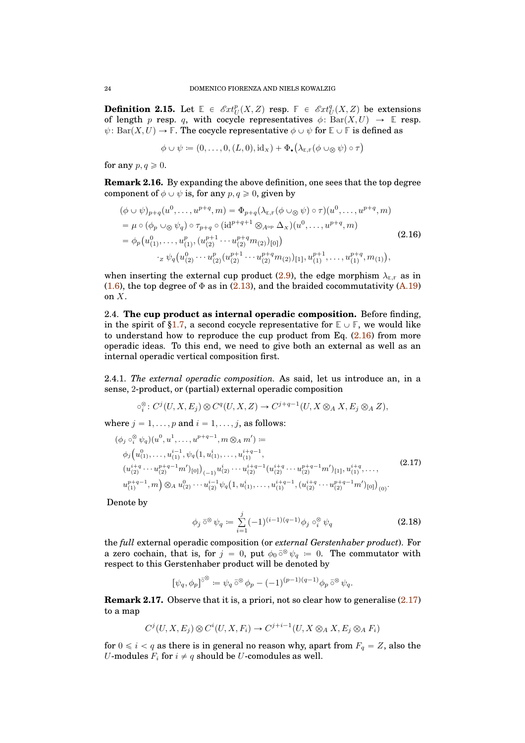**Definition 2.15.** Let $\mathbb{E} \in \mathscr{E}xt^p_U(X,Z)$ resp. $\mathbb{F} \in \mathscr{E}xt^q_U(X,Z)$ be extensions of length $p$ resp. $q$, with cocycle representatives $\phi\colon \mathrm{Bar}(X,U) \to \mathbb{E}$ resp. $\psi\colon \mathrm{Bar}(X,U) \to \mathbb{F}$. The cocycle representative $\phi \cup \psi$ for $\mathbb{E} \cup \mathbb{F}$ is defined as

$$\phi \cup \psi := (0, \ldots, 0, (L, 0), \mathrm{id}_X) + \Phi_\bullet\big(\lambda_{\mathbb{E},\mathbb{F}}(\phi \cup_\otimes \psi) \circ \tau\big)$$

for any $p, q \geqslant 0$.

**Remark 2.16.** By expanding the above definition, one sees that the top degree component of $\phi \cup \psi$ is, for any $p, q \geqslant 0$, given by

$$\begin{aligned}
(\phi \cup \psi)_{p+q}(u^0, \ldots, u^{p+q}, m) &= \Phi_{p+q}(\lambda_{\mathbb{E},\mathbb{F}}(\phi \cup_\otimes \psi) \circ \tau)(u^0, \ldots, u^{p+q}, m) \\
&= \mu \circ (\phi_p \cup_\otimes \psi_q) \circ \tau_{p+q} \circ (\mathrm{id}^{p+q+1} \otimes_{A^{\mathrm{op}}} \Delta_X)(u^0, \ldots, u^{p+q}, m) \\
&= \phi_p\big(u^0_{(1)}, \ldots, u^p_{(1)}, (u^{p+1}_{(2)} \cdots u^{p+q}_{(2)} m_{(2)})_{[0]}\big) \\
&\qquad \cdot_Z \psi_q\big(u^0_{(2)} \cdots u^p_{(2)} (u^{p+1}_{(2)} \cdots u^{p+q}_{(2)} m_{(2)})_{[1]}, u^{p+1}_{(1)}, \ldots, u^{p+q}_{(1)}, m_{(1)}\big),
\end{aligned} \tag{2.16}$$

when inserting the external cup product (2.9), the edge morphism $\lambda_{\mathbb{E},\mathbb{F}}$ as in (1.6), the top degree of $\Phi$ as in (2.13), and the braided cocommutativity (A.19) on $X$.

2.4. **The cup product as internal operadic composition.** Before finding, in the spirit of §1.7, a second cocycle representative for $\mathbb{E} \cup \mathbb{F}$, we would like to understand how to reproduce the cup product from Eq. (2.16) from more operadic ideas. To this end, we need to give both an external as well as an internal operadic vertical composition first.

2.4.1. *The external operadic composition.* As said, let us introduce an, in a sense, 2-product, or (partial) external operadic composition

$$\circ^\otimes_i \colon C^j(U, X, E_j) \otimes C^q(U, X, Z) \to C^{j+q-1}(U, X \otimes_A X, E_j \otimes_A Z),$$

where $j = 1, \ldots, p$ and $i = 1, \ldots, j$, as follows:

$$\begin{aligned}
&(\phi_j \circ^\otimes_i \psi_q)(u^0, u^1, \ldots, u^{p+q-1}, m \otimes_A m') := \\
&\phi_j\big(u^0_{(1)}, \ldots, u^{i-1}_{(1)}, \psi_q\big(1, u^i_{(1)}, \ldots, u^{i+q-1}_{(1)}, \\
&(u^{i+q}_{(2)} \cdots u^{p+q-1}_{(2)} m')_{[0]}\big)_{(-1)} u^i_{(2)} \cdots u^{i+q-1}_{(2)} (u^{i+q}_{(2)} \cdots u^{p+q-1}_{(2)} m')_{[1]}, u^{i+q}_{(1)}, \ldots, \\
&u^{p+q-1}_{(1)}, m\big) \otimes_A u^0_{(2)} \cdots u^{i-1}_{(2)} \psi_q\big(1, u^i_{(1)}, \ldots, u^{i+q-1}_{(1)}, (u^{i+q}_{(2)} \cdots u^{p+q-1}_{(2)} m')_{[0]}\big)_{(0)}.
\end{aligned} \tag{2.17}$$

Denote by

$$\phi_j \,\bar{\circ}^\otimes\, \psi_q := \sum_{i=1}^{j} (-1)^{(i-1)(q-1)} \phi_j \circ^\otimes_i \psi_q \tag{2.18}$$

the *full* external operadic composition (or *external Gerstenhaber product*). For a zero cochain, that is, for $j = 0$, put $\phi_0 \,\bar{\circ}^\otimes\, \psi_q := 0$. The commutator with respect to this Gerstenhaber product will be denoted by

$$[\psi_q, \phi_p]^{\bar{\circ}^\otimes} := \psi_q \,\bar{\circ}^\otimes\, \phi_p - (-1)^{(p-1)(q-1)} \phi_p \,\bar{\circ}^\otimes\, \psi_q.$$

**Remark 2.17.** Observe that it is, a priori, not so clear how to generalise (2.17) to a map

$$C^j(U, X, E_j) \otimes C^i(U, X, F_i) \to C^{j+i-1}(U, X \otimes_A X, E_j \otimes_A F_i)$$

for $0 \leqslant i < q$ as there is in general no reason why, apart from $F_q = Z$, also the $U$-modules $F_i$ for $i \neq q$ should be $U$-comodules as well.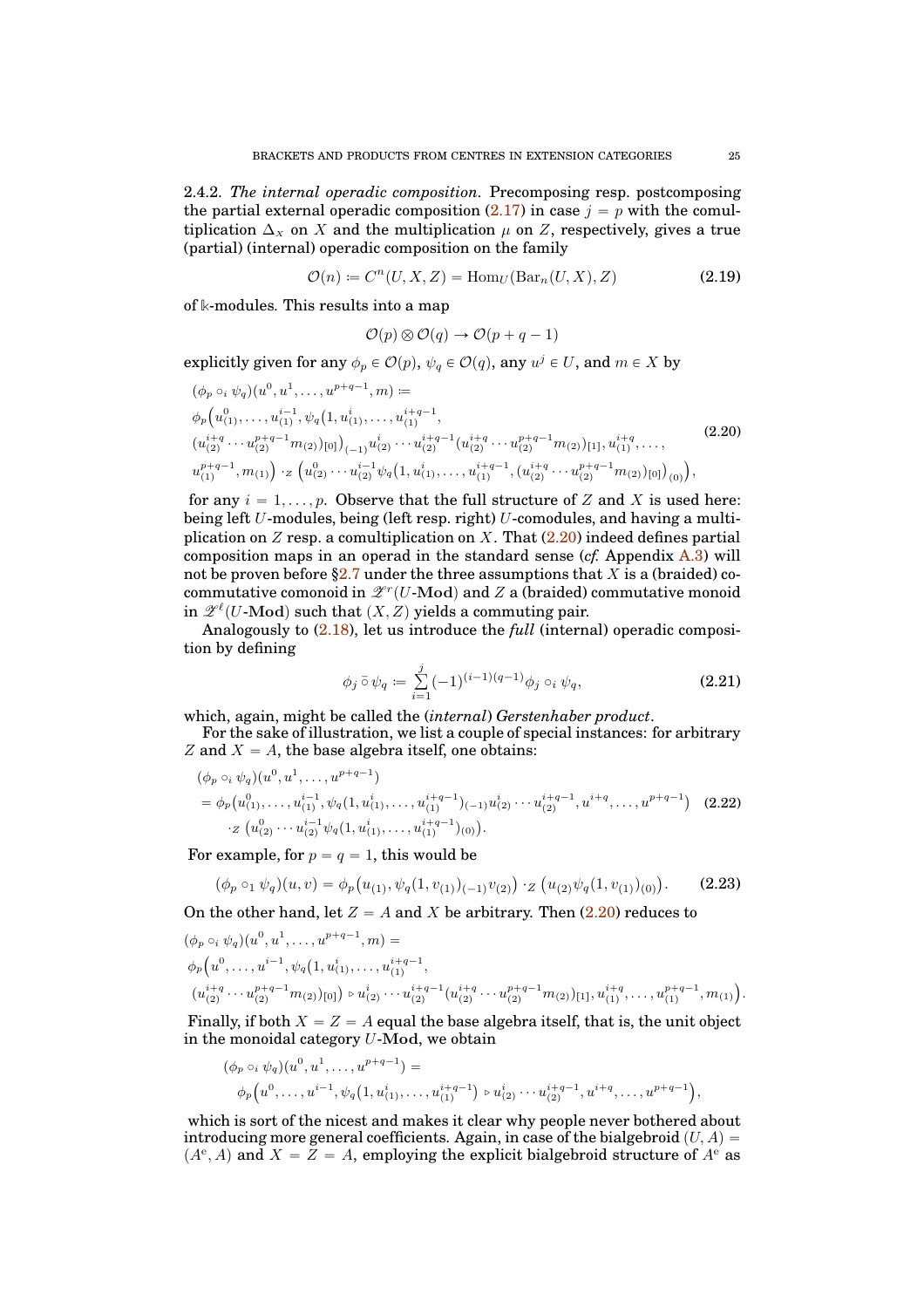2.4.2. *The internal operadic composition.* Precomposing resp. postcomposing the partial external operadic composition (2.17) in case $j = p$ with the comultiplication $\Delta_X$ on $X$ and the multiplication $\mu$ on $Z$, respectively, gives a true (partial) (internal) operadic composition on the family

$$\mathcal{O}(n) := C^n(U, X, Z) = \mathrm{Hom}_U(\mathrm{Bar}_n(U, X), Z) \tag{2.19}$$

of $\Bbbk$-modules. This results into a map

$$\mathcal{O}(p) \otimes \mathcal{O}(q) \to \mathcal{O}(p + q - 1)$$

explicitly given for any $\phi_p \in \mathcal{O}(p)$, $\psi_q \in \mathcal{O}(q)$, any $u^j \in U$, and $m \in X$ by

$$\begin{aligned}
&(\phi_p \circ_i \psi_q)(u^0, u^1, \ldots, u^{p+q-1}, m) := \\
&\phi_p\big(u^0_{(1)}, \ldots, u^{i-1}_{(1)}, \psi_q\big(1, u^i_{(1)}, \ldots, u^{i+q-1}_{(1)}, \\
&(u^{i+q}_{(2)} \cdots u^{p+q-1}_{(2)} m_{(2)})_{[0]}\big)_{(-1)} u^i_{(2)} \cdots u^{i+q-1}_{(2)} (u^{i+q}_{(2)} \cdots u^{p+q-1}_{(2)} m_{(2)})_{[1]}, u^{i+q}_{(1)}, \ldots, \\
&u^{p+q-1}_{(1)}, m_{(1)}\big) \cdot_Z \big(u^0_{(2)} \cdots u^{i-1}_{(2)} \psi_q\big(1, u^i_{(1)}, \ldots, u^{i+q-1}_{(1)}, (u^{i+q}_{(2)} \cdots u^{p+q-1}_{(2)} m_{(2)})_{[0]}\big)_{(0)}\big),
\end{aligned} \tag{2.20}$$

for any $i = 1, \ldots, p$. Observe that the full structure of $Z$ and $X$ is used here: being left $U$-modules, being (left resp. right) $U$-comodules, and having a multiplication on $Z$ resp. a comultiplication on $X$. That (2.20) indeed defines partial composition maps in an operad in the standard sense (*cf.* Appendix A.3) will not be proven before §2.7 under the three assumptions that $X$ is a (braided) cocommutative comonoid in $\mathscr{Z}^r(U\text{-}\mathbf{Mod})$ and $Z$ a (braided) commutative monoid in $\mathscr{Z}^\ell(U\text{-}\mathbf{Mod})$ such that $(X, Z)$ yields a commuting pair.

Analogously to (2.18), let us introduce the *full* (internal) operadic composition by defining

$$\phi_j \,\bar{\circ}\, \psi_q := \sum_{i=1}^{j} (-1)^{(i-1)(q-1)} \phi_j \circ_i \psi_q, \tag{2.21}$$

which, again, might be called the (*internal*) *Gerstenhaber product*.

For the sake of illustration, we list a couple of special instances: for arbitrary $Z$ and $X = A$, the base algebra itself, one obtains:

$$\begin{aligned}
&(\phi_p \circ_i \psi_q)(u^0, u^1, \ldots, u^{p+q-1}) \\
&= \phi_p\big(u^0_{(1)}, \ldots, u^{i-1}_{(1)}, \psi_q(1, u^i_{(1)}, \ldots, u^{i+q-1}_{(1)})_{(-1)} u^i_{(2)} \cdots u^{i+q-1}_{(2)}, u^{i+q}, \ldots, u^{p+q-1}\big) \\
&\quad \cdot_Z \big(u^0_{(2)} \cdots u^{i-1}_{(2)} \psi_q(1, u^i_{(1)}, \ldots, u^{i+q-1}_{(1)})_{(0)}\big).
\end{aligned} \tag{2.22}$$

For example, for $p = q = 1$, this would be

$$(\phi_p \circ_1 \psi_q)(u, v) = \phi_p\big(u_{(1)}, \psi_q(1, v_{(1)})_{(-1)} v_{(2)}\big) \cdot_Z \big(u_{(2)} \psi_q(1, v_{(1)})_{(0)}\big). \tag{2.23}$$

On the other hand, let $Z = A$ and $X$ be arbitrary. Then (2.20) reduces to

$$\begin{aligned}
&(\phi_p \circ_i \psi_q)(u^0, u^1, \ldots, u^{p+q-1}, m) = \\
&\phi_p\big(u^0, \ldots, u^{i-1}, \psi_q\big(1, u^i_{(1)}, \ldots, u^{i+q-1}_{(1)}, \\
&(u^{i+q}_{(2)} \cdots u^{p+q-1}_{(2)} m_{(2)})_{[0]}\big) \triangleright u^i_{(2)} \cdots u^{i+q-1}_{(2)} (u^{i+q}_{(2)} \cdots u^{p+q-1}_{(2)} m_{(2)})_{[1]}, u^{i+q}_{(1)}, \ldots, u^{p+q-1}_{(1)}, m_{(1)}\big).
\end{aligned}$$

Finally, if both $X = Z = A$ equal the base algebra itself, that is, the unit object in the monoidal category $U\text{-}\mathbf{Mod}$, we obtain

$$\begin{aligned}
&(\phi_p \circ_i \psi_q)(u^0, u^1, \ldots, u^{p+q-1}) = \\
&\quad \phi_p\big(u^0, \ldots, u^{i-1}, \psi_q\big(1, u^i_{(1)}, \ldots, u^{i+q-1}_{(1)}\big) \triangleright u^i_{(2)} \cdots u^{i+q-1}_{(2)}, u^{i+q}, \ldots, u^{p+q-1}\big),
\end{aligned}$$

which is sort of the nicest and makes it clear why people never bothered about introducing more general coefficients. Again, in case of the bialgebroid $(U, A) = (A^e, A)$ and $X = Z = A$, employing the explicit bialgebroid structure of $A^e$ as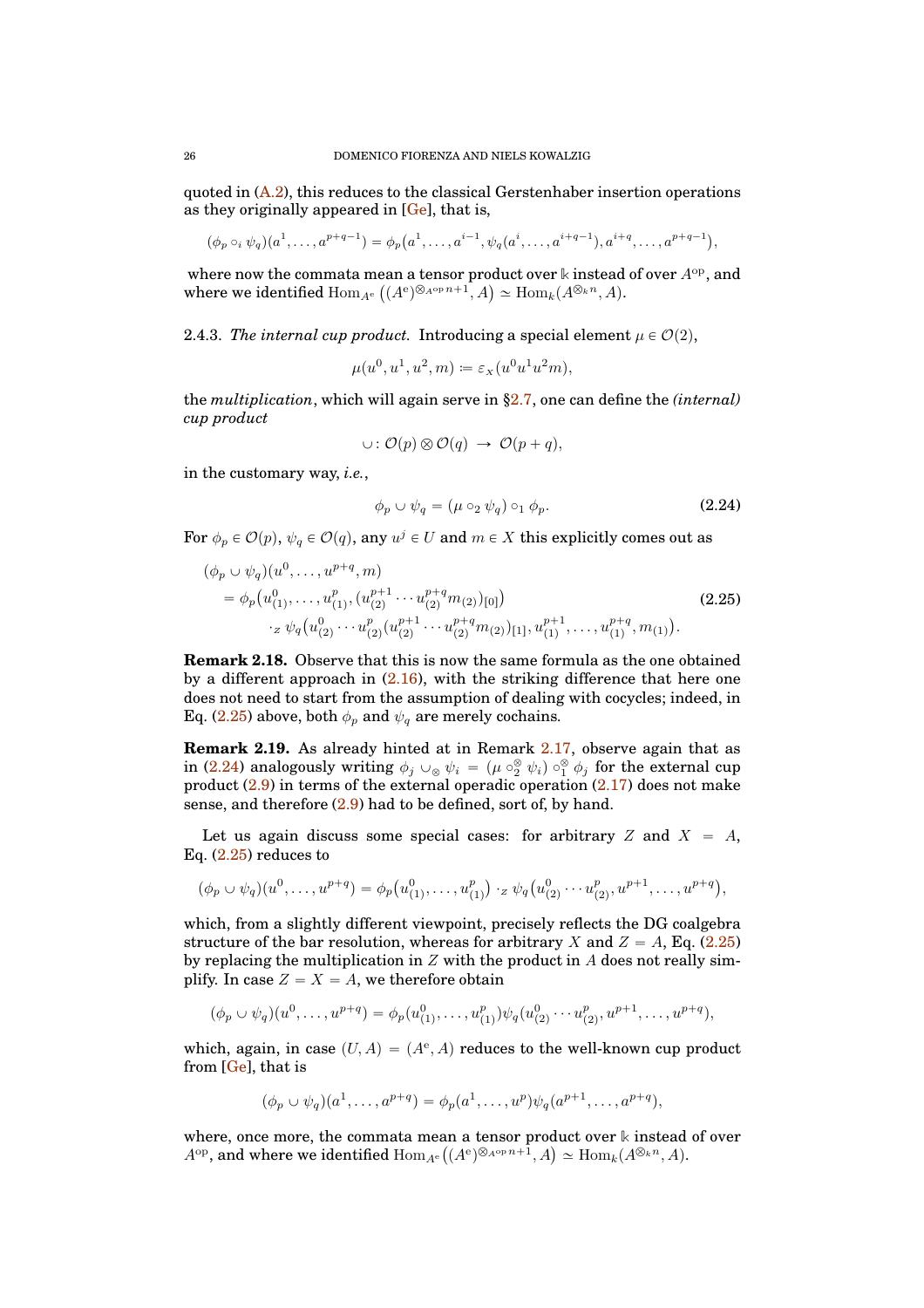quoted in (A.2), this reduces to the classical Gerstenhaber insertion operations as they originally appeared in [Ge], that is,

$$(\phi_p \circ_i \psi_q)(a^1, \ldots, a^{p+q-1}) = \phi_p\big(a^1, \ldots, a^{i-1}, \psi_q(a^i, \ldots, a^{i+q-1}), a^{i+q}, \ldots, a^{p+q-1}\big),$$

where now the commata mean a tensor product over $\Bbbk$ instead of over $A^{\rm op}$, and where we identified $\mathrm{Hom}_{A^{\rm e}}\big((A^{\rm e})^{\otimes_{A^{\rm op}} n+1}, A\big) \simeq \mathrm{Hom}_k(A^{\otimes_{\Bbbk} n}, A)$.

2.4.3. *The internal cup product.* Introducing a special element $\mu \in \mathcal{O}(2)$,

$$\mu(u^0, u^1, u^2, m) := \varepsilon_X(u^0 u^1 u^2 m),$$

the *multiplication*, which will again serve in §2.7, one can define the *(internal) cup product*

$$\cup \colon \mathcal{O}(p) \otimes \mathcal{O}(q) \;\to\; \mathcal{O}(p+q),$$

in the customary way, *i.e.*,

$$\phi_p \cup \psi_q = (\mu \circ_2 \psi_q) \circ_1 \phi_p. \tag{2.24}$$

For $\phi_p \in \mathcal{O}(p)$, $\psi_q \in \mathcal{O}(q)$, any $u^j \in U$ and $m \in X$ this explicitly comes out as

$$\begin{aligned}
&(\phi_p \cup \psi_q)(u^0, \ldots, u^{p+q}, m) \\
&\quad = \phi_p\big(u^0_{(1)}, \ldots, u^p_{(1)}, (u^{p+1}_{(2)} \cdots u^{p+q}_{(2)} m_{(2)})_{[0]}\big) \\
&\qquad \cdot_Z \psi_q\big(u^0_{(2)} \cdots u^p_{(2)} (u^{p+1}_{(2)} \cdots u^{p+q}_{(2)} m_{(2)})_{[1]}, u^{p+1}_{(1)}, \ldots, u^{p+q}_{(1)}, m_{(1)}\big).
\end{aligned} \tag{2.25}$$

**Remark 2.18.** Observe that this is now the same formula as the one obtained by a different approach in (2.16), with the striking difference that here one does not need to start from the assumption of dealing with cocycles; indeed, in Eq. (2.25) above, both $\phi_p$ and $\psi_q$ are merely cochains.

**Remark 2.19.** As already hinted at in Remark 2.17, observe again that as in (2.24) analogously writing $\phi_j \cup_\otimes \psi_i = (\mu \circ_2^\otimes \psi_i) \circ_1^\otimes \phi_j$ for the external cup product (2.9) in terms of the external operadic operation (2.17) does not make sense, and therefore (2.9) had to be defined, sort of, by hand.

Let us again discuss some special cases: for arbitrary $Z$ and $X = A$, Eq. (2.25) reduces to

$$(\phi_p \cup \psi_q)(u^0, \ldots, u^{p+q}) = \phi_p\big(u^0_{(1)}, \ldots, u^p_{(1)}\big) \cdot_Z \psi_q\big(u^0_{(2)} \cdots u^p_{(2)}, u^{p+1}, \ldots, u^{p+q}\big),$$

which, from a slightly different viewpoint, precisely reflects the DG coalgebra structure of the bar resolution, whereas for arbitrary $X$ and $Z = A$, Eq. (2.25) by replacing the multiplication in $Z$ with the product in $A$ does not really simplify. In case $Z = X = A$, we therefore obtain

$$(\phi_p \cup \psi_q)(u^0, \ldots, u^{p+q}) = \phi_p(u^0_{(1)}, \ldots, u^p_{(1)}) \psi_q(u^0_{(2)} \cdots u^p_{(2)}, u^{p+1}, \ldots, u^{p+q}),$$

which, again, in case $(U, A) = (A^{\rm e}, A)$ reduces to the well-known cup product from [Ge], that is

$$(\phi_p \cup \psi_q)(a^1, \ldots, a^{p+q}) = \phi_p(a^1, \ldots, u^p) \psi_q(a^{p+1}, \ldots, a^{p+q}),$$

where, once more, the commata mean a tensor product over $\Bbbk$ instead of over $A^{\rm op}$, and where we identified $\mathrm{Hom}_{A^{\rm e}}\big((A^{\rm e})^{\otimes_{A^{\rm op}} n+1}, A\big) \simeq \mathrm{Hom}_k(A^{\otimes_{\Bbbk} n}, A)$.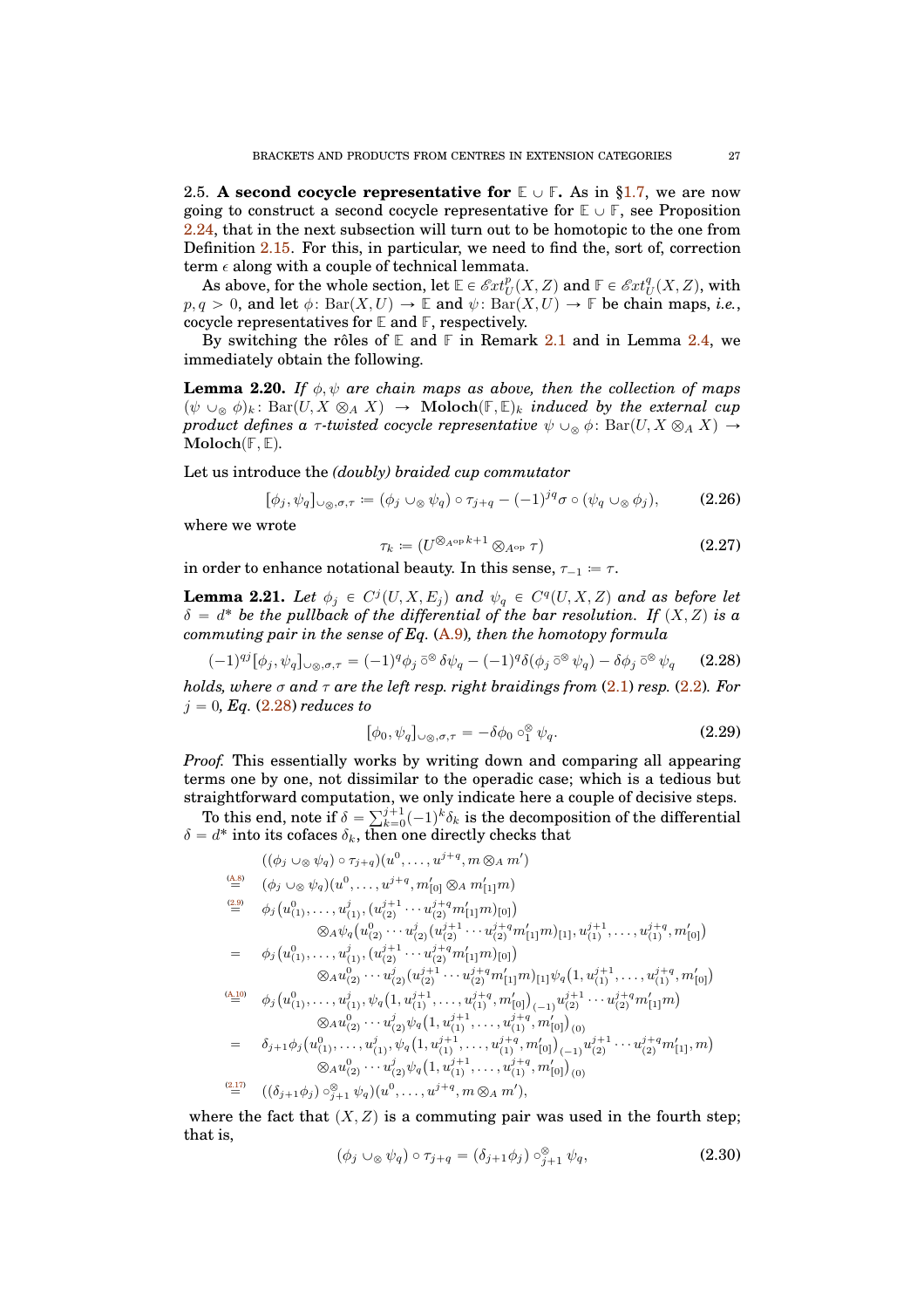2.5. **A second cocycle representative for $\mathbb{E} \cup \mathbb{F}$.** As in §1.7, we are now going to construct a second cocycle representative for $\mathbb{E} \cup \mathbb{F}$, see Proposition 2.24, that in the next subsection will turn out to be homotopic to the one from Definition 2.15. For this, in particular, we need to find the, sort of, correction term $\epsilon$ along with a couple of technical lemmata.

As above, for the whole section, let $\mathbb{E} \in \mathscr{E}xt^p_U(X, Z)$ and $\mathbb{F} \in \mathscr{E}xt^q_U(X, Z)$, with $p, q > 0$, and let $\phi\colon \mathrm{Bar}(X, U) \to \mathbb{E}$ and $\psi\colon \mathrm{Bar}(X, U) \to \mathbb{F}$ be chain maps, *i.e.*, cocycle representatives for $\mathbb{E}$ and $\mathbb{F}$, respectively.

By switching the rôles of $\mathbb{E}$ and $\mathbb{F}$ in Remark 2.1 and in Lemma 2.4, we immediately obtain the following.

**Lemma 2.20.** *If $\phi, \psi$ are chain maps as above, then the collection of maps $(\psi \cup_\otimes \phi)_k\colon \mathrm{Bar}(U, X \otimes_A X) \to \mathbf{Moloch}(\mathbb{F}, \mathbb{E})_k$ induced by the external cup product defines a $\tau$-twisted cocycle representative $\psi \cup_\otimes \phi\colon \mathrm{Bar}(U, X \otimes_A X) \to \mathbf{Moloch}(\mathbb{F}, \mathbb{E})$.*

Let us introduce the *(doubly) braided cup commutator*

$$[\phi_j, \psi_q]_{\cup_\otimes, \sigma, \tau} := (\phi_j \cup_\otimes \psi_q) \circ \tau_{j+q} - (-1)^{jq} \sigma \circ (\psi_q \cup_\otimes \phi_j), \tag{2.26}$$

where we wrote

$$\tau_k := (U^{\otimes_{A^{\mathrm{op}}} k+1} \otimes_{A^{\mathrm{op}}} \tau) \tag{2.27}$$

in order to enhance notational beauty. In this sense, $\tau_{-1} := \tau$.

**Lemma 2.21.** *Let $\phi_j \in C^j(U, X, E_j)$ and $\psi_q \in C^q(U, X, Z)$ and as before let $\delta = d^*$ be the pullback of the differential of the bar resolution. If $(X, Z)$ is a commuting pair in the sense of Eq. (A.9), then the homotopy formula*

$$(-1)^{qj} [\phi_j, \psi_q]_{\cup_\otimes, \sigma, \tau} = (-1)^q \phi_j \mathbin{\bar{\circ}^\otimes} \delta \psi_q - (-1)^q \delta(\phi_j \mathbin{\bar{\circ}^\otimes} \psi_q) - \delta \phi_j \mathbin{\bar{\circ}^\otimes} \psi_q \tag{2.28}$$

*holds, where $\sigma$ and $\tau$ are the left resp. right braidings from (2.1) resp. (2.2). For $j = 0$, Eq. (2.28) reduces to*

$$[\phi_0, \psi_q]_{\cup_\otimes, \sigma, \tau} = -\delta \phi_0 \circ^\otimes_1 \psi_q. \tag{2.29}$$

*Proof.* This essentially works by writing down and comparing all appearing terms one by one, not dissimilar to the operadic case; which is a tedious but straightforward computation, we only indicate here a couple of decisive steps.

To this end, note if $\delta = \sum_{k=0}^{j+1} (-1)^k \delta_k$ is the decomposition of the differential $\delta = d^*$ into its cofaces $\delta_k$, then one directly checks that

$$\begin{aligned}
&((\phi_j \cup_\otimes \psi_q) \circ \tau_{j+q})(u^0, \ldots, u^{j+q}, m \otimes_A m') \\
\overset{(A.8)}{=}\ & (\phi_j \cup_\otimes \psi_q)(u^0, \ldots, u^{j+q}, m'_{[0]} \otimes_A m'_{[1]} m) \\
\overset{(2.9)}{=}\ & \phi_j\big(u^0_{(1)}, \ldots, u^j_{(1)}, (u^{j+1}_{(2)} \cdots u^{j+q}_{(2)} m'_{[1]} m)_{[0]}\big) \\
& \qquad \otimes_A \psi_q\big(u^0_{(2)} \cdots u^j_{(2)} (u^{j+1}_{(2)} \cdots u^{j+q}_{(2)} m'_{[1]} m)_{[1]}, u^{j+1}_{(1)}, \ldots, u^{j+q}_{(1)}, m'_{[0]}\big) \\
=\ & \phi_j\big(u^0_{(1)}, \ldots, u^j_{(1)}, (u^{j+1}_{(2)} \cdots u^{j+q}_{(2)} m'_{[1]} m)_{[0]}\big) \\
& \qquad \otimes_A u^0_{(2)} \cdots u^j_{(2)} (u^{j+1}_{(2)} \cdots u^{j+q}_{(2)} m'_{[1]} m)_{[1]} \psi_q\big(1, u^{j+1}_{(1)}, \ldots, u^{j+q}_{(1)}, m'_{[0]}\big) \\
\overset{(A.10)}{=}\ & \phi_j\big(u^0_{(1)}, \ldots, u^j_{(1)}, \psi_q\big(1, u^{j+1}_{(1)}, \ldots, u^{j+q}_{(1)}, m'_{[0]}\big)_{(-1)} u^{j+1}_{(2)} \cdots u^{j+q}_{(2)} m'_{[1]} m\big) \\
& \qquad \otimes_A u^0_{(2)} \cdots u^j_{(2)} \psi_q\big(1, u^{j+1}_{(1)}, \ldots, u^{j+q}_{(1)}, m'_{[0]}\big)_{(0)} \\
=\ & \delta_{j+1} \phi_j\big(u^0_{(1)}, \ldots, u^j_{(1)}, \psi_q\big(1, u^{j+1}_{(1)}, \ldots, u^{j+q}_{(1)}, m'_{[0]}\big)_{(-1)} u^{j+1}_{(2)} \cdots u^{j+q}_{(2)} m'_{[1]}, m\big) \\
& \qquad \otimes_A u^0_{(2)} \cdots u^j_{(2)} \psi_q\big(1, u^{j+1}_{(1)}, \ldots, u^{j+q}_{(1)}, m'_{[0]}\big)_{(0)} \\
\overset{(2.17)}{=}\ & ((\delta_{j+1} \phi_j) \circ^\otimes_{j+1} \psi_q)(u^0, \ldots, u^{j+q}, m \otimes_A m'),
\end{aligned}$$

where the fact that $(X, Z)$ is a commuting pair was used in the fourth step; that is,

$$(\phi_j \cup_\otimes \psi_q) \circ \tau_{j+q} = (\delta_{j+1} \phi_j) \circ^\otimes_{j+1} \psi_q, \tag{2.30}$$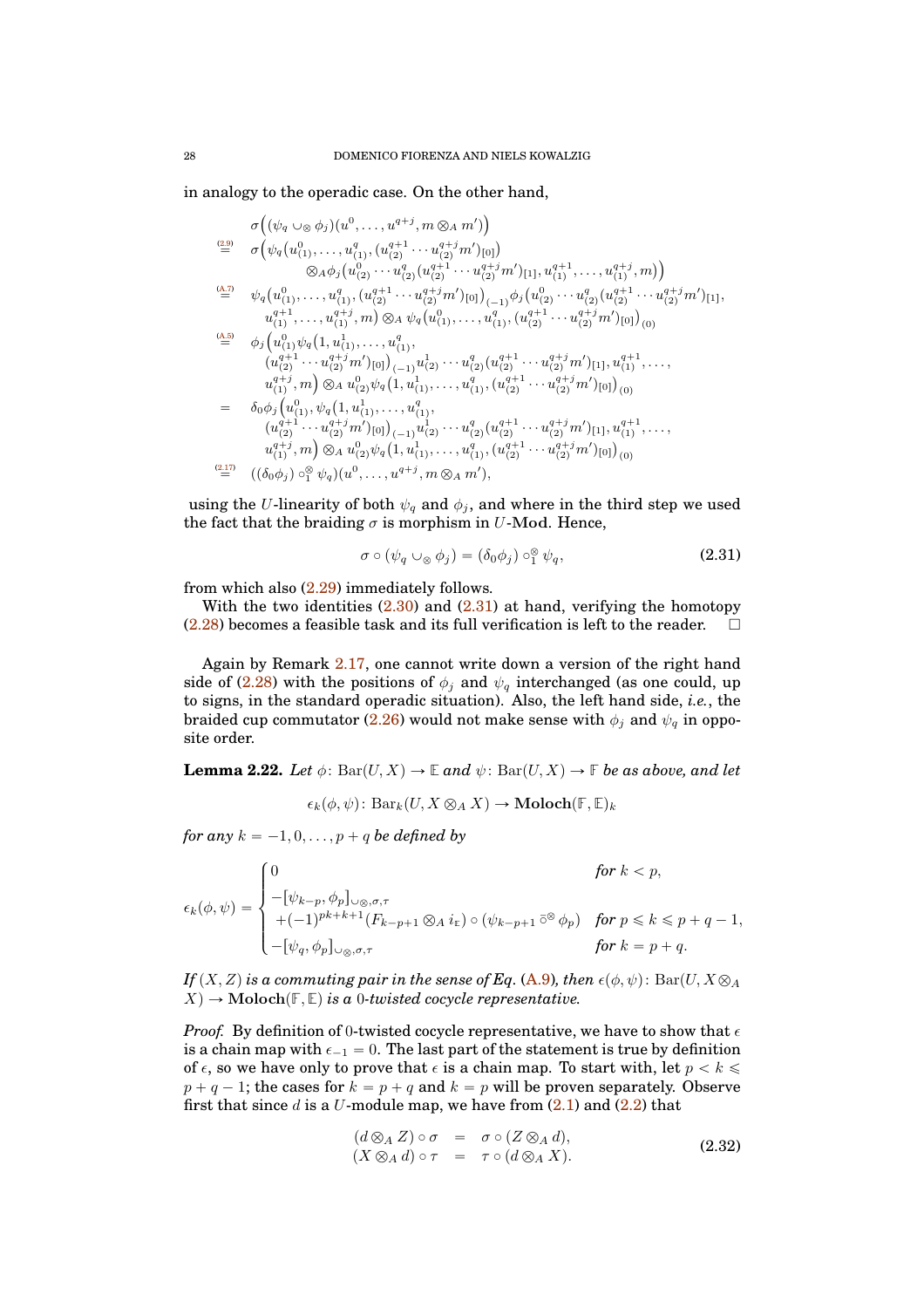in analogy to the operadic case. On the other hand,

$$
\begin{aligned}
&\sigma\Big((\psi_q \cup_\otimes \phi_j)(u^0, \ldots, u^{q+j}, m \otimes_A m')\Big) \\
\overset{(2.9)}{=}\;& \sigma\Big(\psi_q\big(u^0_{(1)}, \ldots, u^q_{(1)}, (u^{q+1}_{(2)} \cdots u^{q+j}_{(2)} m')_{[0]}\big) \\
&\qquad \otimes_A \phi_j\big(u^0_{(2)} \cdots u^q_{(2)}(u^{q+1}_{(2)} \cdots u^{q+j}_{(2)} m')_{[1]}, u^{q+1}_{(1)}, \ldots, u^{q+j}_{(1)}, m\big)\Big) \\
\overset{(A.7)}{=}\;& \psi_q\big(u^0_{(1)}, \ldots, u^q_{(1)}, (u^{q+1}_{(2)} \cdots u^{q+j}_{(2)} m')_{[0]}\big)_{(-1)} \phi_j\big(u^0_{(2)} \cdots u^q_{(2)}(u^{q+1}_{(2)} \cdots u^{q+j}_{(2)} m')_{[1]}, \\
&\quad u^{q+1}_{(1)}, \ldots, u^{q+j}_{(1)}, m\big) \otimes_A \psi_q\big(u^0_{(1)}, \ldots, u^q_{(1)}, (u^{q+1}_{(2)} \cdots u^{q+j}_{(2)} m')_{[0]}\big)_{(0)} \\
\overset{(A.5)}{=}\;& \phi_j\Big(u^0_{(1)}\psi_q\big(1, u^1_{(1)}, \ldots, u^q_{(1)}, \\
&\quad (u^{q+1}_{(2)} \cdots u^{q+j}_{(2)} m')_{[0]}\big)_{(-1)} u^1_{(2)} \cdots u^q_{(2)}(u^{q+1}_{(2)} \cdots u^{q+j}_{(2)} m')_{[1]}, u^{q+1}_{(1)}, \ldots, \\
&\quad u^{q+j}_{(1)}, m\Big) \otimes_A u^0_{(2)}\psi_q\big(1, u^1_{(1)}, \ldots, u^q_{(1)}, (u^{q+1}_{(2)} \cdots u^{q+j}_{(2)} m')_{[0]}\big)_{(0)} \\
=\;& \delta_0\phi_j\Big(u^0_{(1)}, \psi_q\big(1, u^1_{(1)}, \ldots, u^q_{(1)}, \\
&\quad (u^{q+1}_{(2)} \cdots u^{q+j}_{(2)} m')_{[0]}\big)_{(-1)} u^1_{(2)} \cdots u^q_{(2)}(u^{q+1}_{(2)} \cdots u^{q+j}_{(2)} m')_{[1]}, u^{q+1}_{(1)}, \ldots, \\
&\quad u^{q+j}_{(1)}, m\Big) \otimes_A u^0_{(2)}\psi_q\big(1, u^1_{(1)}, \ldots, u^q_{(1)}, (u^{q+1}_{(2)} \cdots u^{q+j}_{(2)} m')_{[0]}\big)_{(0)} \\
\overset{(2.17)}{=}\;& ((\delta_0\phi_j) \circ^\otimes_1 \psi_q)(u^0, \ldots, u^{q+j}, m \otimes_A m'),
\end{aligned}
$$

using the $U$-linearity of both $\psi_q$ and $\phi_j$, and where in the third step we used the fact that the braiding $\sigma$ is morphism in $U$-**Mod**. Hence,

$$
\sigma \circ (\psi_q \cup_\otimes \phi_j) = (\delta_0\phi_j) \circ^\otimes_1 \psi_q, \tag{2.31}
$$

from which also (2.29) immediately follows.

With the two identities (2.30) and (2.31) at hand, verifying the homotopy (2.28) becomes a feasible task and its full verification is left to the reader. $\square$

Again by Remark 2.17, one cannot write down a version of the right hand side of (2.28) with the positions of $\phi_j$ and $\psi_q$ interchanged (as one could, up to signs, in the standard operadic situation). Also, the left hand side, *i.e.*, the braided cup commutator (2.26) would not make sense with $\phi_j$ and $\psi_q$ in opposite order.

**Lemma 2.22.** *Let $\phi\colon \mathrm{Bar}(U, X) \to \mathbb{E}$ and $\psi\colon \mathrm{Bar}(U, X) \to \mathbb{F}$ be as above, and let*

$$
\epsilon_k(\phi, \psi)\colon \mathrm{Bar}_k(U, X \otimes_A X) \to \mathbf{Moloch}(\mathbb{F}, \mathbb{E})_k
$$

*for any $k = -1, 0, \ldots, p+q$ be defined by*

$$
\epsilon_k(\phi, \psi) = \begin{cases} 0 & \text{for } k < p, \\ -[\psi_{k-p}, \phi_p]_{\cup_\otimes, \sigma, \tau} \\ \quad +(-1)^{pk+k+1}(F_{k-p+1} \otimes_A i_{\mathbb{E}}) \circ (\psi_{k-p+1} \mathbin{\bar{\circ}^\otimes} \phi_p) & \text{for } p \leqslant k \leqslant p+q-1, \\ -[\psi_q, \phi_p]_{\cup_\otimes, \sigma, \tau} & \text{for } k = p+q. \end{cases}
$$

*If $(X, Z)$ is a commuting pair in the sense of Eq. (A.9), then $\epsilon(\phi, \psi)\colon \mathrm{Bar}(U, X \otimes_A X) \to \mathbf{Moloch}(\mathbb{F}, \mathbb{E})$ is a 0-twisted cocycle representative.*

*Proof.* By definition of 0-twisted cocycle representative, we have to show that $\epsilon$ is a chain map with $\epsilon_{-1} = 0$. The last part of the statement is true by definition of $\epsilon$, so we have only to prove that $\epsilon$ is a chain map. To start with, let $p < k \leqslant p+q-1$; the cases for $k = p+q$ and $k = p$ will be proven separately. Observe first that since $d$ is a $U$-module map, we have from (2.1) and (2.2) that

$$
\begin{aligned}
(d \otimes_A Z) \circ \sigma &= \sigma \circ (Z \otimes_A d), \\
(X \otimes_A d) \circ \tau &= \tau \circ (d \otimes_A X).
\end{aligned} \tag{2.32}
$$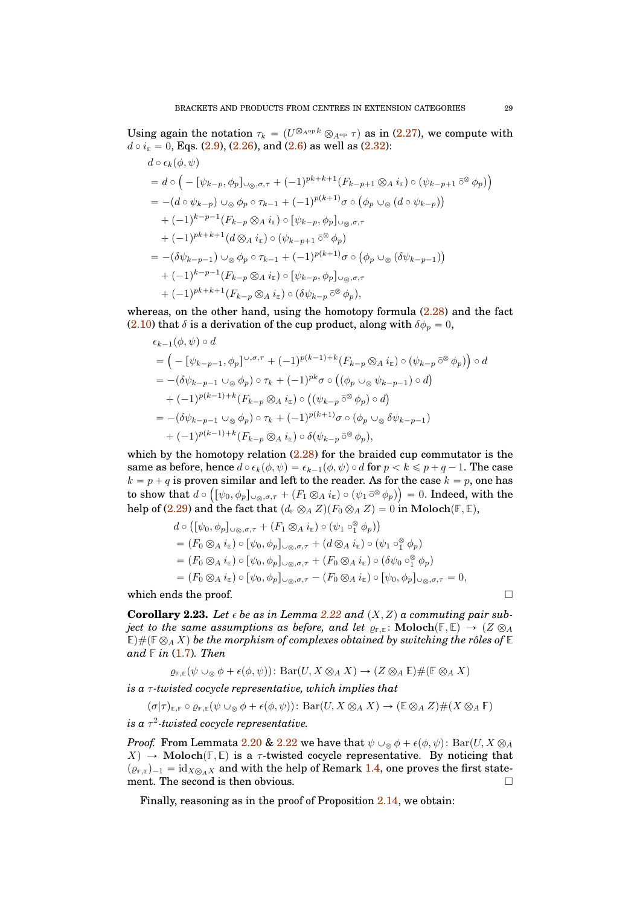Using again the notation $\tau_k = (U^{\otimes_{A^{\mathrm{op}}} k} \otimes_{A^{\mathrm{op}}} \tau)$ as in (2.27), we compute with $d \circ i_{\mathbb{E}} = 0$, Eqs. (2.9), (2.26), and (2.6) as well as (2.32):

$$
\begin{aligned}
& d \circ \epsilon_k(\phi, \psi) \\
&= d \circ \Big( -[\psi_{k-p}, \phi_p]_{\cup_\otimes, \sigma, \tau} + (-1)^{pk+k+1} (F_{k-p+1} \otimes_A i_{\mathbb{E}}) \circ (\psi_{k-p+1} \,\bar{\circ}^{\otimes}\, \phi_p) \Big) \\
&= -(d \circ \psi_{k-p}) \cup_\otimes \phi_p \circ \tau_{k-1} + (-1)^{p(k+1)} \sigma \circ \big( \phi_p \cup_\otimes (d \circ \psi_{k-p}) \big) \\
&\quad + (-1)^{k-p-1} (F_{k-p} \otimes_A i_{\mathbb{E}}) \circ [\psi_{k-p}, \phi_p]_{\cup_\otimes, \sigma, \tau} \\
&\quad + (-1)^{pk+k+1} (d \otimes_A i_{\mathbb{E}}) \circ (\psi_{k-p+1} \,\bar{\circ}^{\otimes}\, \phi_p) \\
&= -(\delta \psi_{k-p-1}) \cup_\otimes \phi_p \circ \tau_{k-1} + (-1)^{p(k+1)} \sigma \circ \big( \phi_p \cup_\otimes (\delta \psi_{k-p-1}) \big) \\
&\quad + (-1)^{k-p-1} (F_{k-p} \otimes_A i_{\mathbb{E}}) \circ [\psi_{k-p}, \phi_p]_{\cup_\otimes, \sigma, \tau} \\
&\quad + (-1)^{pk+k+1} (F_{k-p} \otimes_A i_{\mathbb{E}}) \circ (\delta \psi_{k-p} \,\bar{\circ}^{\otimes}\, \phi_p),
\end{aligned}
$$

whereas, on the other hand, using the homotopy formula (2.28) and the fact (2.10) that $\delta$ is a derivation of the cup product, along with $\delta \phi_p = 0$,

$$
\begin{aligned}
& \epsilon_{k-1}(\phi, \psi) \circ d \\
&= \Big( -[\psi_{k-p-1}, \phi_p]^{\cup, \sigma, \tau} + (-1)^{p(k-1)+k} (F_{k-p} \otimes_A i_{\mathbb{E}}) \circ (\psi_{k-p} \,\bar{\circ}^{\otimes}\, \phi_p) \Big) \circ d \\
&= -(\delta \psi_{k-p-1} \cup_\otimes \phi_p) \circ \tau_k + (-1)^{pk} \sigma \circ \big( (\phi_p \cup_\otimes \psi_{k-p-1}) \circ d \big) \\
&\quad + (-1)^{p(k-1)+k} (F_{k-p} \otimes_A i_{\mathbb{E}}) \circ \big( (\psi_{k-p} \,\bar{\circ}^{\otimes}\, \phi_p) \circ d \big) \\
&= -(\delta \psi_{k-p-1} \cup_\otimes \phi_p) \circ \tau_k + (-1)^{p(k+1)} \sigma \circ (\phi_p \cup_\otimes \delta \psi_{k-p-1}) \\
&\quad + (-1)^{p(k-1)+k} (F_{k-p} \otimes_A i_{\mathbb{E}}) \circ \delta (\psi_{k-p} \,\bar{\circ}^{\otimes}\, \phi_p),
\end{aligned}
$$

which by the homotopy relation (2.28) for the braided cup commutator is the same as before, hence $d \circ \epsilon_k(\phi, \psi) = \epsilon_{k-1}(\phi, \psi) \circ d$ for $p < k \leqslant p+q-1$. The case $k = p+q$ is proven similar and left to the reader. As for the case $k = p$, one has to show that $d \circ \big( [\psi_0, \phi_p]_{\cup_\otimes, \sigma, \tau} + (F_1 \otimes_A i_{\mathbb{E}}) \circ (\psi_1 \,\bar{\circ}^{\otimes}\, \phi_p) \big) = 0$. Indeed, with the help of (2.29) and the fact that $(d_{\mathbb{F}} \otimes_A Z)(F_0 \otimes_A Z) = 0$ in $\mathbf{Moloch}(\mathbb{F}, \mathbb{E})$,

$$
\begin{aligned}
& d \circ \big( [\psi_0, \phi_p]_{\cup_\otimes, \sigma, \tau} + (F_1 \otimes_A i_{\mathbb{E}}) \circ (\psi_1 \circ_1^{\otimes} \phi_p) \big) \\
&= (F_0 \otimes_A i_{\mathbb{E}}) \circ [\psi_0, \phi_p]_{\cup_\otimes, \sigma, \tau} + (d \otimes_A i_{\mathbb{E}}) \circ (\psi_1 \circ_1^{\otimes} \phi_p) \\
&= (F_0 \otimes_A i_{\mathbb{E}}) \circ [\psi_0, \phi_p]_{\cup_\otimes, \sigma, \tau} + (F_0 \otimes_A i_{\mathbb{E}}) \circ (\delta \psi_0 \circ_1^{\otimes} \phi_p) \\
&= (F_0 \otimes_A i_{\mathbb{E}}) \circ [\psi_0, \phi_p]_{\cup_\otimes, \sigma, \tau} - (F_0 \otimes_A i_{\mathbb{E}}) \circ [\psi_0, \phi_p]_{\cup_\otimes, \sigma, \tau} = 0,
\end{aligned}
$$

which ends the proof. ∎

**Corollary 2.23.** *Let $\epsilon$ be as in Lemma 2.22 and $(X, Z)$ a commuting pair subject to the same assumptions as before, and let $\varrho_{\mathbb{F},\mathbb{E}} \colon \mathbf{Moloch}(\mathbb{F}, \mathbb{E}) \to (Z \otimes_A \mathbb{E}) \# (\mathbb{F} \otimes_A X)$ be the morphism of complexes obtained by switching the rôles of $\mathbb{E}$ and $\mathbb{F}$ in (1.7). Then*

$$
\varrho_{\mathbb{F},\mathbb{E}}(\psi \cup_\otimes \phi + \epsilon(\phi, \psi)) \colon \mathrm{Bar}(U, X \otimes_A X) \to (Z \otimes_A \mathbb{E}) \# (\mathbb{F} \otimes_A X)
$$

*is a $\tau$-twisted cocycle representative, which implies that*

$$
(\sigma|\tau)_{\mathbb{E},\mathbb{F}} \circ \varrho_{\mathbb{F},\mathbb{E}}(\psi \cup_\otimes \phi + \epsilon(\phi, \psi)) \colon \mathrm{Bar}(U, X \otimes_A X) \to (\mathbb{E} \otimes_A Z) \# (X \otimes_A \mathbb{F})
$$

*is a $\tau^2$-twisted cocycle representative.*

*Proof.* From Lemmata 2.20 & 2.22 we have that $\psi \cup_\otimes \phi + \epsilon(\phi, \psi) \colon \mathrm{Bar}(U, X \otimes_A X) \to \mathbf{Moloch}(\mathbb{F}, \mathbb{E})$ is a $\tau$-twisted cocycle representative. By noticing that $(\varrho_{\mathbb{F},\mathbb{E}})_{-1} = \mathrm{id}_{X \otimes_A X}$ and with the help of Remark 1.4, one proves the first statement. The second is then obvious. ∎

Finally, reasoning as in the proof of Proposition 2.14, we obtain: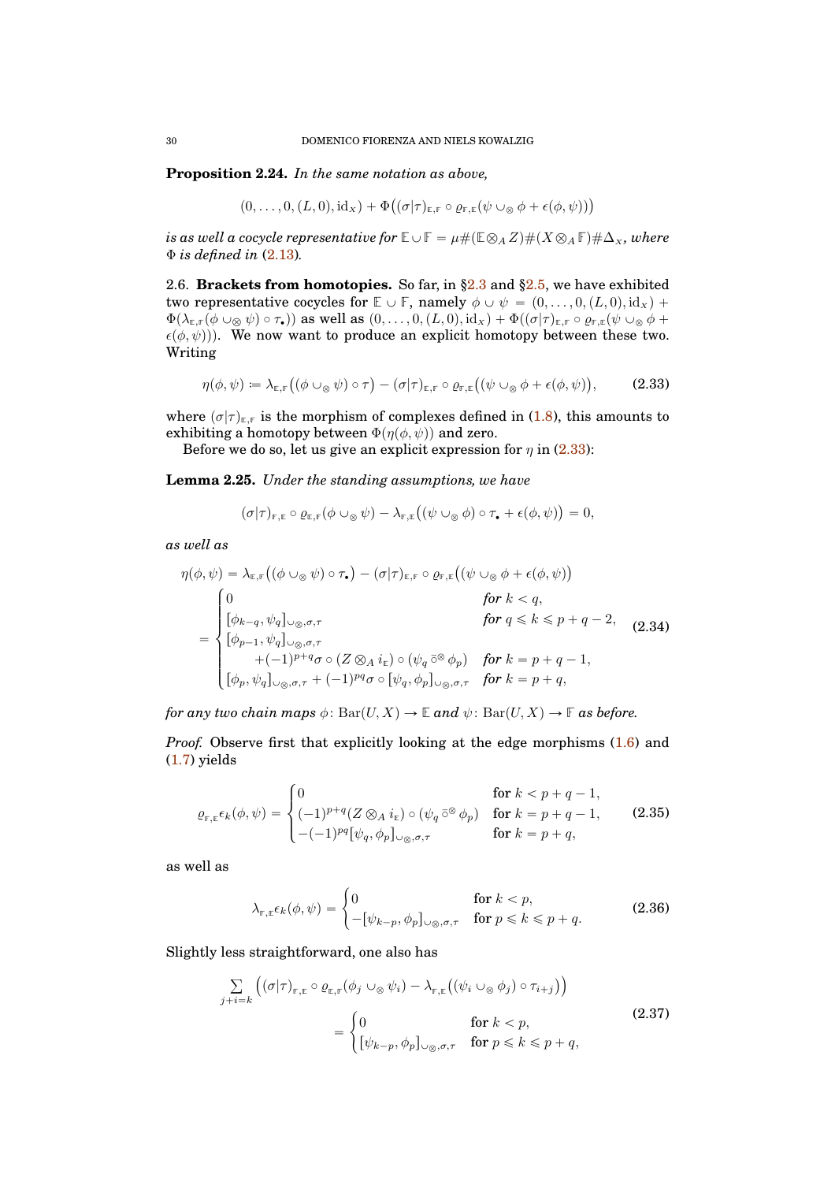**Proposition 2.24.** *In the same notation as above,*

$$(0,\dots,0,(L,0),\mathrm{id}_X) + \Phi\big((\sigma|\tau)_{\mathbb{E},\mathbb{F}} \circ \varrho_{\mathbb{F},\mathbb{E}}(\psi \cup_\otimes \phi + \epsilon(\phi,\psi))\big)$$

*is as well a cocycle representative for $\mathbb{E} \cup \mathbb{F} = \mu\#(\mathbb{E} \otimes_A Z)\#(X \otimes_A \mathbb{F})\#\Delta_X$, where $\Phi$ is defined in* (2.13)*.*

2.6. **Brackets from homotopies.** So far, in §2.3 and §2.5, we have exhibited two representative cocycles for $\mathbb{E} \cup \mathbb{F}$, namely $\phi \cup \psi = (0,\dots,0,(L,0),\mathrm{id}_X) + \Phi(\lambda_{\mathbb{E},\mathbb{F}}(\phi \cup_\otimes \psi) \circ \tau_\bullet))$ as well as $(0,\dots,0,(L,0),\mathrm{id}_X) + \Phi((\sigma|\tau)_{\mathbb{E},\mathbb{F}} \circ \varrho_{\mathbb{F},\mathbb{E}}(\psi \cup_\otimes \phi + \epsilon(\phi,\psi)))$. We now want to produce an explicit homotopy between these two. Writing

$$\eta(\phi,\psi) := \lambda_{\mathbb{E},\mathbb{F}}\big((\phi \cup_\otimes \psi) \circ \tau\big) - (\sigma|\tau)_{\mathbb{E},\mathbb{F}} \circ \varrho_{\mathbb{F},\mathbb{E}}\big((\psi \cup_\otimes \phi + \epsilon(\phi,\psi)\big), \tag{2.33}$$

where $(\sigma|\tau)_{\mathbb{E},\mathbb{F}}$ is the morphism of complexes defined in (1.8), this amounts to exhibiting a homotopy between $\Phi(\eta(\phi,\psi))$ and zero.

Before we do so, let us give an explicit expression for $\eta$ in (2.33):

**Lemma 2.25.** *Under the standing assumptions, we have*

$$(\sigma|\tau)_{\mathbb{F},\mathbb{E}} \circ \varrho_{\mathbb{E},\mathbb{F}}(\phi \cup_\otimes \psi) - \lambda_{\mathbb{F},\mathbb{E}}\big((\psi \cup_\otimes \phi) \circ \tau_\bullet + \epsilon(\phi,\psi)\big) = 0,$$

*as well as*

$$\eta(\phi,\psi) = \lambda_{\mathbb{E},\mathbb{F}}\big((\phi \cup_\otimes \psi) \circ \tau_\bullet\big) - (\sigma|\tau)_{\mathbb{E},\mathbb{F}} \circ \varrho_{\mathbb{F},\mathbb{E}}\big((\psi \cup_\otimes \phi + \epsilon(\phi,\psi)\big)$$
$$= \begin{cases} 0 & \text{for } k < q, \\ [\phi_{k-q},\psi_q]_{\cup_\otimes,\sigma,\tau} & \text{for } q \leqslant k \leqslant p+q-2, \\ [\phi_{p-1},\psi_q]_{\cup_\otimes,\sigma,\tau} & \\ \quad +(-1)^{p+q}\sigma \circ (Z \otimes_A i_{\mathbb{E}}) \circ (\psi_q \mathbin{\bar\circ^\otimes} \phi_p) & \text{for } k = p+q-1, \\ [\phi_p,\psi_q]_{\cup_\otimes,\sigma,\tau} + (-1)^{pq}\sigma \circ [\psi_q,\phi_p]_{\cup_\otimes,\sigma,\tau} & \text{for } k = p+q, \end{cases} \tag{2.34}$$

*for any two chain maps $\phi\colon \mathrm{Bar}(U,X) \to \mathbb{E}$ and $\psi\colon \mathrm{Bar}(U,X) \to \mathbb{F}$ as before.*

*Proof.* Observe first that explicitly looking at the edge morphisms (1.6) and (1.7) yields

$$\varrho_{\mathbb{F},\mathbb{E}}\epsilon_k(\phi,\psi) = \begin{cases} 0 & \text{for } k < p+q-1, \\ (-1)^{p+q}(Z \otimes_A i_{\mathbb{E}}) \circ (\psi_q \mathbin{\bar\circ^\otimes} \phi_p) & \text{for } k = p+q-1, \\ -(-1)^{pq}[\psi_q,\phi_p]_{\cup_\otimes,\sigma,\tau} & \text{for } k = p+q, \end{cases} \tag{2.35}$$

as well as

$$\lambda_{\mathbb{F},\mathbb{E}}\epsilon_k(\phi,\psi) = \begin{cases} 0 & \text{for } k < p, \\ -[\psi_{k-p},\phi_p]_{\cup_\otimes,\sigma,\tau} & \text{for } p \leqslant k \leqslant p+q. \end{cases} \tag{2.36}$$

Slightly less straightforward, one also has

$$\sum_{j+i=k} \Big((\sigma|\tau)_{\mathbb{F},\mathbb{E}} \circ \varrho_{\mathbb{E},\mathbb{F}}(\phi_j \cup_\otimes \psi_i) - \lambda_{\mathbb{F},\mathbb{E}}\big((\psi_i \cup_\otimes \phi_j) \circ \tau_{i+j}\big)\Big)$$
$$= \begin{cases} 0 & \text{for } k < p, \\ [\psi_{k-p},\phi_p]_{\cup_\otimes,\sigma,\tau} & \text{for } p \leqslant k \leqslant p+q, \end{cases} \tag{2.37}$$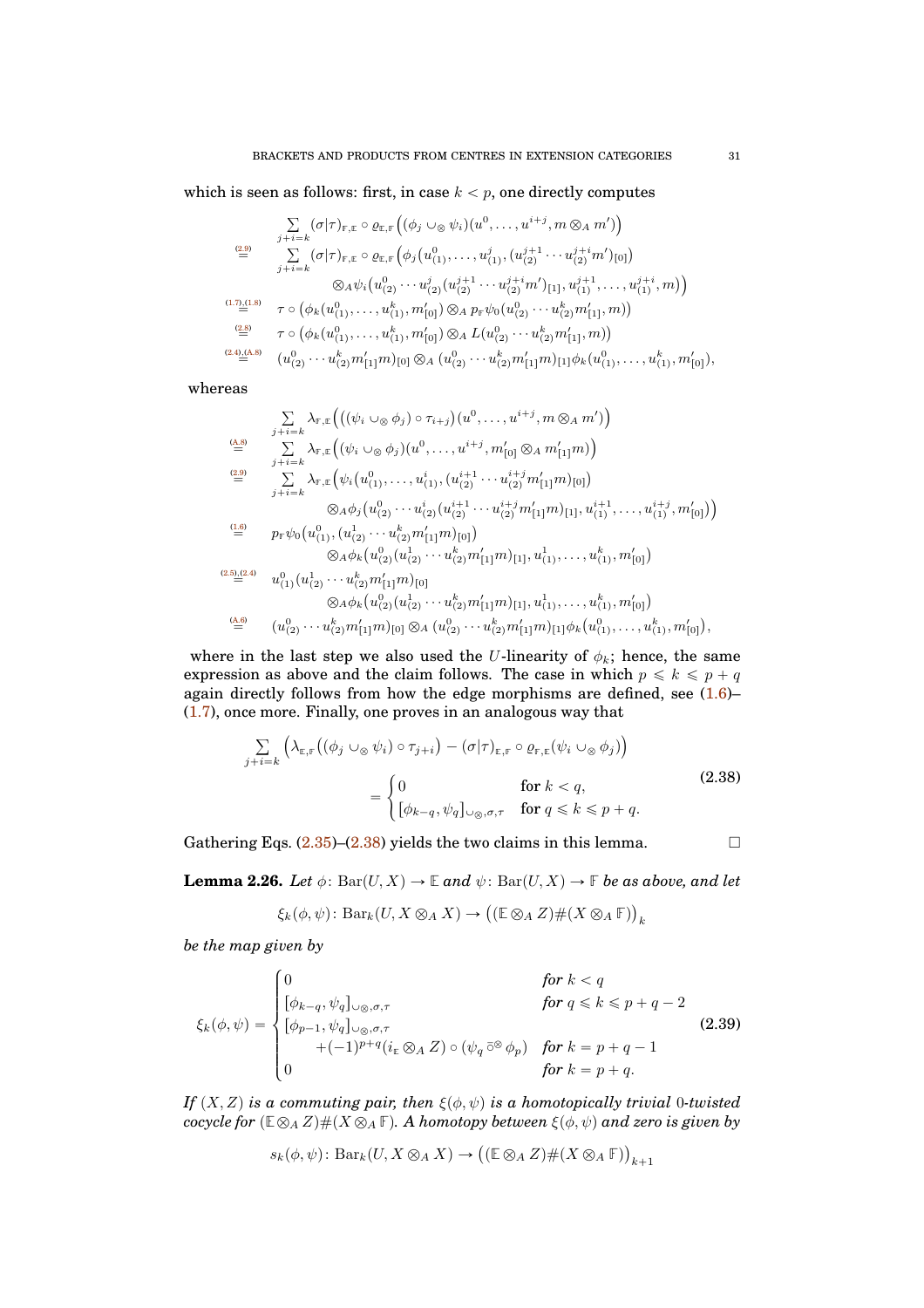which is seen as follows: first, in case $k < p$, one directly computes

$$
\begin{aligned}
&\sum_{j+i=k} (\sigma|\tau)_{\mathbb{F},\mathbb{E}} \circ \varrho_{\mathbb{E},\mathbb{F}}\Big((\phi_j \cup_\otimes \psi_i)(u^0,\ldots,u^{i+j}, m \otimes_A m')\Big) \\
\overset{(2.9)}{=}\;& \sum_{j+i=k} (\sigma|\tau)_{\mathbb{F},\mathbb{E}} \circ \varrho_{\mathbb{E},\mathbb{F}}\Big(\phi_j\big(u^0_{(1)},\ldots,u^j_{(1)},(u^{j+1}_{(2)}\cdots u^{j+i}_{(2)}m')_{[0]}\big) \\
&\qquad\qquad \otimes_A \psi_i\big(u^0_{(2)}\cdots u^j_{(2)}(u^{j+1}_{(2)}\cdots u^{j+i}_{(2)}m')_{[1]}, u^{j+1}_{(1)},\ldots,u^{j+i}_{(1)}, m\big)\Big) \\
\overset{(1.7),(1.8)}{=}\;& \tau \circ \big(\phi_k(u^0_{(1)},\ldots,u^k_{(1)},m'_{[0]}) \otimes_A p_{\mathbb{F}}\psi_0(u^0_{(2)}\cdots u^k_{(2)}m'_{[1]}, m)\big) \\
\overset{(2.8)}{=}\;& \tau \circ \big(\phi_k(u^0_{(1)},\ldots,u^k_{(1)},m'_{[0]}) \otimes_A L(u^0_{(2)}\cdots u^k_{(2)}m'_{[1]}, m)\big) \\
\overset{(2.4),(A.8)}{=}\;& (u^0_{(2)}\cdots u^k_{(2)}m'_{[1]}m)_{[0]} \otimes_A (u^0_{(2)}\cdots u^k_{(2)}m'_{[1]}m)_{[1]}\phi_k(u^0_{(1)},\ldots,u^k_{(1)},m'_{[0]}),
\end{aligned}
$$

whereas

$$
\begin{aligned}
&\sum_{j+i=k} \lambda_{\mathbb{F},\mathbb{E}}\Big(\big((\psi_i \cup_\otimes \phi_j)\circ \tau_{i+j}\big)(u^0,\ldots,u^{i+j}, m \otimes_A m')\Big) \\
\overset{(A.8)}{=}\;& \sum_{j+i=k} \lambda_{\mathbb{F},\mathbb{E}}\Big((\psi_i \cup_\otimes \phi_j)(u^0,\ldots,u^{i+j}, m'_{[0]} \otimes_A m'_{[1]}m)\Big) \\
\overset{(2.9)}{=}\;& \sum_{j+i=k} \lambda_{\mathbb{F},\mathbb{E}}\Big(\psi_i\big(u^0_{(1)},\ldots,u^i_{(1)},(u^{i+1}_{(2)}\cdots u^{i+j}_{(2)}m'_{[1]}m)_{[0]}\big) \\
&\qquad\qquad \otimes_A \phi_j\big(u^0_{(2)}\cdots u^i_{(2)}(u^{i+1}_{(2)}\cdots u^{i+j}_{(2)}m'_{[1]}m)_{[1]}, u^{i+1}_{(1)},\ldots,u^{i+j}_{(1)}, m'_{[0]}\big)\Big) \\
\overset{(1.6)}{=}\;& p_{\mathbb{F}}\psi_0\big(u^0_{(1)},(u^1_{(2)}\cdots u^k_{(2)}m'_{[1]}m)_{[0]}\big) \\
&\qquad\qquad \otimes_A \phi_k\big(u^0_{(2)}(u^1_{(2)}\cdots u^k_{(2)}m'_{[1]}m)_{[1]}, u^1_{(1)},\ldots,u^k_{(1)}, m'_{[0]}\big) \\
\overset{(2.5),(2.4)}{=}\;& u^0_{(1)}(u^1_{(2)}\cdots u^k_{(2)}m'_{[1]}m)_{[0]} \\
&\qquad\qquad \otimes_A \phi_k\big(u^0_{(2)}(u^1_{(2)}\cdots u^k_{(2)}m'_{[1]}m)_{[1]}, u^1_{(1)},\ldots,u^k_{(1)}, m'_{[0]}\big) \\
\overset{(A.6)}{=}\;& (u^0_{(2)}\cdots u^k_{(2)}m'_{[1]}m)_{[0]} \otimes_A (u^0_{(2)}\cdots u^k_{(2)}m'_{[1]}m)_{[1]}\phi_k\big(u^0_{(1)},\ldots,u^k_{(1)},m'_{[0]}\big),
\end{aligned}
$$

where in the last step we also used the $U$-linearity of $\phi_k$; hence, the same expression as above and the claim follows. The case in which $p \leqslant k \leqslant p+q$ again directly follows from how the edge morphisms are defined, see (1.6)–(1.7), once more. Finally, one proves in an analogous way that

$$
\begin{aligned}
\sum_{j+i=k} \Big(\lambda_{\mathbb{E},\mathbb{F}}\big((\phi_j \cup_\otimes \psi_i)\circ \tau_{j+i}\big) - (\sigma|\tau)_{\mathbb{E},\mathbb{F}} \circ \varrho_{\mathbb{F},\mathbb{E}}(\psi_i \cup_\otimes \phi_j)\Big) \\
= \begin{cases} 0 & \text{for } k < q, \\ [\phi_{k-q}, \psi_q]_{\cup_\otimes,\sigma,\tau} & \text{for } q \leqslant k \leqslant p+q. \end{cases}
\end{aligned}
\tag{2.38}
$$

Gathering Eqs. (2.35)–(2.38) yields the two claims in this lemma. $\square$

**Lemma 2.26.** *Let $\phi\colon \mathrm{Bar}(U,X) \to \mathbb{E}$ and $\psi\colon \mathrm{Bar}(U,X) \to \mathbb{F}$ be as above, and let*

$$\xi_k(\phi,\psi)\colon \mathrm{Bar}_k(U, X \otimes_A X) \to \big((\mathbb{E} \otimes_A Z)\#(X \otimes_A \mathbb{F})\big)_k$$

*be the map given by*

$$
\xi_k(\phi,\psi) = \begin{cases}
0 & \textit{for } k < q \\
[\phi_{k-q}, \psi_q]_{\cup_\otimes,\sigma,\tau} & \textit{for } q \leqslant k \leqslant p+q-2 \\
[\phi_{p-1}, \psi_q]_{\cup_\otimes,\sigma,\tau} & \\
\qquad +(-1)^{p+q}(i_{\mathbb{E}} \otimes_A Z)\circ(\psi_q \mathbin{\bar{\circ}^{\otimes}} \phi_p) & \textit{for } k = p+q-1 \\
0 & \textit{for } k = p+q.
\end{cases}
\tag{2.39}
$$

*If $(X,Z)$ is a commuting pair, then $\xi(\phi,\psi)$ is a homotopically trivial $0$-twisted cocycle for $(\mathbb{E} \otimes_A Z)\#(X \otimes_A \mathbb{F})$. A homotopy between $\xi(\phi,\psi)$ and zero is given by*

$$s_k(\phi,\psi)\colon \mathrm{Bar}_k(U, X \otimes_A X) \to \big((\mathbb{E} \otimes_A Z)\#(X \otimes_A \mathbb{F})\big)_{k+1}$$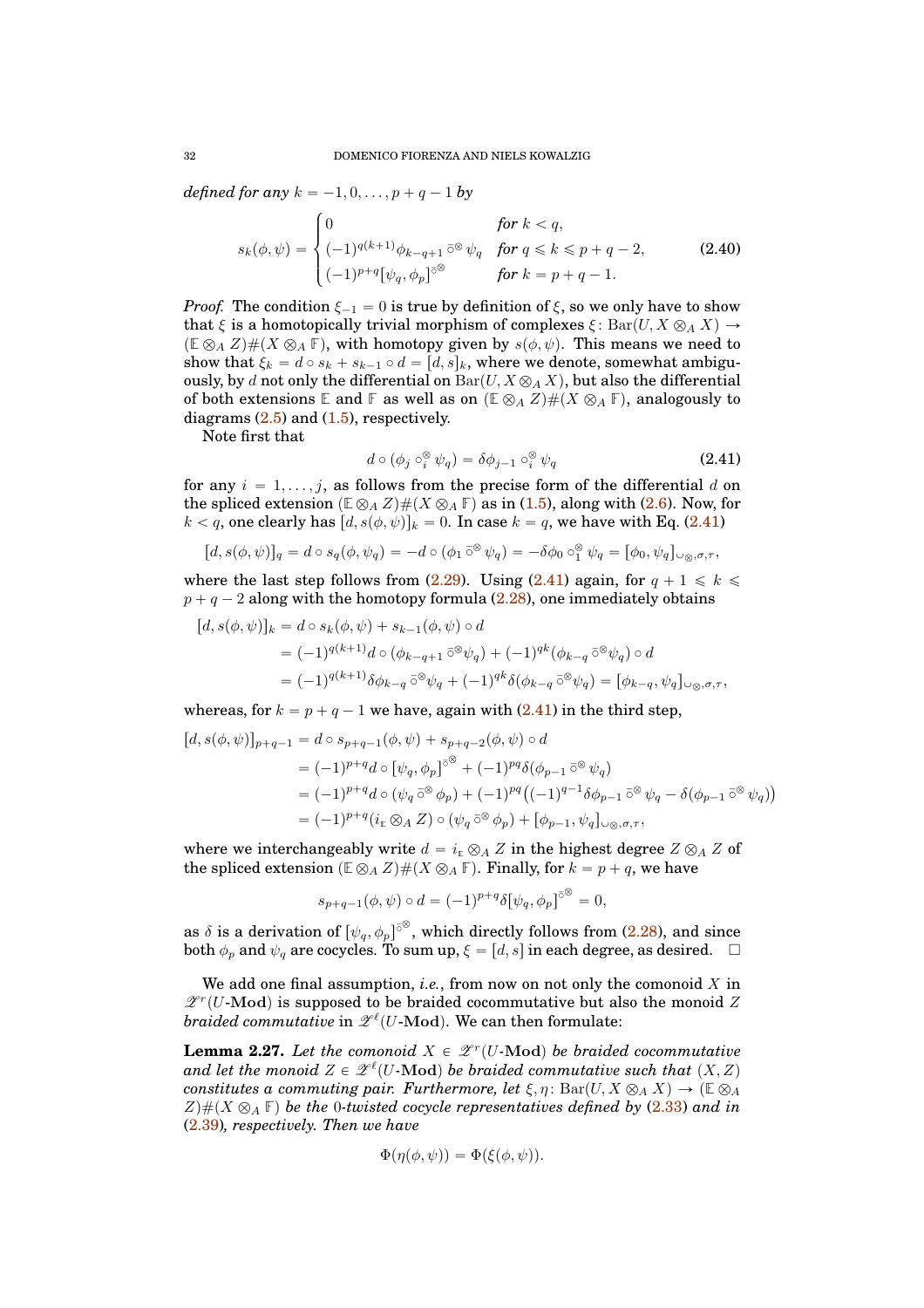*defined for any* $k = -1, 0, \ldots, p+q-1$ *by*

$$s_k(\phi, \psi) = \begin{cases} 0 & \textit{for } k < q, \\ (-1)^{q(k+1)} \phi_{k-q+1} \mathbin{\bar{\circ}^{\otimes}} \psi_q & \textit{for } q \leqslant k \leqslant p+q-2, \\ (-1)^{p+q} [\psi_q, \phi_p]^{\bar{\circ}^{\otimes}} & \textit{for } k = p+q-1. \end{cases} \tag{2.40}$$

*Proof.* The condition $\xi_{-1} = 0$ is true by definition of $\xi$, so we only have to show that $\xi$ is a homotopically trivial morphism of complexes $\xi \colon \mathrm{Bar}(U, X \otimes_A X) \to (\mathbb{E} \otimes_A Z) \# (X \otimes_A \mathbb{F})$, with homotopy given by $s(\phi, \psi)$. This means we need to show that $\xi_k = d \circ s_k + s_{k-1} \circ d = [d, s]_k$, where we denote, somewhat ambiguously, by $d$ not only the differential on $\mathrm{Bar}(U, X \otimes_A X)$, but also the differential of both extensions $\mathbb{E}$ and $\mathbb{F}$ as well as on $(\mathbb{E} \otimes_A Z) \# (X \otimes_A \mathbb{F})$, analogously to diagrams (2.5) and (1.5), respectively.

Note first that

$$d \circ (\phi_j \circ_i^{\otimes} \psi_q) = \delta \phi_{j-1} \circ_i^{\otimes} \psi_q \tag{2.41}$$

for any $i = 1, \ldots, j$, as follows from the precise form of the differential $d$ on the spliced extension $(\mathbb{E} \otimes_A Z) \# (X \otimes_A \mathbb{F})$ as in (1.5), along with (2.6). Now, for $k < q$, one clearly has $[d, s(\phi, \psi)]_k = 0$. In case $k = q$, we have with Eq. (2.41)

$$[d, s(\phi, \psi)]_q = d \circ s_q(\phi, \psi_q) = -d \circ (\phi_1 \mathbin{\bar{\circ}^{\otimes}} \psi_q) = -\delta \phi_0 \circ_1^{\otimes} \psi_q = [\phi_0, \psi_q]_{\cup_{\otimes}, \sigma, \tau},$$

where the last step follows from (2.29). Using (2.41) again, for $q+1 \leqslant k \leqslant p+q-2$ along with the homotopy formula (2.28), one immediately obtains

$$\begin{aligned}
[d, s(\phi, \psi)]_k &= d \circ s_k(\phi, \psi) + s_{k-1}(\phi, \psi) \circ d \\
&= (-1)^{q(k+1)} d \circ (\phi_{k-q+1} \mathbin{\bar{\circ}^{\otimes}} \psi_q) + (-1)^{qk} (\phi_{k-q} \mathbin{\bar{\circ}^{\otimes}} \psi_q) \circ d \\
&= (-1)^{q(k+1)} \delta \phi_{k-q} \mathbin{\bar{\circ}^{\otimes}} \psi_q + (-1)^{qk} \delta(\phi_{k-q} \mathbin{\bar{\circ}^{\otimes}} \psi_q) = [\phi_{k-q}, \psi_q]_{\cup_{\otimes}, \sigma, \tau},
\end{aligned}$$

whereas, for $k = p+q-1$ we have, again with (2.41) in the third step,

$$\begin{aligned}
[d, s(\phi, \psi)]_{p+q-1} &= d \circ s_{p+q-1}(\phi, \psi) + s_{p+q-2}(\phi, \psi) \circ d \\
&= (-1)^{p+q} d \circ [\psi_q, \phi_p]^{\bar{\circ}^{\otimes}} + (-1)^{pq} \delta(\phi_{p-1} \mathbin{\bar{\circ}^{\otimes}} \psi_q) \\
&= (-1)^{p+q} d \circ (\psi_q \mathbin{\bar{\circ}^{\otimes}} \phi_p) + (-1)^{pq} \big( (-1)^{q-1} \delta \phi_{p-1} \mathbin{\bar{\circ}^{\otimes}} \psi_q - \delta(\phi_{p-1} \mathbin{\bar{\circ}^{\otimes}} \psi_q) \big) \\
&= (-1)^{p+q} (i_{\mathbb{E}} \otimes_A Z) \circ (\psi_q \mathbin{\bar{\circ}^{\otimes}} \phi_p) + [\phi_{p-1}, \psi_q]_{\cup_{\otimes}, \sigma, \tau},
\end{aligned}$$

where we interchangeably write $d = i_{\mathbb{E}} \otimes_A Z$ in the highest degree $Z \otimes_A Z$ of the spliced extension $(\mathbb{E} \otimes_A Z) \# (X \otimes_A \mathbb{F})$. Finally, for $k = p+q$, we have

$$s_{p+q-1}(\phi, \psi) \circ d = (-1)^{p+q} \delta [\psi_q, \phi_p]^{\bar{\circ}^{\otimes}} = 0,$$

as $\delta$ is a derivation of $[\psi_q, \phi_p]^{\bar{\circ}^{\otimes}}$, which directly follows from (2.28), and since both $\phi_p$ and $\psi_q$ are cocycles. To sum up, $\xi = [d, s]$ in each degree, as desired. $\square$

We add one final assumption, *i.e.*, from now on not only the comonoid $X$ in $\mathscr{Z}^r(U\text{-}\mathbf{Mod})$ is supposed to be braided cocommutative but also the monoid $Z$ *braided commutative* in $\mathscr{Z}^\ell(U\text{-}\mathbf{Mod})$. We can then formulate:

**Lemma 2.27.** *Let the comonoid* $X \in \mathscr{Z}^r(U\text{-}\mathbf{Mod})$ *be braided cocommutative and let the monoid* $Z \in \mathscr{Z}^\ell(U\text{-}\mathbf{Mod})$ *be braided commutative such that* $(X, Z)$ *constitutes a commuting pair. Furthermore, let* $\xi, \eta \colon \mathrm{Bar}(U, X \otimes_A X) \to (\mathbb{E} \otimes_A Z) \# (X \otimes_A \mathbb{F})$ *be the* 0*-twisted cocycle representatives defined by* (2.33) *and in* (2.39)*, respectively. Then we have*

$$\Phi(\eta(\phi, \psi)) = \Phi(\xi(\phi, \psi)).$$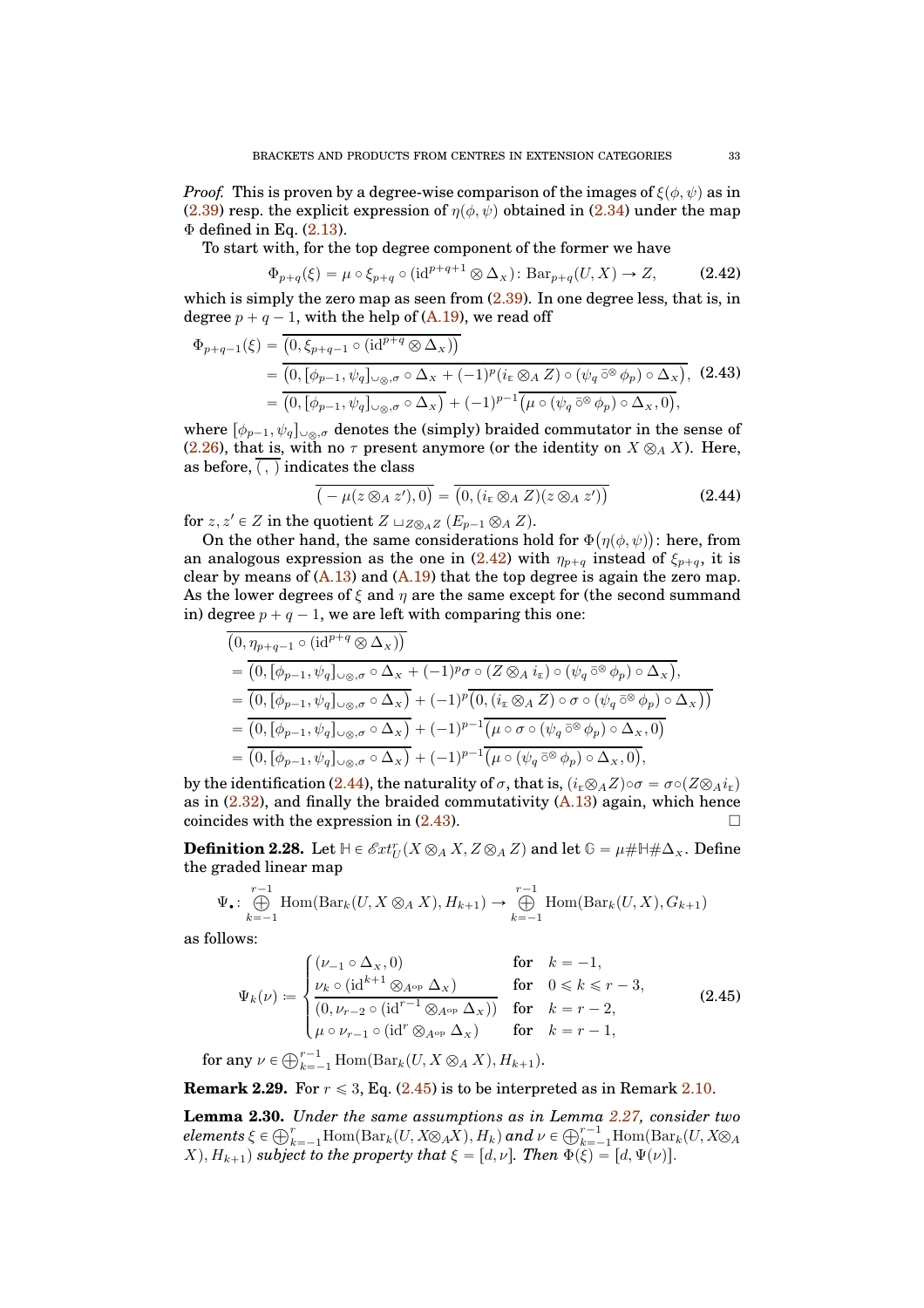*Proof.* This is proven by a degree-wise comparison of the images of $\xi(\phi,\psi)$ as in (2.39) resp. the explicit expression of $\eta(\phi,\psi)$ obtained in (2.34) under the map $\Phi$ defined in Eq. (2.13).

To start with, for the top degree component of the former we have

$$\Phi_{p+q}(\xi) = \mu \circ \xi_{p+q} \circ (\mathrm{id}^{p+q+1} \otimes \Delta_X) \colon \mathrm{Bar}_{p+q}(U,X) \to Z, \tag{2.42}$$

which is simply the zero map as seen from (2.39). In one degree less, that is, in degree $p+q-1$, with the help of (A.19), we read off

$$\begin{aligned}
\Phi_{p+q-1}(\xi) &= \overline{\big(0, \xi_{p+q-1} \circ (\mathrm{id}^{p+q} \otimes \Delta_X)\big)} \\
&= \overline{\big(0, [\phi_{p-1}, \psi_q]_{\cup_\otimes, \sigma} \circ \Delta_X + (-1)^p (i_{\mathbb{E}} \otimes_A Z) \circ (\psi_q \,\bar{\circ}^{\otimes}\, \phi_p) \circ \Delta_X\big)}, \\
&= \overline{\big(0, [\phi_{p-1}, \psi_q]_{\cup_\otimes, \sigma} \circ \Delta_X\big)} + (-1)^{p-1} \overline{\big(\mu \circ (\psi_q \,\bar{\circ}^{\otimes}\, \phi_p) \circ \Delta_X, 0\big)},
\end{aligned} \tag{2.43}$$

where $[\phi_{p-1}, \psi_q]_{\cup_\otimes, \sigma}$ denotes the (simply) braided commutator in the sense of (2.26), that is, with no $\tau$ present anymore (or the identity on $X \otimes_A X$). Here, as before, $\overline{(\,,\,)}$ indicates the class

$$\overline{\big(-\mu(z \otimes_A z'), 0\big)} = \overline{\big(0, (i_{\mathbb{E}} \otimes_A Z)(z \otimes_A z')\big)} \tag{2.44}$$

for $z, z' \in Z$ in the quotient $Z \sqcup_{Z \otimes_A Z} (E_{p-1} \otimes_A Z)$.

On the other hand, the same considerations hold for $\Phi\big(\eta(\phi,\psi)\big)$: here, from an analogous expression as the one in (2.42) with $\eta_{p+q}$ instead of $\xi_{p+q}$, it is clear by means of (A.13) and (A.19) that the top degree is again the zero map. As the lower degrees of $\xi$ and $\eta$ are the same except for (the second summand in) degree $p+q-1$, we are left with comparing this one:

$$\begin{aligned}
&\overline{\big(0, \eta_{p+q-1} \circ (\mathrm{id}^{p+q} \otimes \Delta_X)\big)} \\
&= \overline{\big(0, [\phi_{p-1}, \psi_q]_{\cup_\otimes, \sigma} \circ \Delta_X + (-1)^p \sigma \circ (Z \otimes_A i_{\mathbb{E}}) \circ (\psi_q \,\bar{\circ}^{\otimes}\, \phi_p) \circ \Delta_X\big)}, \\
&= \overline{\big(0, [\phi_{p-1}, \psi_q]_{\cup_\otimes, \sigma} \circ \Delta_X\big)} + (-1)^p \overline{\big(0, (i_{\mathbb{E}} \otimes_A Z) \circ \sigma \circ (\psi_q \,\bar{\circ}^{\otimes}\, \phi_p) \circ \Delta_X\big)} \\
&= \overline{\big(0, [\phi_{p-1}, \psi_q]_{\cup_\otimes, \sigma} \circ \Delta_X\big)} + (-1)^{p-1} \overline{\big(\mu \circ \sigma \circ (\psi_q \,\bar{\circ}^{\otimes}\, \phi_p) \circ \Delta_X, 0\big)} \\
&= \overline{\big(0, [\phi_{p-1}, \psi_q]_{\cup_\otimes, \sigma} \circ \Delta_X\big)} + (-1)^{p-1} \overline{\big(\mu \circ (\psi_q \,\bar{\circ}^{\otimes}\, \phi_p) \circ \Delta_X, 0\big)},
\end{aligned}$$

by the identification (2.44), the naturality of $\sigma$, that is, $(i_{\mathbb{E}} \otimes_A Z) \circ \sigma = \sigma \circ (Z \otimes_A i_{\mathbb{E}})$ as in (2.32), and finally the braided commutativity (A.13) again, which hence coincides with the expression in (2.43). $\square$

**Definition 2.28.** Let $\mathbb{H} \in \mathscr{E}xt^r_U(X \otimes_A X, Z \otimes_A Z)$ and let $\mathbb{G} = \mu \# \mathbb{H} \# \Delta_X$. Define the graded linear map

$$\Psi_\bullet \colon \bigoplus_{k=-1}^{r-1} \mathrm{Hom}(\mathrm{Bar}_k(U, X \otimes_A X), H_{k+1}) \to \bigoplus_{k=-1}^{r-1} \mathrm{Hom}(\mathrm{Bar}_k(U, X), G_{k+1})$$

as follows:

$$\Psi_k(\nu) := \begin{cases} (\nu_{-1} \circ \Delta_X, 0) & \text{for} \quad k = -1, \\ \nu_k \circ (\mathrm{id}^{k+1} \otimes_{A^{\mathrm{op}}} \Delta_X) & \text{for} \quad 0 \leqslant k \leqslant r-3, \\ \overline{(0, \nu_{r-2} \circ (\mathrm{id}^{r-1} \otimes_{A^{\mathrm{op}}} \Delta_X))} & \text{for} \quad k = r-2, \\ \mu \circ \nu_{r-1} \circ (\mathrm{id}^r \otimes_{A^{\mathrm{op}}} \Delta_X) & \text{for} \quad k = r-1, \end{cases} \tag{2.45}$$

for any $\nu \in \bigoplus_{k=-1}^{r-1} \mathrm{Hom}(\mathrm{Bar}_k(U, X \otimes_A X), H_{k+1})$.

**Remark 2.29.** For $r \leqslant 3$, Eq. (2.45) is to be interpreted as in Remark 2.10.

**Lemma 2.30.** *Under the same assumptions as in Lemma 2.27, consider two elements* $\xi \in \bigoplus_{k=-1}^{r} \mathrm{Hom}(\mathrm{Bar}_k(U, X \otimes_A X), H_k)$ *and* $\nu \in \bigoplus_{k=-1}^{r-1} \mathrm{Hom}(\mathrm{Bar}_k(U, X \otimes_A X), H_{k+1})$ *subject to the property that* $\xi = [d, \nu]$*. Then* $\Phi(\xi) = [d, \Psi(\nu)]$.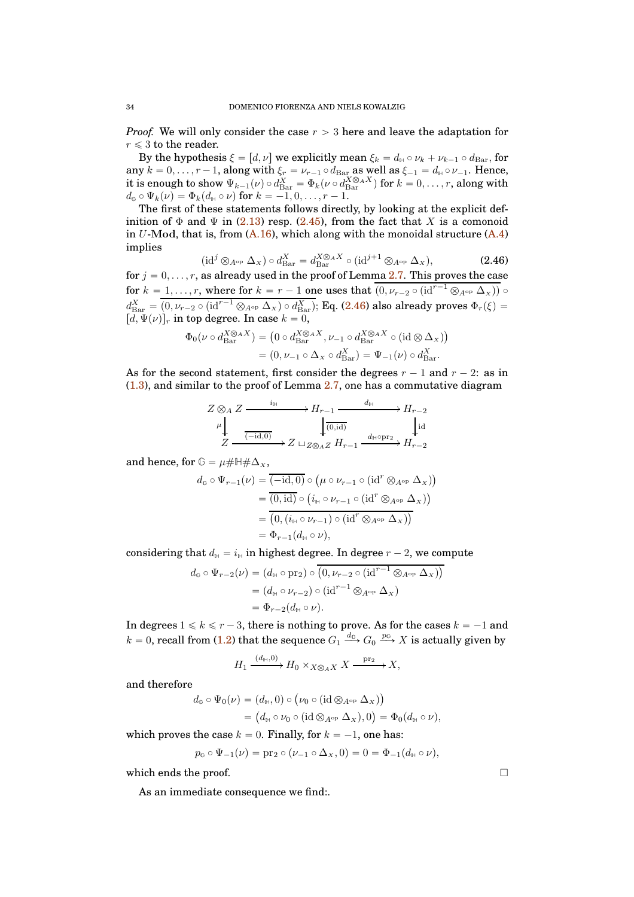*Proof.* We will only consider the case $r > 3$ here and leave the adaptation for $r \leqslant 3$ to the reader.

By the hypothesis $\xi = [d, \nu]$ we explicitly mean $\xi_k = d_{\mathbb{H}} \circ \nu_k + \nu_{k-1} \circ d_{\mathrm{Bar}}$, for any $k = 0, \ldots, r-1$, along with $\xi_r = \nu_{r-1} \circ d_{\mathrm{Bar}}$ as well as $\xi_{-1} = d_{\mathbb{H}} \circ \nu_{-1}$. Hence, it is enough to show $\Psi_{k-1}(\nu) \circ d^X_{\mathrm{Bar}} = \Phi_k(\nu \circ d^{X \otimes_A X}_{\mathrm{Bar}})$ for $k = 0, \ldots, r$, along with $d_{\mathbb{G}} \circ \Psi_k(\nu) = \Phi_k(d_{\mathbb{H}} \circ \nu)$ for $k = -1, 0, \ldots, r-1$.

The first of these statements follows directly, by looking at the explicit definition of $\Phi$ and $\Psi$ in (2.13) resp. (2.45), from the fact that $X$ is a comonoid in $U$-**Mod**, that is, from (A.16), which along with the monoidal structure (A.4) implies

$$(\mathrm{id}^j \otimes_{A^{\mathrm{op}}} \Delta_X) \circ d^X_{\mathrm{Bar}} = d^{X \otimes_A X}_{\mathrm{Bar}} \circ (\mathrm{id}^{j+1} \otimes_{A^{\mathrm{op}}} \Delta_X), \tag{2.46}$$

for $j = 0, \ldots, r$, as already used in the proof of Lemma 2.7. This proves the case for $k = 1, \ldots, r$, where for $k = r-1$ one uses that $\overline{(0, \nu_{r-2} \circ (\mathrm{id}^{r-1} \otimes_{A^{\mathrm{op}}} \Delta_X))} \circ d^X_{\mathrm{Bar}} = \overline{(0, \nu_{r-2} \circ (\mathrm{id}^{r-1} \otimes_{A^{\mathrm{op}}} \Delta_X) \circ d^X_{\mathrm{Bar}})}$; Eq. (2.46) also already proves $\Phi_r(\xi) = [d, \Psi(\nu)]_r$ in top degree. In case $k = 0$,

$$\begin{aligned}
\Phi_0(\nu \circ d^{X \otimes_A X}_{\mathrm{Bar}}) &= \big(0 \circ d^{X \otimes_A X}_{\mathrm{Bar}}, \nu_{-1} \circ d^{X \otimes_A X}_{\mathrm{Bar}} \circ (\mathrm{id} \otimes \Delta_X)\big) \\
&= (0, \nu_{-1} \circ \Delta_X \circ d^X_{\mathrm{Bar}}) = \Psi_{-1}(\nu) \circ d^X_{\mathrm{Bar}}.
\end{aligned}$$

As for the second statement, first consider the degrees $r-1$ and $r-2$: as in (1.3), and similar to the proof of Lemma 2.7, one has a commutative diagram

$$\begin{array}{ccccc}
Z \otimes_A Z & \xrightarrow{\ i_{\mathbb{H}}\ } & H_{r-1} & \xrightarrow{\ d_{\mathbb{H}}\ } & H_{r-2} \\
\big\downarrow{\scriptstyle \mu} & & \big\downarrow{\scriptstyle \overline{(0,\mathrm{id})}} & & \big\downarrow{\scriptstyle \mathrm{id}} \\
Z & \xrightarrow{\ \overline{(-\mathrm{id},0)}\ } & Z \sqcup_{Z \otimes_A Z} H_{r-1} & \xrightarrow{\ d_{\mathbb{H}} \circ \mathrm{pr}_2\ } & H_{r-2}
\end{array}$$

and hence, for $\mathbb{G} = \mu \# \mathbb{H} \# \Delta_X$,

$$\begin{aligned}
d_{\mathbb{G}} \circ \Psi_{r-1}(\nu) &= \overline{(-\mathrm{id}, 0)} \circ \big(\mu \circ \nu_{r-1} \circ (\mathrm{id}^r \otimes_{A^{\mathrm{op}}} \Delta_X)\big) \\
&= \overline{(0, \mathrm{id})} \circ \big(i_{\mathbb{H}} \circ \nu_{r-1} \circ (\mathrm{id}^r \otimes_{A^{\mathrm{op}}} \Delta_X)\big) \\
&= \overline{\big(0, (i_{\mathbb{H}} \circ \nu_{r-1}) \circ (\mathrm{id}^r \otimes_{A^{\mathrm{op}}} \Delta_X)\big)} \\
&= \Phi_{r-1}(d_{\mathbb{H}} \circ \nu),
\end{aligned}$$

considering that $d_{\mathbb{H}} = i_{\mathbb{H}}$ in highest degree. In degree $r-2$, we compute

$$\begin{aligned}
d_{\mathbb{G}} \circ \Psi_{r-2}(\nu) &= (d_{\mathbb{H}} \circ \mathrm{pr}_2) \circ \overline{\big(0, \nu_{r-2} \circ (\mathrm{id}^{r-1} \otimes_{A^{\mathrm{op}}} \Delta_X)\big)} \\
&= (d_{\mathbb{H}} \circ \nu_{r-2}) \circ (\mathrm{id}^{r-1} \otimes_{A^{\mathrm{op}}} \Delta_X) \\
&= \Phi_{r-2}(d_{\mathbb{H}} \circ \nu).
\end{aligned}$$

In degrees $1 \leqslant k \leqslant r-3$, there is nothing to prove. As for the cases $k = -1$ and $k = 0$, recall from (1.2) that the sequence $G_1 \xrightarrow{d_{\mathbb{G}}} G_0 \xrightarrow{p_{\mathbb{G}}} X$ is actually given by

$$H_1 \xrightarrow{(d_{\mathbb{H}}, 0)} H_0 \times_{X \otimes_A X} X \xrightarrow{\mathrm{pr}_2} X,$$

and therefore

$$\begin{aligned}
d_{\mathbb{G}} \circ \Psi_0(\nu) &= (d_{\mathbb{H}}, 0) \circ \big(\nu_0 \circ (\mathrm{id} \otimes_{A^{\mathrm{op}}} \Delta_X)\big) \\
&= \big(d_{\mathbb{H}} \circ \nu_0 \circ (\mathrm{id} \otimes_{A^{\mathrm{op}}} \Delta_X), 0\big) = \Phi_0(d_{\mathbb{H}} \circ \nu),
\end{aligned}$$

which proves the case $k = 0$. Finally, for $k = -1$, one has:

$$p_{\mathbb{G}} \circ \Psi_{-1}(\nu) = \mathrm{pr}_2 \circ (\nu_{-1} \circ \Delta_X, 0) = 0 = \Phi_{-1}(d_{\mathbb{H}} \circ \nu),$$

which ends the proof. $\square$

As an immediate consequence we find:.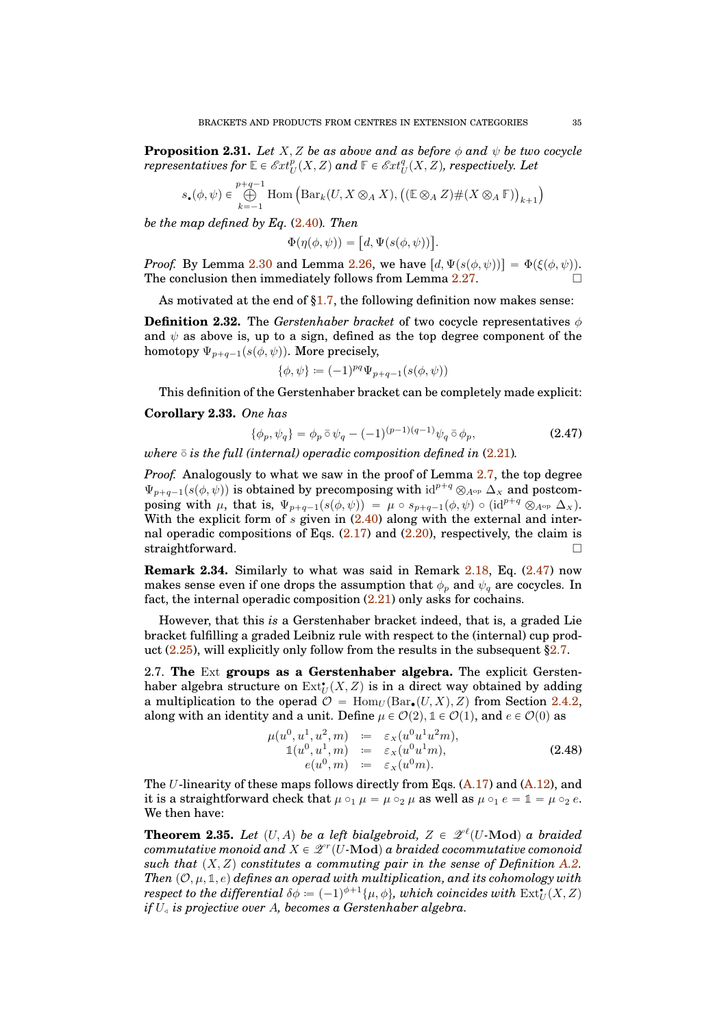**Proposition 2.31.** *Let $X, Z$ be as above and as before $\phi$ and $\psi$ be two cocycle representatives for $\mathbb{E} \in \mathscr{E}xt^p_U(X,Z)$ and $\mathbb{F} \in \mathscr{E}xt^q_U(X,Z)$, respectively. Let*

$$s_\bullet(\phi,\psi) \in \bigoplus_{k=-1}^{p+q-1} \operatorname{Hom}\big(\operatorname{Bar}_k(U, X \otimes_A X), \big((\mathbb{E} \otimes_A Z) \# (X \otimes_A \mathbb{F})\big)_{k+1}\big)$$

*be the map defined by Eq. (2.40). Then*

$$\Phi(\eta(\phi,\psi)) = \big[d, \Psi(s(\phi,\psi))\big].$$

*Proof.* By Lemma 2.30 and Lemma 2.26, we have $[d, \Psi(s(\phi,\psi))] = \Phi(\xi(\phi,\psi))$. The conclusion then immediately follows from Lemma 2.27. $\square$

As motivated at the end of §1.7, the following definition now makes sense:

**Definition 2.32.** The *Gerstenhaber bracket* of two cocycle representatives $\phi$ and $\psi$ as above is, up to a sign, defined as the top degree component of the homotopy $\Psi_{p+q-1}(s(\phi,\psi))$. More precisely,

$$\{\phi,\psi\} \coloneqq (-1)^{pq} \Psi_{p+q-1}(s(\phi,\psi))$$

This definition of the Gerstenhaber bracket can be completely made explicit:

**Corollary 2.33.** *One has*

$$\{\phi_p, \psi_q\} = \phi_p \,\bar{\circ}\, \psi_q - (-1)^{(p-1)(q-1)} \psi_q \,\bar{\circ}\, \phi_p, \tag{2.47}$$

*where $\bar{\circ}$ is the full (internal) operadic composition defined in (2.21).*

*Proof.* Analogously to what we saw in the proof of Lemma 2.7, the top degree $\Psi_{p+q-1}(s(\phi,\psi))$ is obtained by precomposing with $\mathrm{id}^{p+q} \otimes_{A^{\mathrm{op}}} \Delta_X$ and postcomposing with $\mu$, that is, $\Psi_{p+q-1}(s(\phi,\psi)) = \mu \circ s_{p+q-1}(\phi,\psi) \circ (\mathrm{id}^{p+q} \otimes_{A^{\mathrm{op}}} \Delta_X)$. With the explicit form of $s$ given in (2.40) along with the external and internal operadic compositions of Eqs. (2.17) and (2.20), respectively, the claim is straightforward. $\square$

**Remark 2.34.** Similarly to what was said in Remark 2.18, Eq. (2.47) now makes sense even if one drops the assumption that $\phi_p$ and $\psi_q$ are cocycles. In fact, the internal operadic composition (2.21) only asks for cochains.

However, that this *is* a Gerstenhaber bracket indeed, that is, a graded Lie bracket fulfilling a graded Leibniz rule with respect to the (internal) cup product (2.25), will explicitly only follow from the results in the subsequent §2.7.

2.7. **The** Ext **groups as a Gerstenhaber algebra.** The explicit Gerstenhaber algebra structure on $\operatorname{Ext}^\bullet_U(X,Z)$ is in a direct way obtained by adding a multiplication to the operad $\mathcal{O} = \operatorname{Hom}_U(\operatorname{Bar}_\bullet(U,X), Z)$ from Section 2.4.2, along with an identity and a unit. Define $\mu \in \mathcal{O}(2)$, $\mathbb{1} \in \mathcal{O}(1)$, and $e \in \mathcal{O}(0)$ as

$$\begin{aligned} \mu(u^0, u^1, u^2, m) &\coloneqq \varepsilon_X(u^0 u^1 u^2 m), \\ \mathbb{1}(u^0, u^1, m) &\coloneqq \varepsilon_X(u^0 u^1 m), \\ e(u^0, m) &\coloneqq \varepsilon_X(u^0 m). \end{aligned} \tag{2.48}$$

The $U$-linearity of these maps follows directly from Eqs. (A.17) and (A.12), and it is a straightforward check that $\mu \circ_1 \mu = \mu \circ_2 \mu$ as well as $\mu \circ_1 e = \mathbb{1} = \mu \circ_2 e$. We then have:

**Theorem 2.35.** *Let $(U,A)$ be a left bialgebroid, $Z \in \mathscr{Z}^\ell(U\text{-}\mathbf{Mod})$ a braided commutative monoid and $X \in \mathscr{Z}^r(U\text{-}\mathbf{Mod})$ a braided cocommutative comonoid such that $(X,Z)$ constitutes a commuting pair in the sense of Definition A.2. Then $(\mathcal{O}, \mu, \mathbb{1}, e)$ defines an operad with multiplication, and its cohomology with respect to the differential $\delta\phi \coloneqq (-1)^{\phi+1}\{\mu,\phi\}$, which coincides with $\operatorname{Ext}^\bullet_U(X,Z)$ if $U_\triangleleft$ is projective over $A$, becomes a Gerstenhaber algebra.*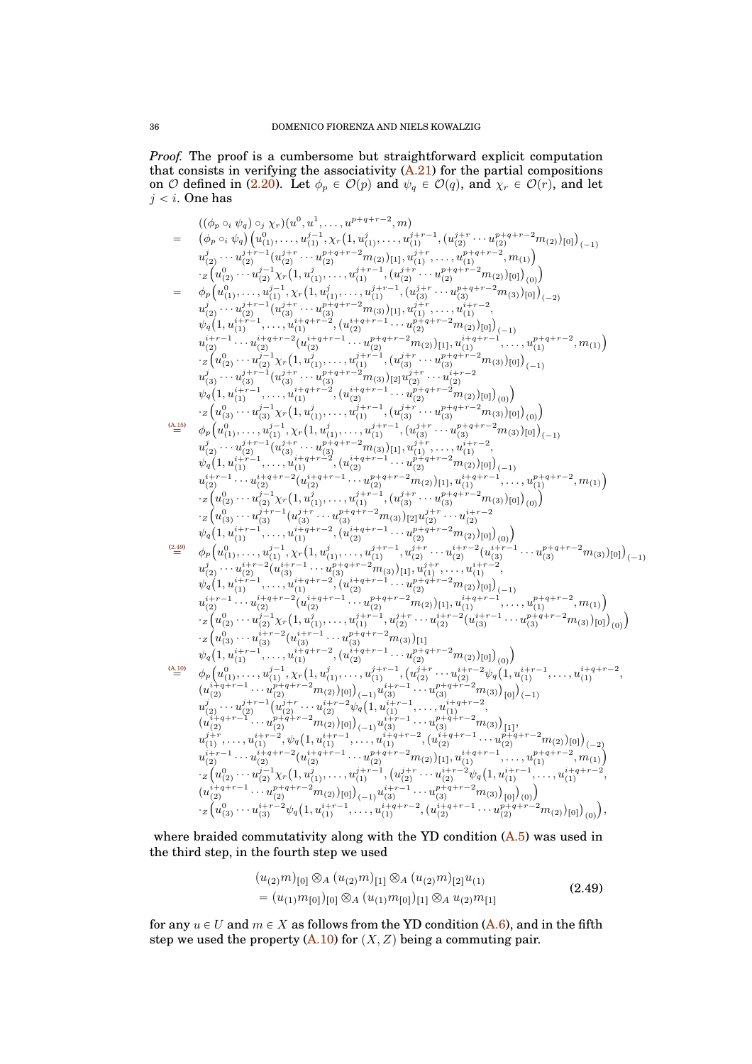*Proof.* The proof is a cumbersome but straightforward explicit computation that consists in verifying the associativity (A.21) for the partial compositions on $\mathcal{O}$ defined in (2.20). Let $\phi_p \in \mathcal{O}(p)$ and $\psi_q \in \mathcal{O}(q)$, and $\chi_r \in \mathcal{O}(r)$, and let $j < i$. One has

$$
\begin{aligned}
&((\phi_p \circ_i \psi_q) \circ_j \chi_r)(u^0, u^1, \ldots, u^{p+q+r-2}, m) \\
= \ & (\phi_p \circ_i \psi_q)\big(u^0_{(1)}, \ldots, u^{j-1}_{(1)}, \chi_r\big(1, u^j_{(1)}, \ldots, u^{j+r-1}_{(1)}, (u^{j+r}_{(2)} \cdots u^{p+q+r-2}_{(2)} m_{(2)})_{[0]}\big)_{(-1)} \\
& u^j_{(2)} \cdots u^{j+r-1}_{(2)} (u^{j+r}_{(2)} \cdots u^{p+q+r-2}_{(2)} m_{(2)})_{[1]}, u^{j+r}_{(1)}, \ldots, u^{p+q+r-2}_{(1)}, m_{(1)}\big) \\
& \cdot_Z \big(u^0_{(2)} \cdots u^{j-1}_{(2)} \chi_r\big(1, u^j_{(1)}, \ldots, u^{j+r-1}_{(1)}, (u^{j+r}_{(2)} \cdots u^{p+q+r-2}_{(2)} m_{(2)})_{[0]}\big)_{(0)}\big) \\
= \ & \phi_p\big(u^0_{(1)}, \ldots, u^{j-1}_{(1)}, \chi_r\big(1, u^j_{(1)}, \ldots, u^{j+r-1}_{(1)}, (u^{j+r}_{(3)} \cdots u^{p+q+r-2}_{(3)} m_{(3)})_{[0]}\big)_{(-2)} \\
& u^j_{(2)} \cdots u^{j+r-1}_{(2)} (u^{j+r}_{(3)} \cdots u^{p+q+r-2}_{(3)} m_{(3)})_{[1]}, u^{j+r}_{(1)}, \ldots, u^{i+r-2}_{(1)}, \\
& \psi_q\big(1, u^{i+r-1}_{(1)}, \ldots, u^{i+q+r-2}_{(1)}, (u^{i+q+r-1}_{(2)} \cdots u^{p+q+r-2}_{(2)} m_{(2)})_{[0]}\big)_{(-1)} \\
& u^{i+r-1}_{(2)} \cdots u^{i+q+r-2}_{(2)} (u^{i+q+r-1}_{(2)} \cdots u^{p+q+r-2}_{(2)} m_{(2)})_{[1]}, u^{i+q+r-1}_{(1)}, \ldots, u^{p+q+r-2}_{(1)}, m_{(1)}\big) \\
& \cdot_Z \big(u^0_{(2)} \cdots u^{j-1}_{(2)} \chi_r\big(1, u^j_{(1)}, \ldots, u^{j+r-1}_{(1)}, (u^{j+r}_{(3)} \cdots u^{p+q+r-2}_{(3)} m_{(3)})_{[0]}\big)_{(-1)} \\
& u^j_{(3)} \cdots u^{j+r-1}_{(3)} (u^{j+r}_{(3)} \cdots u^{p+q+r-2}_{(3)} m_{(3)})_{[2]} u^{j+r}_{(2)} \cdots u^{i+r-2}_{(2)} \\
& \psi_q\big(1, u^{i+r-1}_{(1)}, \ldots, u^{i+q+r-2}_{(1)}, (u^{i+q+r-1}_{(2)} \cdots u^{p+q+r-2}_{(2)} m_{(2)})_{[0]}\big)_{(0)}\big) \\
& \cdot_Z \big(u^0_{(3)} \cdots u^{j-1}_{(3)} \chi_r\big(1, u^j_{(1)}, \ldots, u^{j+r-1}_{(1)}, (u^{j+r}_{(3)} \cdots u^{p+q+r-2}_{(3)} m_{(3)})_{[0]}\big)_{(0)}\big) \\
\overset{\text{(A.15)}}{=} \ & \phi_p\big(u^0_{(1)}, \ldots, u^{j-1}_{(1)}, \chi_r\big(1, u^j_{(1)}, \ldots, u^{j+r-1}_{(1)}, (u^{j+r}_{(3)} \cdots u^{p+q+r-2}_{(3)} m_{(3)})_{[0]}\big)_{(-1)} \\
& u^j_{(2)} \cdots u^{j+r-1}_{(2)} (u^{j+r}_{(3)} \cdots u^{p+q+r-2}_{(3)} m_{(3)})_{[1]}, u^{j+r}_{(1)}, \ldots, u^{i+r-2}_{(1)}, \\
& \psi_q\big(1, u^{i+r-1}_{(1)}, \ldots, u^{i+q+r-2}_{(1)}, (u^{i+q+r-1}_{(2)} \cdots u^{p+q+r-2}_{(2)} m_{(2)})_{[0]}\big)_{(-1)} \\
& u^{i+r-1}_{(2)} \cdots u^{i+q+r-2}_{(2)} (u^{i+q+r-1}_{(2)} \cdots u^{p+q+r-2}_{(2)} m_{(2)})_{[1]}, u^{i+q+r-1}_{(1)}, \ldots, u^{p+q+r-2}_{(1)}, m_{(1)}\big) \\
& \cdot_Z \big(u^0_{(2)} \cdots u^{j-1}_{(2)} \chi_r\big(1, u^j_{(1)}, \ldots, u^{j+r-1}_{(1)}, (u^{j+r}_{(3)} \cdots u^{p+q+r-2}_{(3)} m_{(3)})_{[0]}\big)_{(0)}\big) \\
& \cdot_Z \big(u^0_{(3)} \cdots u^{j+r-1}_{(3)} (u^{j+r}_{(3)} \cdots u^{p+q+r-2}_{(3)} m_{(3)})_{[2]} u^{j+r}_{(2)} \cdots u^{i+r-2}_{(2)} \\
& \psi_q\big(1, u^{i+r-1}_{(1)}, \ldots, u^{i+q+r-2}_{(1)}, (u^{i+q+r-1}_{(2)} \cdots u^{p+q+r-2}_{(2)} m_{(2)})_{[0]}\big)_{(0)}\big) \\
\overset{\text{(2.49)}}{=} \ & \phi_p\big(u^0_{(1)}, \ldots, u^{j-1}_{(1)}, \chi_r\big(1, u^j_{(1)}, \ldots, u^{j+r-1}_{(1)}, u^{j+r}_{(2)} \cdots u^{i+r-2}_{(2)} (u^{i+r-1}_{(3)} \cdots u^{p+q+r-2}_{(3)} m_{(3)})_{[0]}\big)_{(-1)} \\
& u^j_{(2)} \cdots u^{i+r-2}_{(2)} (u^{i+r-1}_{(3)} \cdots u^{p+q+r-2}_{(3)} m_{(3)})_{[1]}, u^{j+r}_{(1)}, \ldots, u^{i+r-2}_{(1)}, \\
& \psi_q\big(1, u^{i+r-1}_{(1)}, \ldots, u^{i+q+r-2}_{(1)}, (u^{i+q+r-1}_{(2)} \cdots u^{p+q+r-2}_{(2)} m_{(2)})_{[0]}\big)_{(-1)} \\
& u^{i+r-1}_{(2)} \cdots u^{i+q+r-2}_{(2)} (u^{i+q+r-1}_{(2)} \cdots u^{p+q+r-2}_{(2)} m_{(2)})_{[1]}, u^{i+q+r-1}_{(1)}, \ldots, u^{p+q+r-2}_{(1)}, m_{(1)}\big) \\
& \cdot_Z \big(u^0_{(2)} \cdots u^{j-1}_{(2)} \chi_r\big(1, u^j_{(1)}, \ldots, u^{j+r-1}_{(1)}, u^{j+r}_{(2)} \cdots u^{i+r-2}_{(2)} (u^{i+r-1}_{(3)} \cdots u^{p+q+r-2}_{(3)} m_{(3)})_{[0]}\big)_{(0)}\big) \\
& \cdot_Z \big(u^0_{(3)} \cdots u^{i+r-2}_{(3)} (u^{i+r-1}_{(3)} \cdots u^{p+q+r-2}_{(3)} m_{(3)})_{[1]} \\
& \psi_q\big(1, u^{i+r-1}_{(1)}, \ldots, u^{i+q+r-2}_{(1)}, (u^{i+q+r-1}_{(2)} \cdots u^{p+q+r-2}_{(2)} m_{(2)})_{[0]}\big)_{(0)}\big) \\
\overset{\text{(A.10)}}{=} \ & \phi_p\big(u^0_{(1)}, \ldots, u^{j-1}_{(1)}, \chi_r\big(1, u^j_{(1)}, \ldots, u^{j+r-1}_{(1)}, (u^{j+r}_{(2)} \cdots u^{i+r-2}_{(2)} \psi_q\big(1, u^{i+r-1}_{(1)}, \ldots, u^{i+q+r-2}_{(1)}, \\
& (u^{i+q+r-1}_{(2)} \cdots u^{p+q+r-2}_{(2)} m_{(2)})_{[0]}\big)_{(-1)} u^{i+r-1}_{(3)} \cdots u^{p+q+r-2}_{(3)} m_{(3)}\big)_{[0]}\big)_{(-1)} \\
& u^j_{(2)} \cdots u^{j+r-1}_{(2)} \big(u^{j+r}_{(2)} \cdots u^{i+r-2}_{(2)} \psi_q\big(1, u^{i+r-1}_{(1)}, \ldots, u^{i+q+r-2}_{(1)}, \\
& (u^{i+q+r-1}_{(2)} \cdots u^{p+q+r-2}_{(2)} m_{(2)})_{[0]}\big)_{(-1)} u^{i+r-1}_{(3)} \cdots u^{p+q+r-2}_{(3)} m_{(3)}\big)_{[1]}, \\
& u^{j+r}_{(1)}, \ldots, u^{i+r-2}_{(1)}, \psi_q\big(1, u^{i+r-1}_{(1)}, \ldots, u^{i+q+r-2}_{(1)}, (u^{i+q+r-1}_{(2)} \cdots u^{p+q+r-2}_{(2)} m_{(2)})_{[0]}\big)_{(-2)} \\
& u^{i+r-1}_{(2)} \cdots u^{i+q+r-2}_{(2)} (u^{i+q+r-1}_{(2)} \cdots u^{p+q+r-2}_{(2)} m_{(2)})_{[1]}, u^{i+q+r-1}_{(1)}, \ldots, u^{p+q+r-2}_{(1)}, m_{(1)}\big) \\
& \cdot_Z \big(u^0_{(2)} \cdots u^{j-1}_{(2)} \chi_r\big(1, u^j_{(1)}, \ldots, u^{j+r-1}_{(1)}, (u^{j+r}_{(2)} \cdots u^{i+r-2}_{(2)} \psi_q\big(1, u^{i+r-1}_{(1)}, \ldots, u^{i+q+r-2}_{(1)}, \\
& (u^{i+q+r-1}_{(2)} \cdots u^{p+q+r-2}_{(2)} m_{(2)})_{[0]}\big)_{(-1)} u^{i+r-1}_{(3)} \cdots u^{p+q+r-2}_{(3)} m_{(3)}\big)_{[0]}\big)_{(0)}\big) \\
& \cdot_Z \big(u^0_{(3)} \cdots u^{i+r-2}_{(3)} \psi_q\big(1, u^{i+r-1}_{(1)}, \ldots, u^{i+q+r-2}_{(1)}, (u^{i+q+r-1}_{(2)} \cdots u^{p+q+r-2}_{(2)} m_{(2)})_{[0]}\big)_{(0)}\big),
\end{aligned}
$$

where braided commutativity along with the YD condition (A.5) was used in the third step, in the fourth step we used

$$
\begin{aligned}
&(u_{(2)} m)_{[0]} \otimes_A (u_{(2)} m)_{[1]} \otimes_A (u_{(2)} m)_{[2]} u_{(1)} \\
&= (u_{(1)} m_{[0]})_{[0]} \otimes_A (u_{(1)} m_{[0]})_{[1]} \otimes_A u_{(2)} m_{[1]}
\end{aligned}
\tag{2.49}
$$

for any $u \in U$ and $m \in X$ as follows from the YD condition (A.6), and in the fifth step we used the property (A.10) for $(X, Z)$ being a commuting pair.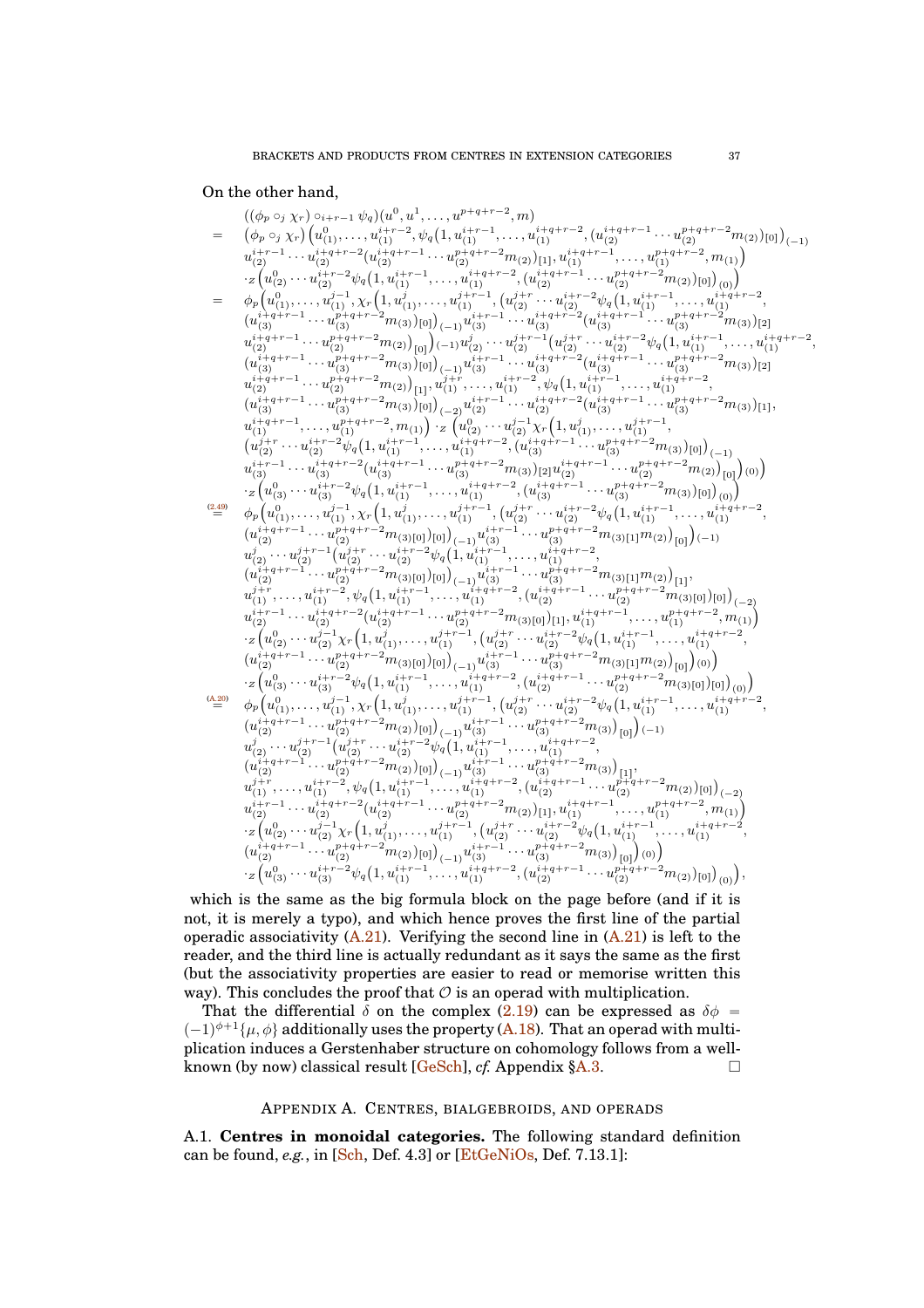On the other hand,

$$
\begin{aligned}
&((\phi_p \circ_j \chi_r) \circ_{i+r-1} \psi_q)(u^0, u^1, \ldots, u^{p+q+r-2}, m) \\
= \;& \big(\phi_p \circ_j \chi_r\big)\Big(u^0_{(1)}, \ldots, u^{i+r-2}_{(1)}, \psi_q\big(1, u^{i+r-1}_{(1)}, \ldots, u^{i+q+r-2}_{(1)}, (u^{i+q+r-1}_{(2)} \cdots u^{p+q+r-2}_{(2)} m_{(2)})_{[0]}\big)_{(-1)} \\
& u^{i+r-1}_{(2)} \cdots u^{i+q+r-2}_{(2)} (u^{i+q+r-1}_{(2)} \cdots u^{p+q+r-2}_{(2)} m_{(2)})_{[1]}, u^{i+q+r-1}_{(1)}, \ldots, u^{p+q+r-2}_{(1)}, m_{(1)}\Big) \\
& \cdot_Z \Big(u^0_{(2)} \cdots u^{i+r-2}_{(2)} \psi_q\big(1, u^{i+r-1}_{(1)}, \ldots, u^{i+q+r-2}_{(1)}, (u^{i+q+r-1}_{(2)} \cdots u^{p+q+r-2}_{(2)} m_{(2)})_{[0]}\big)_{(0)}\Big) \\
= \;& \phi_p\Big(u^0_{(1)}, \ldots, u^{j-1}_{(1)}, \chi_r\big(1, u^j_{(1)}, \ldots, u^{j+r-1}_{(1)}, (u^{j+r}_{(2)} \cdots u^{i+r-2}_{(2)} \psi_q\big(1, u^{i+r-1}_{(1)}, \ldots, u^{i+q+r-2}_{(1)}, \\
& (u^{i+q+r-1}_{(3)} \cdots u^{p+q+r-2}_{(3)} m_{(3)})_{[0]}\big)_{(-1)} u^{i+r-1}_{(3)} \cdots u^{i+q+r-2}_{(3)} (u^{i+q+r-1}_{(3)} \cdots u^{p+q+r-2}_{(3)} m_{(3)})_{[2]} \\
& u^{i+q+r-1}_{(2)} \cdots u^{p+q+r-2}_{(2)} m_{(2)}\big)_{[0]}\big)_{(-1)} u^j_{(2)} \cdots u^{j+r-1}_{(2)} \big(u^{j+r}_{(2)} \cdots u^{i+r-2}_{(2)} \psi_q\big(1, u^{i+r-1}_{(1)}, \ldots, u^{i+q+r-2}_{(1)}, \\
& (u^{i+q+r-1}_{(3)} \cdots u^{p+q+r-2}_{(3)} m_{(3)})_{[0]}\big)_{(-1)} u^{i+r-1}_{(3)} \cdots u^{i+q+r-2}_{(3)} (u^{i+q+r-1}_{(3)} \cdots u^{p+q+r-2}_{(3)} m_{(3)})_{[2]} \\
& u^{i+q+r-1}_{(2)} \cdots u^{p+q+r-2}_{(2)} m_{(2)}\big)_{[1]}, u^{j+r}_{(1)}, \ldots, u^{i+r-2}_{(1)}, \psi_q\big(1, u^{i+r-1}_{(1)}, \ldots, u^{i+q+r-2}_{(1)}, \\
& (u^{i+q+r-1}_{(3)} \cdots u^{p+q+r-2}_{(3)} m_{(3)})_{[0]}\big)_{(-2)} u^{i+r-1}_{(2)} \cdots u^{i+q+r-2}_{(2)} (u^{i+q+r-1}_{(3)} \cdots u^{p+q+r-2}_{(3)} m_{(3)})_{[1]}, \\
& u^{i+q+r-1}_{(1)}, \ldots, u^{p+q+r-2}_{(1)}, m_{(1)}\Big) \cdot_Z \Big(u^0_{(2)} \cdots u^{j-1}_{(2)} \chi_r\big(1, u^j_{(1)}, \ldots, u^{j+r-1}_{(1)}, \\
& \big(u^{j+r}_{(2)} \cdots u^{i+r-2}_{(2)} \psi_q\big(1, u^{i+r-1}_{(1)}, \ldots, u^{i+q+r-2}_{(1)}, (u^{i+q+r-1}_{(3)} \cdots u^{p+q+r-2}_{(3)} m_{(3)})_{[0]}\big)_{(-1)} \\
& u^{i+r-1}_{(3)} \cdots u^{i+q+r-2}_{(3)} (u^{i+q+r-1}_{(3)} \cdots u^{p+q+r-2}_{(3)} m_{(3)})_{[2]} u^{i+q+r-1}_{(2)} \cdots u^{p+q+r-2}_{(2)} m_{(2)}\big)_{[0]}\big)_{(0)}\Big) \\
& \cdot_Z \Big(u^0_{(3)} \cdots u^{i+r-2}_{(3)} \psi_q\big(1, u^{i+r-1}_{(1)}, \ldots, u^{i+q+r-2}_{(1)}, (u^{i+q+r-1}_{(3)} \cdots u^{p+q+r-2}_{(3)} m_{(3)})_{[0]}\big)_{(0)}\Big) \\
\overset{(2.49)}{=} \;& \phi_p\Big(u^0_{(1)}, \ldots, u^{j-1}_{(1)}, \chi_r\big(1, u^j_{(1)}, \ldots, u^{j+r-1}_{(1)}, \big(u^{j+r}_{(2)} \cdots u^{i+r-2}_{(2)} \psi_q\big(1, u^{i+r-1}_{(1)}, \ldots, u^{i+q+r-2}_{(1)}, \\
& (u^{i+q+r-1}_{(2)} \cdots u^{p+q+r-2}_{(2)} m_{(3)[0]})_{[0]}\big)_{(-1)} u^{i+r-1}_{(3)} \cdots u^{p+q+r-2}_{(3)} m_{(3)[1]} m_{(2)}\big)_{[0]}\big)_{(-1)} \\
& u^j_{(2)} \cdots u^{j+r-1}_{(2)} \big(u^{j+r}_{(2)} \cdots u^{i+r-2}_{(2)} \psi_q\big(1, u^{i+r-1}_{(1)}, \ldots, u^{i+q+r-2}_{(1)}, \\
& (u^{i+q+r-1}_{(2)} \cdots u^{p+q+r-2}_{(2)} m_{(3)[0]})_{[0]}\big)_{(-1)} u^{i+r-1}_{(3)} \cdots u^{p+q+r-2}_{(3)} m_{(3)[1]} m_{(2)}\big)_{[1]}, \\
& u^{j+r}_{(1)}, \ldots, u^{i+r-2}_{(1)}, \psi_q\big(1, u^{i+r-1}_{(1)}, \ldots, u^{i+q+r-2}_{(1)}, (u^{i+q+r-1}_{(2)} \cdots u^{p+q+r-2}_{(2)} m_{(3)[0]})_{[0]}\big)_{(-2)} \\
& u^{i+r-1}_{(2)} \cdots u^{i+q+r-2}_{(2)} (u^{i+q+r-1}_{(2)} \cdots u^{p+q+r-2}_{(2)} m_{(3)[0]})_{[1]}, u^{i+q+r-1}_{(1)}, \ldots, u^{p+q+r-2}_{(1)}, m_{(1)}\Big) \\
& \cdot_Z \Big(u^0_{(2)} \cdots u^{j-1}_{(2)} \chi_r\big(1, u^j_{(1)}, \ldots, u^{j+r-1}_{(1)}, \big(u^{j+r}_{(2)} \cdots u^{i+r-2}_{(2)} \psi_q\big(1, u^{i+r-1}_{(1)}, \ldots, u^{i+q+r-2}_{(1)}, \\
& (u^{i+q+r-1}_{(2)} \cdots u^{p+q+r-2}_{(2)} m_{(3)[0]})_{[0]}\big)_{(-1)} u^{i+r-1}_{(3)} \cdots u^{p+q+r-2}_{(3)} m_{(3)[1]} m_{(2)}\big)_{[0]}\big)_{(0)}\Big) \\
& \cdot_Z \Big(u^0_{(3)} \cdots u^{i+r-2}_{(3)} \psi_q\big(1, u^{i+r-1}_{(1)}, \ldots, u^{i+q+r-2}_{(1)}, (u^{i+q+r-1}_{(2)} \cdots u^{p+q+r-2}_{(2)} m_{(3)[0]})_{[0]}\big)_{(0)}\Big) \\
\overset{(A.20)}{=} \;& \phi_p\Big(u^0_{(1)}, \ldots, u^{j-1}_{(1)}, \chi_r\big(1, u^j_{(1)}, \ldots, u^{j+r-1}_{(1)}, \big(u^{j+r}_{(2)} \cdots u^{i+r-2}_{(2)} \psi_q\big(1, u^{i+r-1}_{(1)}, \ldots, u^{i+q+r-2}_{(1)}, \\
& (u^{i+q+r-1}_{(2)} \cdots u^{p+q+r-2}_{(2)} m_{(2)})_{[0]}\big)_{(-1)} u^{i+r-1}_{(3)} \cdots u^{p+q+r-2}_{(3)} m_{(3)}\big)_{[0]}\big)_{(-1)} \\
& u^j_{(2)} \cdots u^{j+r-1}_{(2)} \big(u^{j+r}_{(2)} \cdots u^{i+r-2}_{(2)} \psi_q\big(1, u^{i+r-1}_{(1)}, \ldots, u^{i+q+r-2}_{(1)}, \\
& (u^{i+q+r-1}_{(2)} \cdots u^{p+q+r-2}_{(2)} m_{(2)})_{[0]}\big)_{(-1)} u^{i+r-1}_{(3)} \cdots u^{p+q+r-2}_{(3)} m_{(3)}\big)_{[1]}, \\
& u^{j+r}_{(1)}, \ldots, u^{i+r-2}_{(1)}, \psi_q\big(1, u^{i+r-1}_{(1)}, \ldots, u^{i+q+r-2}_{(1)}, (u^{i+q+r-1}_{(2)} \cdots u^{p+q+r-2}_{(2)} m_{(2)})_{[0]}\big)_{(-2)} \\
& u^{i+r-1}_{(2)} \cdots u^{i+q+r-2}_{(2)} (u^{i+q+r-1}_{(2)} \cdots u^{p+q+r-2}_{(2)} m_{(2)})_{[1]}, u^{i+q+r-1}_{(1)}, \ldots, u^{p+q+r-2}_{(1)}, m_{(1)}\Big) \\
& \cdot_Z \Big(u^0_{(2)} \cdots u^{j-1}_{(2)} \chi_r\big(1, u^j_{(1)}, \ldots, u^{j+r-1}_{(1)}, \big(u^{j+r}_{(2)} \cdots u^{i+r-2}_{(2)} \psi_q\big(1, u^{i+r-1}_{(1)}, \ldots, u^{i+q+r-2}_{(1)}, \\
& (u^{i+q+r-1}_{(2)} \cdots u^{p+q+r-2}_{(2)} m_{(2)})_{[0]}\big)_{(-1)} u^{i+r-1}_{(3)} \cdots u^{p+q+r-2}_{(3)} m_{(3)}\big)_{[0]}\big)_{(0)}\Big) \\
& \cdot_Z \Big(u^0_{(3)} \cdots u^{i+r-2}_{(3)} \psi_q\big(1, u^{i+r-1}_{(1)}, \ldots, u^{i+q+r-2}_{(1)}, (u^{i+q+r-1}_{(2)} \cdots u^{p+q+r-2}_{(2)} m_{(2)})_{[0]}\big)_{(0)}\Big),
\end{aligned}
$$

which is the same as the big formula block on the page before (and if it is not, it is merely a typo), and which hence proves the first line of the partial operadic associativity (A.21). Verifying the second line in (A.21) is left to the reader, and the third line is actually redundant as it says the same as the first (but the associativity properties are easier to read or memorise written this way). This concludes the proof that $\mathcal{O}$ is an operad with multiplication.

That the differential $\delta$ on the complex (2.19) can be expressed as $\delta\phi = (-1)^{\phi+1}\{\mu, \phi\}$ additionally uses the property (A.18). That an operad with multiplication induces a Gerstenhaber structure on cohomology follows from a well-known (by now) classical result [GeSch], *cf.* Appendix §A.3. □

## Appendix A. Centres, bialgebroids, and operads

A.1. **Centres in monoidal categories.** The following standard definition can be found, *e.g.*, in [Sch, Def. 4.3] or [EtGeNiOs, Def. 7.13.1]: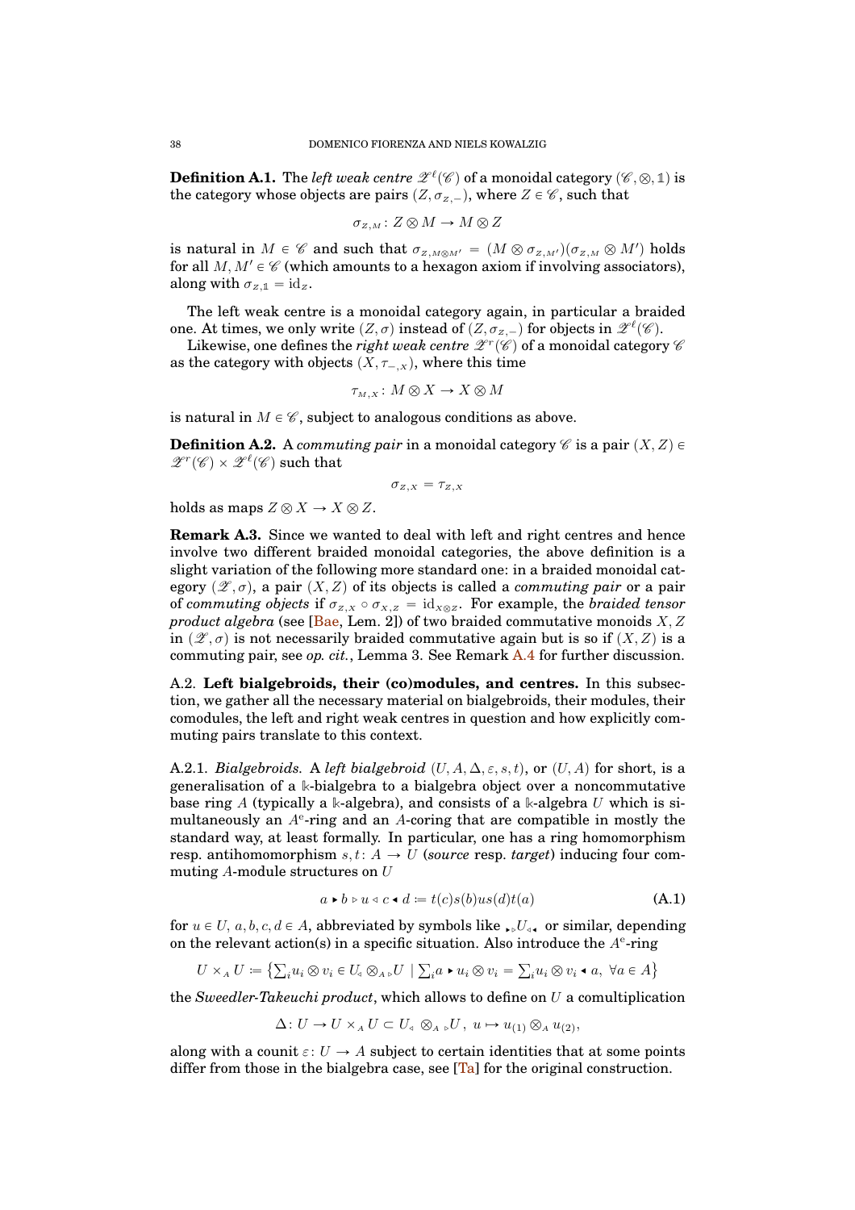**Definition A.1.** The *left weak centre* $\mathscr{Z}^\ell(\mathscr{C})$ of a monoidal category $(\mathscr{C}, \otimes, \mathbb{1})$ is the category whose objects are pairs $(Z, \sigma_{Z,-})$, where $Z \in \mathscr{C}$, such that

$$\sigma_{Z,M} \colon Z \otimes M \to M \otimes Z$$

is natural in $M \in \mathscr{C}$ and such that $\sigma_{Z,M\otimes M'} = (M \otimes \sigma_{Z,M'})(\sigma_{Z,M} \otimes M')$ holds for all $M, M' \in \mathscr{C}$ (which amounts to a hexagon axiom if involving associators), along with $\sigma_{Z,\mathbb{1}} = \mathrm{id}_Z$.

The left weak centre is a monoidal category again, in particular a braided one. At times, we only write $(Z, \sigma)$ instead of $(Z, \sigma_{Z,-})$ for objects in $\mathscr{Z}^\ell(\mathscr{C})$.

Likewise, one defines the *right weak centre* $\mathscr{Z}^r(\mathscr{C})$ of a monoidal category $\mathscr{C}$ as the category with objects $(X, \tau_{-,X})$, where this time

$$\tau_{M,X} \colon M \otimes X \to X \otimes M$$

is natural in $M \in \mathscr{C}$, subject to analogous conditions as above.

**Definition A.2.** A *commuting pair* in a monoidal category $\mathscr{C}$ is a pair $(X, Z) \in \mathscr{Z}^r(\mathscr{C}) \times \mathscr{Z}^\ell(\mathscr{C})$ such that

$$\sigma_{Z,X} = \tau_{Z,X}$$

holds as maps $Z \otimes X \to X \otimes Z$.

**Remark A.3.** Since we wanted to deal with left and right centres and hence involve two different braided monoidal categories, the above definition is a slight variation of the following more standard one: in a braided monoidal category $(\mathscr{Z}, \sigma)$, a pair $(X, Z)$ of its objects is called a *commuting pair* or a pair of *commuting objects* if $\sigma_{Z,X} \circ \sigma_{X,Z} = \mathrm{id}_{X \otimes Z}$. For example, the *braided tensor product algebra* (see [Bae, Lem. 2]) of two braided commutative monoids $X, Z$ in $(\mathscr{Z}, \sigma)$ is not necessarily braided commutative again but is so if $(X, Z)$ is a commuting pair, see *op. cit.*, Lemma 3. See Remark A.4 for further discussion.

A.2. **Left bialgebroids, their (co)modules, and centres.** In this subsection, we gather all the necessary material on bialgebroids, their modules, their comodules, the left and right weak centres in question and how explicitly commuting pairs translate to this context.

A.2.1. *Bialgebroids.* A *left bialgebroid* $(U, A, \Delta, \varepsilon, s, t)$, or $(U, A)$ for short, is a generalisation of a $\Bbbk$-bialgebra to a bialgebra object over a noncommutative base ring $A$ (typically a $\Bbbk$-algebra), and consists of a $\Bbbk$-algebra $U$ which is simultaneously an $A^e$-ring and an $A$-coring that are compatible in mostly the standard way, at least formally. In particular, one has a ring homomorphism resp. antihomomorphism $s, t \colon A \to U$ (*source* resp. *target*) inducing four commuting $A$-module structures on $U$

$$a \blacktriangleright b \triangleright u \triangleleft c \blacktriangleleft d := t(c)s(b)us(d)t(a) \tag{A.1}$$

for $u \in U$, $a, b, c, d \in A$, abbreviated by symbols like ${}_{\blacktriangleright\triangleright}U_{\blacktriangleleft}$ or similar, depending on the relevant action(s) in a specific situation. Also introduce the $A^e$-ring

$$U \times_A U := \left\{ \textstyle\sum_i u_i \otimes v_i \in U_{\triangleleft} \otimes_A {}_{\triangleright}U \mid \textstyle\sum_i a \blacktriangleright u_i \otimes v_i = \textstyle\sum_i u_i \otimes v_i \blacktriangleleft a, \ \forall a \in A \right\}$$

the *Sweedler-Takeuchi product*, which allows to define on $U$ a comultiplication

$$\Delta \colon U \to U \times_A U \subset U_{\triangleleft} \otimes_A {}_{\triangleright}U, \ u \mapsto u_{(1)} \otimes_A u_{(2)},$$

along with a counit $\varepsilon \colon U \to A$ subject to certain identities that at some points differ from those in the bialgebra case, see [Ta] for the original construction.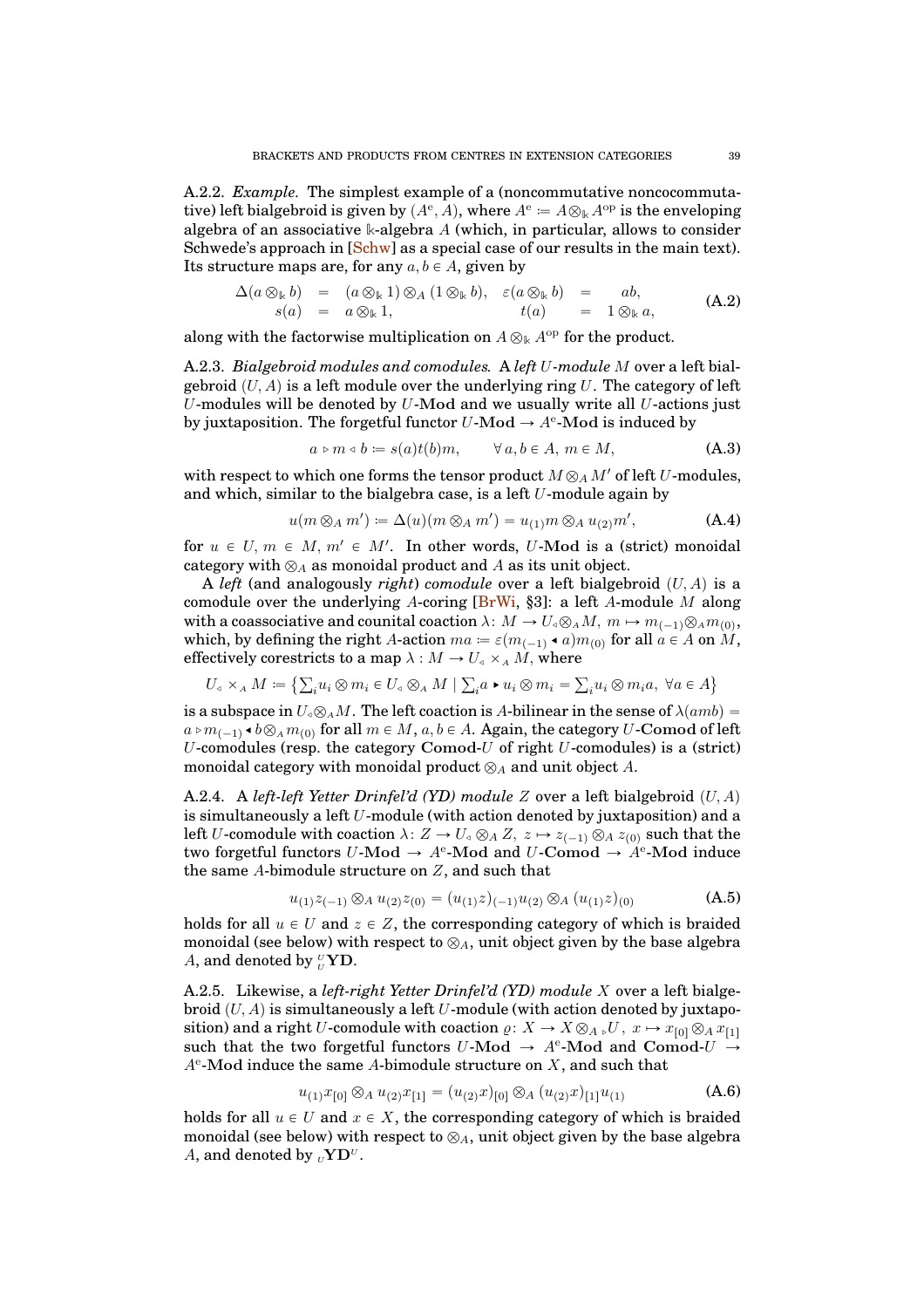A.2.2. *Example.* The simplest example of a (noncommutative noncocommutative) left bialgebroid is given by $(A^{\mathrm{e}}, A)$, where $A^{\mathrm{e}} := A \otimes_{\Bbbk} A^{\mathrm{op}}$ is the enveloping algebra of an associative $\Bbbk$-algebra $A$ (which, in particular, allows to consider Schwede's approach in [Schw] as a special case of our results in the main text). Its structure maps are, for any $a, b \in A$, given by

$$
\begin{array}{rclcrcl}
\Delta(a \otimes_{\Bbbk} b) & = & (a \otimes_{\Bbbk} 1) \otimes_A (1 \otimes_{\Bbbk} b), & \varepsilon(a \otimes_{\Bbbk} b) & = & ab, \\
s(a) & = & a \otimes_{\Bbbk} 1, & t(a) & = & 1 \otimes_{\Bbbk} a,
\end{array}
\tag{A.2}
$$

along with the factorwise multiplication on $A \otimes_{\Bbbk} A^{\mathrm{op}}$ for the product.

A.2.3. *Bialgebroid modules and comodules.* A *left $U$-module* $M$ over a left bialgebroid $(U, A)$ is a left module over the underlying ring $U$. The category of left $U$-modules will be denoted by $U$-**Mod** and we usually write all $U$-actions just by juxtaposition. The forgetful functor $U$-**Mod** $\to A^{\mathrm{e}}$-**Mod** is induced by

$$
a \triangleright m \triangleleft b := s(a)t(b)m, \qquad \forall\, a, b \in A,\ m \in M, \tag{A.3}
$$

with respect to which one forms the tensor product $M \otimes_A M'$ of left $U$-modules, and which, similar to the bialgebra case, is a left $U$-module again by

$$
u(m \otimes_A m') := \Delta(u)(m \otimes_A m') = u_{(1)}m \otimes_A u_{(2)}m', \tag{A.4}
$$

for $u \in U$, $m \in M$, $m' \in M'$. In other words, $U$-**Mod** is a (strict) monoidal category with $\otimes_A$ as monoidal product and $A$ as its unit object.

A *left* (and analogously *right*) *comodule* over a left bialgebroid $(U, A)$ is a comodule over the underlying $A$-coring [BrWi, §3]: a left $A$-module $M$ along with a coassociative and counital coaction $\lambda\colon M \to U_{\triangleleft} \otimes_A M$, $m \mapsto m_{(-1)} \otimes_A m_{(0)}$, which, by defining the right $A$-action $ma := \varepsilon(m_{(-1)} \blacktriangleleft a)m_{(0)}$ for all $a \in A$ on $M$, effectively corestricts to a map $\lambda : M \to U_{\triangleleft} \times_A M$, where

$$
U_{\triangleleft} \times_A M := \big\{ \textstyle\sum_i u_i \otimes m_i \in U_{\triangleleft} \otimes_A M \mid \sum_i a \blacktriangleright u_i \otimes m_i = \sum_i u_i \otimes m_i a,\ \forall a \in A \big\}
$$

is a subspace in $U_{\triangleleft} \otimes_A M$. The left coaction is $A$-bilinear in the sense of $\lambda(amb) = a \triangleright m_{(-1)} \blacktriangleleft b \otimes_A m_{(0)}$ for all $m \in M$, $a, b \in A$. Again, the category $U$-**Comod** of left $U$-comodules (resp. the category **Comod**-$U$ of right $U$-comodules) is a (strict) monoidal category with monoidal product $\otimes_A$ and unit object $A$.

A.2.4. A *left-left Yetter Drinfel'd (YD) module* $Z$ over a left bialgebroid $(U, A)$ is simultaneously a left $U$-module (with action denoted by juxtaposition) and a left $U$-comodule with coaction $\lambda\colon Z \to U_{\triangleleft} \otimes_A Z$, $z \mapsto z_{(-1)} \otimes_A z_{(0)}$ such that the two forgetful functors $U$-**Mod** $\to A^{\mathrm{e}}$-**Mod** and $U$-**Comod** $\to A^{\mathrm{e}}$-**Mod** induce the same $A$-bimodule structure on $Z$, and such that

$$
u_{(1)}z_{(-1)} \otimes_A u_{(2)}z_{(0)} = (u_{(1)}z)_{(-1)}u_{(2)} \otimes_A (u_{(1)}z)_{(0)} \tag{A.5}
$$

holds for all $u \in U$ and $z \in Z$, the corresponding category of which is braided monoidal (see below) with respect to $\otimes_A$, unit object given by the base algebra $A$, and denoted by ${}^{U}_{U}\mathbf{YD}$.

A.2.5. Likewise, a *left-right Yetter Drinfel'd (YD) module* $X$ over a left bialgebroid $(U, A)$ is simultaneously a left $U$-module (with action denoted by juxtaposition) and a right $U$-comodule with coaction $\varrho\colon X \to X \otimes_{A} {}_{\triangleright}U$, $x \mapsto x_{[0]} \otimes_A x_{[1]}$ such that the two forgetful functors $U$-**Mod** $\to A^{\mathrm{e}}$-**Mod** and **Comod**-$U$ $\to A^{\mathrm{e}}$-**Mod** induce the same $A$-bimodule structure on $X$, and such that

$$
u_{(1)}x_{[0]} \otimes_A u_{(2)}x_{[1]} = (u_{(2)}x)_{[0]} \otimes_A (u_{(2)}x)_{[1]}u_{(1)} \tag{A.6}
$$

holds for all $u \in U$ and $x \in X$, the corresponding category of which is braided monoidal (see below) with respect to $\otimes_A$, unit object given by the base algebra $A$, and denoted by ${}_{U}\mathbf{YD}^{U}$.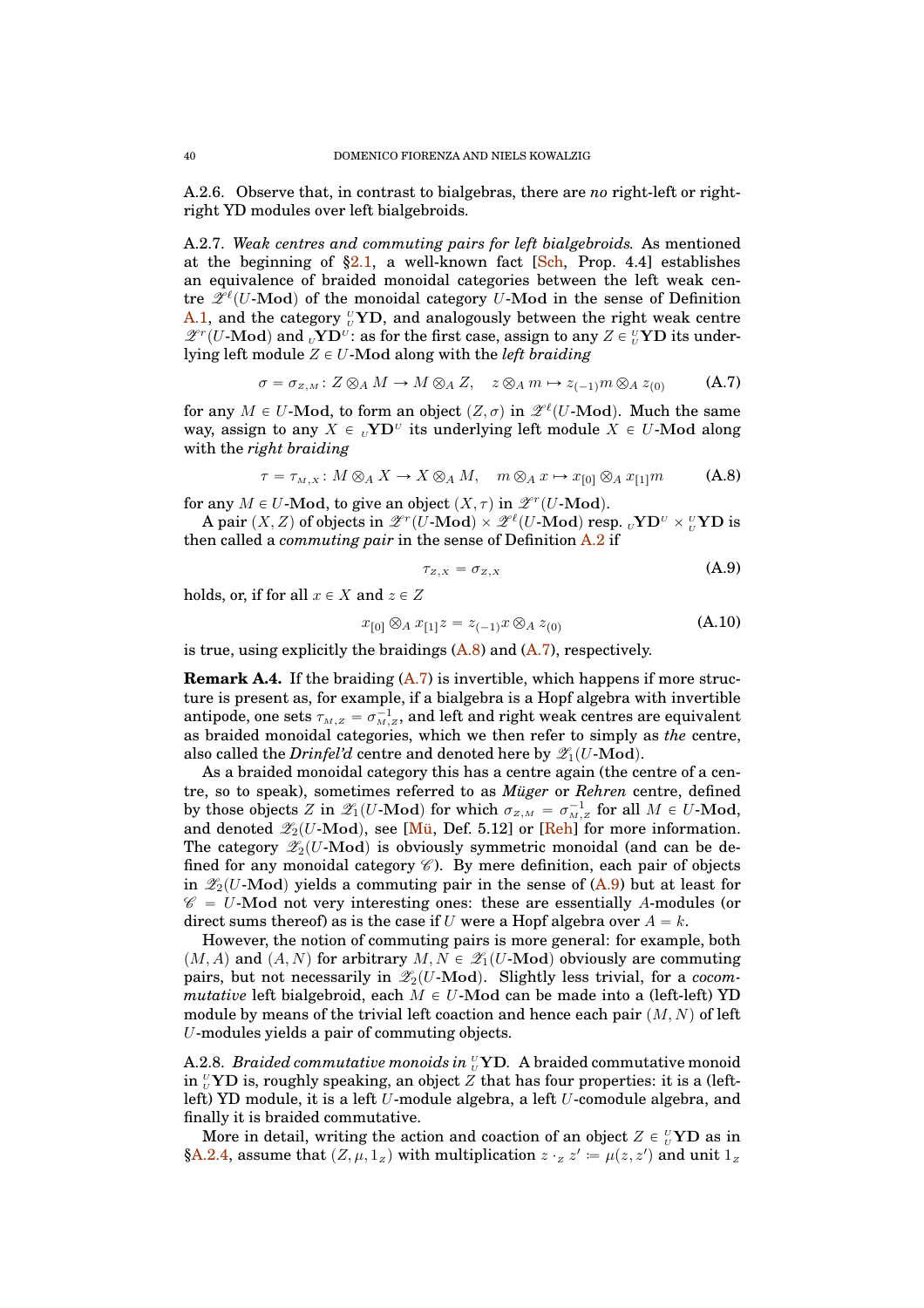A.2.6. Observe that, in contrast to bialgebras, there are *no* right-left or right-right YD modules over left bialgebroids.

A.2.7. *Weak centres and commuting pairs for left bialgebroids.* As mentioned at the beginning of §2.1, a well-known fact [Sch, Prop. 4.4] establishes an equivalence of braided monoidal categories between the left weak centre $\mathscr{Z}^\ell(U\text{-}\mathbf{Mod})$ of the monoidal category $U$-**Mod** in the sense of Definition A.1, and the category ${}^U_U\mathbf{YD}$, and analogously between the right weak centre $\mathscr{Z}^r(U\text{-}\mathbf{Mod})$ and ${}_U\mathbf{YD}^U$: as for the first case, assign to any $Z \in {}^U_U\mathbf{YD}$ its underlying left module $Z \in U\text{-}\mathbf{Mod}$ along with the *left braiding*

$$\sigma = \sigma_{Z,M} \colon Z \otimes_A M \to M \otimes_A Z, \quad z \otimes_A m \mapsto z_{(-1)} m \otimes_A z_{(0)} \tag{A.7}$$

for any $M \in U\text{-}\mathbf{Mod}$, to form an object $(Z, \sigma)$ in $\mathscr{Z}^\ell(U\text{-}\mathbf{Mod})$. Much the same way, assign to any $X \in {}_U\mathbf{YD}^U$ its underlying left module $X \in U\text{-}\mathbf{Mod}$ along with the *right braiding*

$$\tau = \tau_{M,X} \colon M \otimes_A X \to X \otimes_A M, \quad m \otimes_A x \mapsto x_{[0]} \otimes_A x_{[1]} m \tag{A.8}$$

for any $M \in U\text{-}\mathbf{Mod}$, to give an object $(X, \tau)$ in $\mathscr{Z}^r(U\text{-}\mathbf{Mod})$.

A pair $(X, Z)$ of objects in $\mathscr{Z}^r(U\text{-}\mathbf{Mod}) \times \mathscr{Z}^\ell(U\text{-}\mathbf{Mod})$ resp. ${}_U\mathbf{YD}^U \times {}^U_U\mathbf{YD}$ is then called a *commuting pair* in the sense of Definition A.2 if

$$\tau_{Z,X} = \sigma_{Z,X} \tag{A.9}$$

holds, or, if for all $x \in X$ and $z \in Z$

$$x_{[0]} \otimes_A x_{[1]} z = z_{(-1)} x \otimes_A z_{(0)} \tag{A.10}$$

is true, using explicitly the braidings (A.8) and (A.7), respectively.

**Remark A.4.** If the braiding (A.7) is invertible, which happens if more structure is present as, for example, if a bialgebra is a Hopf algebra with invertible antipode, one sets $\tau_{M,Z} = \sigma^{-1}_{M,Z}$, and left and right weak centres are equivalent as braided monoidal categories, which we then refer to simply as *the* centre, also called the *Drinfel'd* centre and denoted here by $\mathscr{Z}_1(U\text{-}\mathbf{Mod})$.

As a braided monoidal category this has a centre again (the centre of a centre, so to speak), sometimes referred to as *Müger* or *Rehren* centre, defined by those objects $Z$ in $\mathscr{Z}_1(U\text{-}\mathbf{Mod})$ for which $\sigma_{Z,M} = \sigma^{-1}_{M,Z}$ for all $M \in U\text{-}\mathbf{Mod}$, and denoted $\mathscr{Z}_2(U\text{-}\mathbf{Mod})$, see [Mü, Def. 5.12] or [Reh] for more information. The category $\mathscr{Z}_2(U\text{-}\mathbf{Mod})$ is obviously symmetric monoidal (and can be defined for any monoidal category $\mathscr{C}$). By mere definition, each pair of objects in $\mathscr{Z}_2(U\text{-}\mathbf{Mod})$ yields a commuting pair in the sense of (A.9) but at least for $\mathscr{C} = U\text{-}\mathbf{Mod}$ not very interesting ones: these are essentially $A$-modules (or direct sums thereof) as is the case if $U$ were a Hopf algebra over $A = k$.

However, the notion of commuting pairs is more general: for example, both $(M, A)$ and $(A, N)$ for arbitrary $M, N \in \mathscr{Z}_1(U\text{-}\mathbf{Mod})$ obviously are commuting pairs, but not necessarily in $\mathscr{Z}_2(U\text{-}\mathbf{Mod})$. Slightly less trivial, for a *cocommutative* left bialgebroid, each $M \in U\text{-}\mathbf{Mod}$ can be made into a (left-left) YD module by means of the trivial left coaction and hence each pair $(M, N)$ of left $U$-modules yields a pair of commuting objects.

A.2.8. *Braided commutative monoids in ${}^U_U\mathbf{YD}$.* A braided commutative monoid in ${}^U_U\mathbf{YD}$ is, roughly speaking, an object $Z$ that has four properties: it is a (left-left) YD module, it is a left $U$-module algebra, a left $U$-comodule algebra, and finally it is braided commutative.

More in detail, writing the action and coaction of an object $Z \in {}^U_U\mathbf{YD}$ as in §A.2.4, assume that $(Z, \mu, 1_z)$ with multiplication $z \cdot_z z' := \mu(z, z')$ and unit $1_z$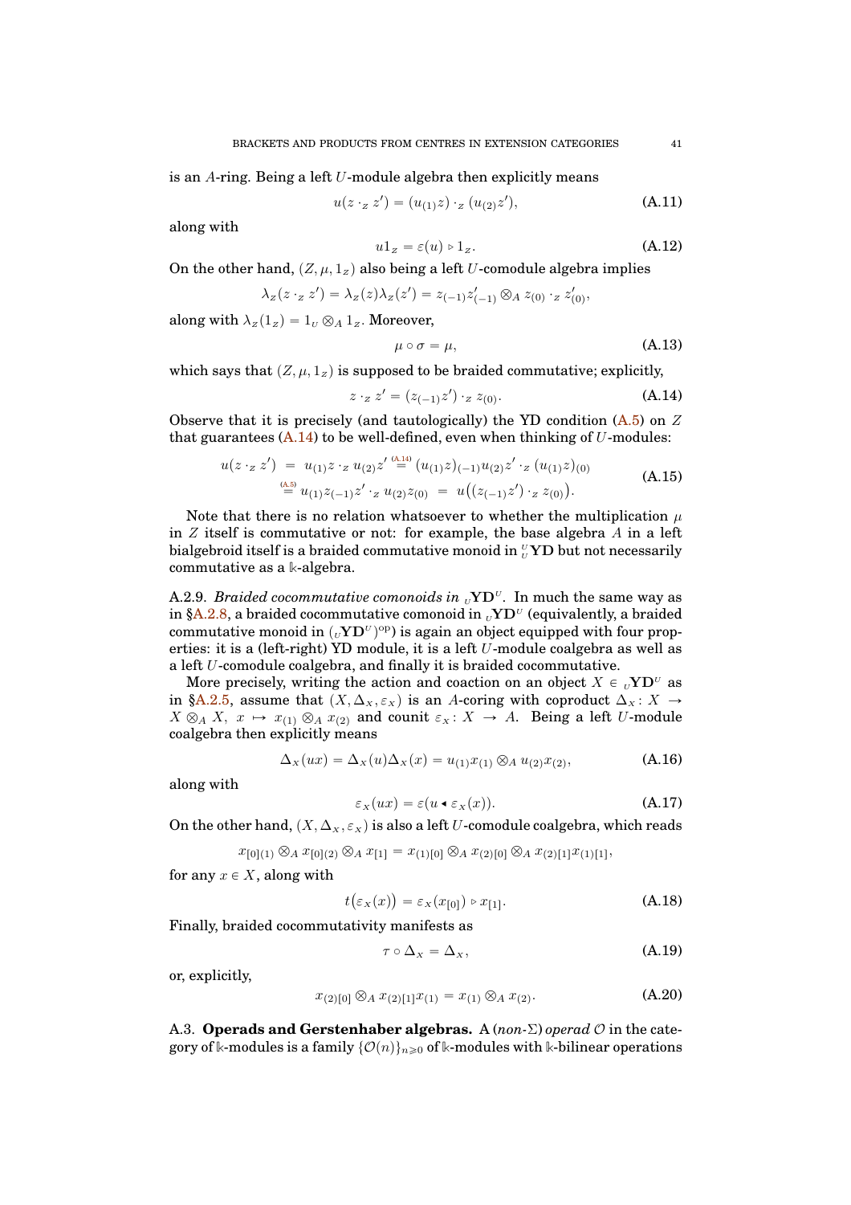is an $A$-ring. Being a left $U$-module algebra then explicitly means

$$u(z \cdot_Z z') = (u_{(1)}z) \cdot_Z (u_{(2)}z'), \tag{A.11}$$

along with

$$u1_Z = \varepsilon(u) \triangleright 1_Z. \tag{A.12}$$

On the other hand, $(Z, \mu, 1_Z)$ also being a left $U$-comodule algebra implies

$$\lambda_Z(z \cdot_Z z') = \lambda_Z(z)\lambda_Z(z') = z_{(-1)}z'_{(-1)} \otimes_A z_{(0)} \cdot_Z z'_{(0)},$$

along with $\lambda_Z(1_Z) = 1_U \otimes_A 1_Z$. Moreover,

$$\mu \circ \sigma = \mu, \tag{A.13}$$

which says that $(Z, \mu, 1_Z)$ is supposed to be braided commutative; explicitly,

$$z \cdot_Z z' = (z_{(-1)}z') \cdot_Z z_{(0)}. \tag{A.14}$$

Observe that it is precisely (and tautologically) the YD condition (A.5) on $Z$ that guarantees (A.14) to be well-defined, even when thinking of $U$-modules:

$$\begin{aligned} u(z \cdot_Z z') &= u_{(1)}z \cdot_Z u_{(2)}z' \overset{\text{(A.14)}}{=} (u_{(1)}z)_{(-1)}u_{(2)}z' \cdot_Z (u_{(1)}z)_{(0)} \\ &\overset{\text{(A.5)}}{=} u_{(1)}z_{(-1)}z' \cdot_Z u_{(2)}z_{(0)} = u\big((z_{(-1)}z') \cdot_Z z_{(0)}\big). \end{aligned} \tag{A.15}$$

Note that there is no relation whatsoever to whether the multiplication $\mu$ in $Z$ itself is commutative or not: for example, the base algebra $A$ in a left bialgebroid itself is a braided commutative monoid in ${}^U_U\mathbf{YD}$ but not necessarily commutative as a $\Bbbk$-algebra.

A.2.9. *Braided cocommutative comonoids in ${}_U\mathbf{YD}^U$.* In much the same way as in §A.2.8, a braided cocommutative comonoid in ${}_U\mathbf{YD}^U$ (equivalently, a braided commutative monoid in $({}_U\mathbf{YD}^U)^{\mathrm{op}}$) is again an object equipped with four properties: it is a (left-right) YD module, it is a left $U$-module coalgebra as well as a left $U$-comodule coalgebra, and finally it is braided cocommutative.

More precisely, writing the action and coaction on an object $X \in {}_U\mathbf{YD}^U$ as in §A.2.5, assume that $(X, \Delta_X, \varepsilon_X)$ is an $A$-coring with coproduct $\Delta_X : X \to X \otimes_A X$, $x \mapsto x_{(1)} \otimes_A x_{(2)}$ and counit $\varepsilon_X : X \to A$. Being a left $U$-module coalgebra then explicitly means

$$\Delta_X(ux) = \Delta_X(u)\Delta_X(x) = u_{(1)}x_{(1)} \otimes_A u_{(2)}x_{(2)}, \tag{A.16}$$

along with

$$\varepsilon_X(ux) = \varepsilon(u \blacktriangleleft \varepsilon_X(x)). \tag{A.17}$$

On the other hand, $(X, \Delta_X, \varepsilon_X)$ is also a left $U$-comodule coalgebra, which reads

$$x_{[0](1)} \otimes_A x_{[0](2)} \otimes_A x_{[1]} = x_{(1)[0]} \otimes_A x_{(2)[0]} \otimes_A x_{(2)[1]}x_{(1)[1]},$$

for any $x \in X$, along with

$$t\big(\varepsilon_X(x)\big) = \varepsilon_X(x_{[0]}) \triangleright x_{[1]}. \tag{A.18}$$

Finally, braided cocommutativity manifests as

$$\tau \circ \Delta_X = \Delta_X, \tag{A.19}$$

or, explicitly,

$$x_{(2)[0]} \otimes_A x_{(2)[1]}x_{(1)} = x_{(1)} \otimes_A x_{(2)}. \tag{A.20}$$

A.3. **Operads and Gerstenhaber algebras.** A (*non-Σ*) *operad* $\mathcal{O}$ in the category of $\Bbbk$-modules is a family $\{\mathcal{O}(n)\}_{n \geqslant 0}$ of $\Bbbk$-modules with $\Bbbk$-bilinear operations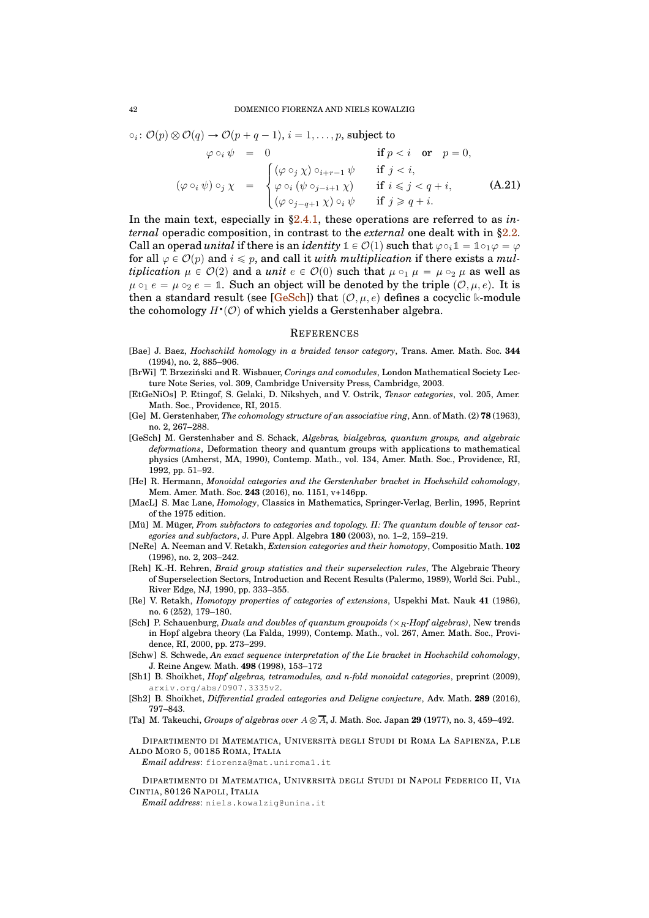$\circ_i \colon \mathcal{O}(p) \otimes \mathcal{O}(q) \to \mathcal{O}(p+q-1)$, $i = 1, \ldots, p$, subject to

$$
\begin{aligned}
\varphi \circ_i \psi &= 0 && \text{if } p < i \quad \text{or} \quad p = 0, \\
(\varphi \circ_i \psi) \circ_j \chi &= \begin{cases} (\varphi \circ_j \chi) \circ_{i+r-1} \psi & \text{if } j < i, \\ \varphi \circ_i (\psi \circ_{j-i+1} \chi) & \text{if } i \leqslant j < q+i, \\ (\varphi \circ_{j-q+1} \chi) \circ_i \psi & \text{if } j \geqslant q+i. \end{cases}
\end{aligned}
\tag{A.21}
$$

In the main text, especially in §2.4.1, these operations are referred to as *internal* operadic composition, in contrast to the *external* one dealt with in §2.2. Call an operad *unital* if there is an *identity* $\mathbb{1} \in \mathcal{O}(1)$ such that $\varphi \circ_i \mathbb{1} = \mathbb{1} \circ_1 \varphi = \varphi$ for all $\varphi \in \mathcal{O}(p)$ and $i \leqslant p$, and call it *with multiplication* if there exists a *multiplication* $\mu \in \mathcal{O}(2)$ and a *unit* $e \in \mathcal{O}(0)$ such that $\mu \circ_1 \mu = \mu \circ_2 \mu$ as well as $\mu \circ_1 e = \mu \circ_2 e = \mathbb{1}$. Such an object will be denoted by the triple $(\mathcal{O}, \mu, e)$. It is then a standard result (see [GeSch]) that $(\mathcal{O}, \mu, e)$ defines a cocyclic $\Bbbk$-module the cohomology $H^\bullet(\mathcal{O})$ of which yields a Gerstenhaber algebra.

## References

[Bae] J. Baez, *Hochschild homology in a braided tensor category*, Trans. Amer. Math. Soc. **344** (1994), no. 2, 885–906.

[BrWi] T. Brzeziński and R. Wisbauer, *Corings and comodules*, London Mathematical Society Lecture Note Series, vol. 309, Cambridge University Press, Cambridge, 2003.

[EtGeNiOs] P. Etingof, S. Gelaki, D. Nikshych, and V. Ostrik, *Tensor categories*, vol. 205, Amer. Math. Soc., Providence, RI, 2015.

[Ge] M. Gerstenhaber, *The cohomology structure of an associative ring*, Ann. of Math. (2) **78** (1963), no. 2, 267–288.

[GeSch] M. Gerstenhaber and S. Schack, *Algebras, bialgebras, quantum groups, and algebraic deformations*, Deformation theory and quantum groups with applications to mathematical physics (Amherst, MA, 1990), Contemp. Math., vol. 134, Amer. Math. Soc., Providence, RI, 1992, pp. 51–92.

[He] R. Hermann, *Monoidal categories and the Gerstenhaber bracket in Hochschild cohomology*, Mem. Amer. Math. Soc. **243** (2016), no. 1151, v+146pp.

[MacL] S. Mac Lane, *Homology*, Classics in Mathematics, Springer-Verlag, Berlin, 1995, Reprint of the 1975 edition.

[Mü] M. Müger, *From subfactors to categories and topology. II: The quantum double of tensor categories and subfactors*, J. Pure Appl. Algebra **180** (2003), no. 1–2, 159–219.

[NeRe] A. Neeman and V. Retakh, *Extension categories and their homotopy*, Compositio Math. **102** (1996), no. 2, 203–242.

[Reh] K.-H. Rehren, *Braid group statistics and their superselection rules*, The Algebraic Theory of Superselection Sectors, Introduction and Recent Results (Palermo, 1989), World Sci. Publ., River Edge, NJ, 1990, pp. 333–355.

[Re] V. Retakh, *Homotopy properties of categories of extensions*, Uspekhi Mat. Nauk **41** (1986), no. 6 (252), 179–180.

[Sch] P. Schauenburg, *Duals and doubles of quantum groupoids ($\times_R$-Hopf algebras)*, New trends in Hopf algebra theory (La Falda, 1999), Contemp. Math., vol. 267, Amer. Math. Soc., Providence, RI, 2000, pp. 273–299.

[Schw] S. Schwede, *An exact sequence interpretation of the Lie bracket in Hochschild cohomology*, J. Reine Angew. Math. **498** (1998), 153–172

[Sh1] B. Shoikhet, *Hopf algebras, tetramodules, and n-fold monoidal categories*, preprint (2009), arxiv.org/abs/0907.3335v2.

[Sh2] B. Shoikhet, *Differential graded categories and Deligne conjecture*, Adv. Math. **289** (2016), 797–843.

[Ta] M. Takeuchi, *Groups of algebras over $A \otimes \overline{A}$*, J. Math. Soc. Japan **29** (1977), no. 3, 459–492.

Dipartimento di Matematica, Università degli Studi di Roma La Sapienza, P.le Aldo Moro 5, 00185 Roma, Italia

*Email address*: fiorenza@mat.uniroma1.it

Dipartimento di Matematica, Università degli Studi di Napoli Federico II, Via Cintia, 80126 Napoli, Italia

*Email address*: niels.kowalzig@unina.it